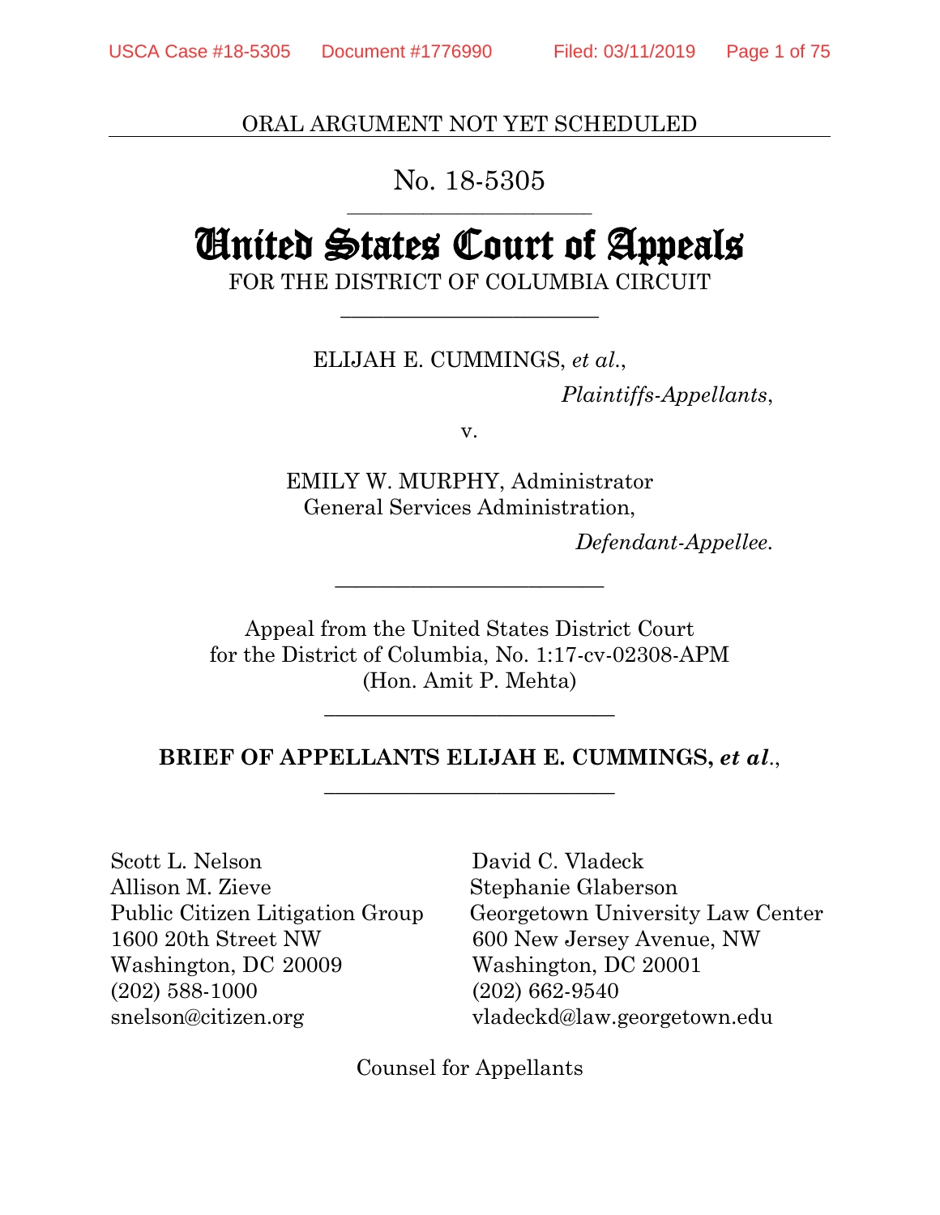ORAL ARGUMENT NOT YET SCHEDULED

No. 18-5305

# United States Court of Appeals

FOR THE DISTRICT OF COLUMBIA CIRCUIT

ELIJAH E. CUMMINGS, *et al.*,

*Plaintiffs-Appellants*,

v.

EMILY W. MURPHY, Administrator
General Services Administration,

*Defendant-Appellee.*

Appeal from the United States District Court
for the District of Columbia, No. 1:17-cv-02308-APM
(Hon. Amit P. Mehta)

**BRIEF OF APPELLANTS ELIJAH E. CUMMINGS, *et al.*,**

Scott L. Nelson
Allison M. Zieve
Public Citizen Litigation Group
1600 20th Street NW
Washington, DC 20009
(202) 588-1000
snelson@citizen.org

David C. Vladeck
Stephanie Glaberson
Georgetown University Law Center
600 New Jersey Avenue, NW
Washington, DC 20001
(202) 662-9540
vladeckd@law.georgetown.edu

Counsel for Appellants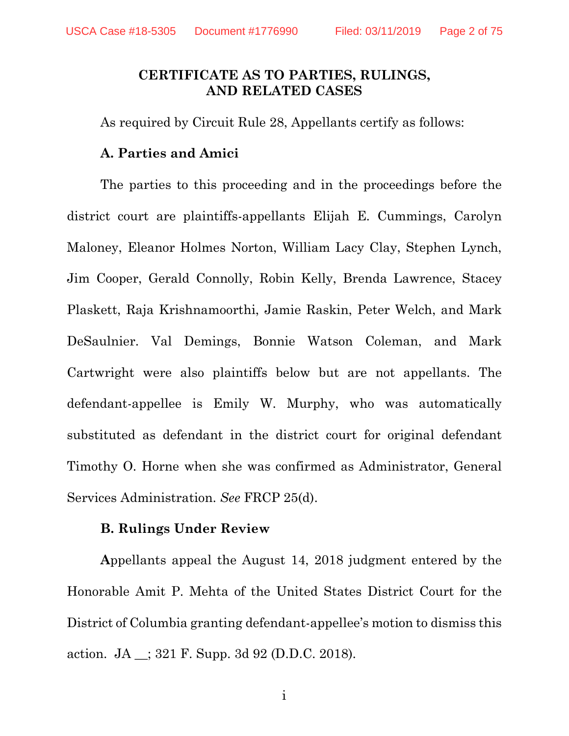## CERTIFICATE AS TO PARTIES, RULINGS, AND RELATED CASES

As required by Circuit Rule 28, Appellants certify as follows:

### A. Parties and Amici

The parties to this proceeding and in the proceedings before the district court are plaintiffs-appellants Elijah E. Cummings, Carolyn Maloney, Eleanor Holmes Norton, William Lacy Clay, Stephen Lynch, Jim Cooper, Gerald Connolly, Robin Kelly, Brenda Lawrence, Stacey Plaskett, Raja Krishnamoorthi, Jamie Raskin, Peter Welch, and Mark DeSaulnier. Val Demings, Bonnie Watson Coleman, and Mark Cartwright were also plaintiffs below but are not appellants. The defendant-appellee is Emily W. Murphy, who was automatically substituted as defendant in the district court for original defendant Timothy O. Horne when she was confirmed as Administrator, General Services Administration. *See* FRCP 25(d).

### B. Rulings Under Review

Appellants appeal the August 14, 2018 judgment entered by the Honorable Amit P. Mehta of the United States District Court for the District of Columbia granting defendant-appellee's motion to dismiss this action. JA __; 321 F. Supp. 3d 92 (D.D.C. 2018).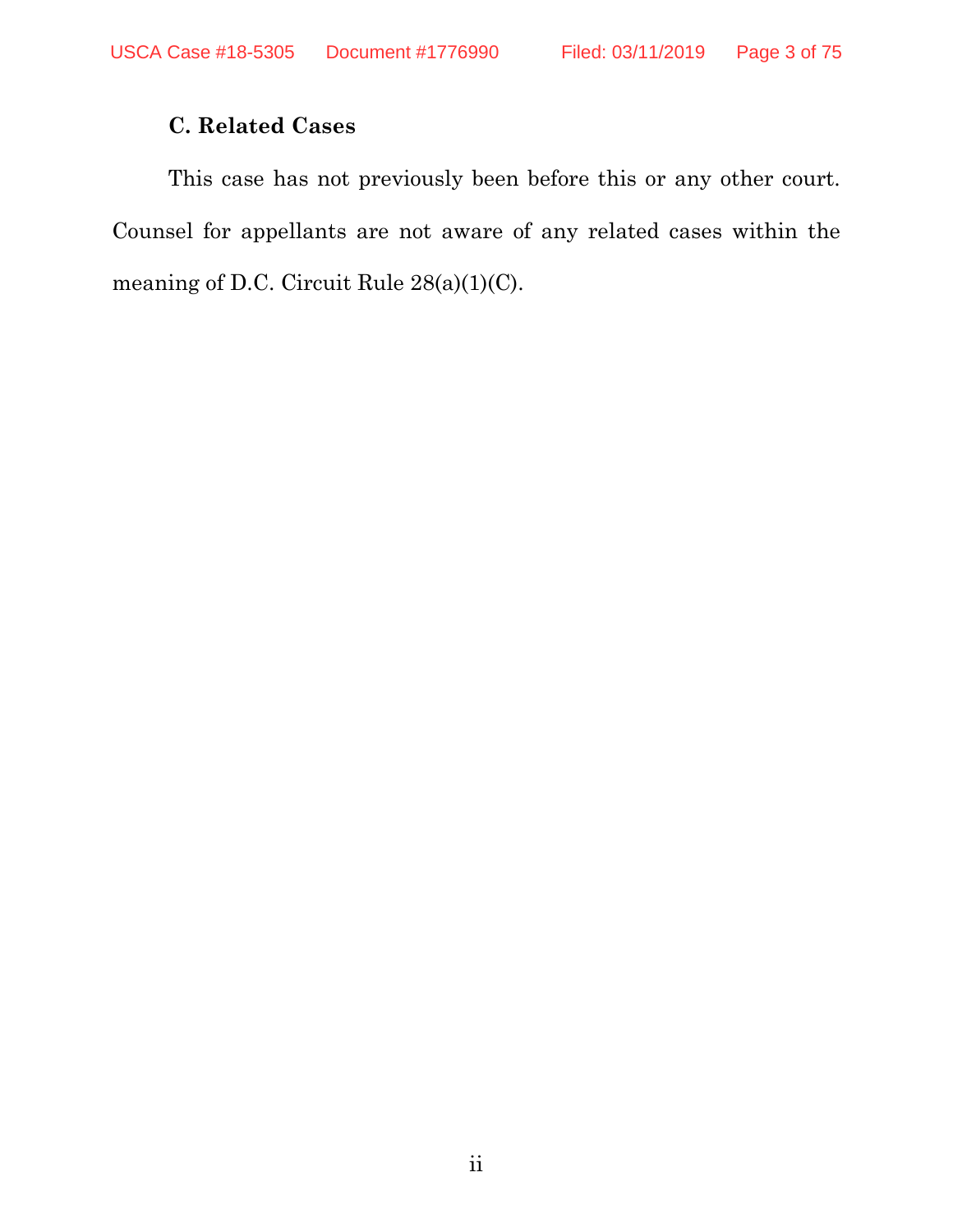### C. Related Cases

This case has not previously been before this or any other court. Counsel for appellants are not aware of any related cases within the meaning of D.C. Circuit Rule 28(a)(1)(C).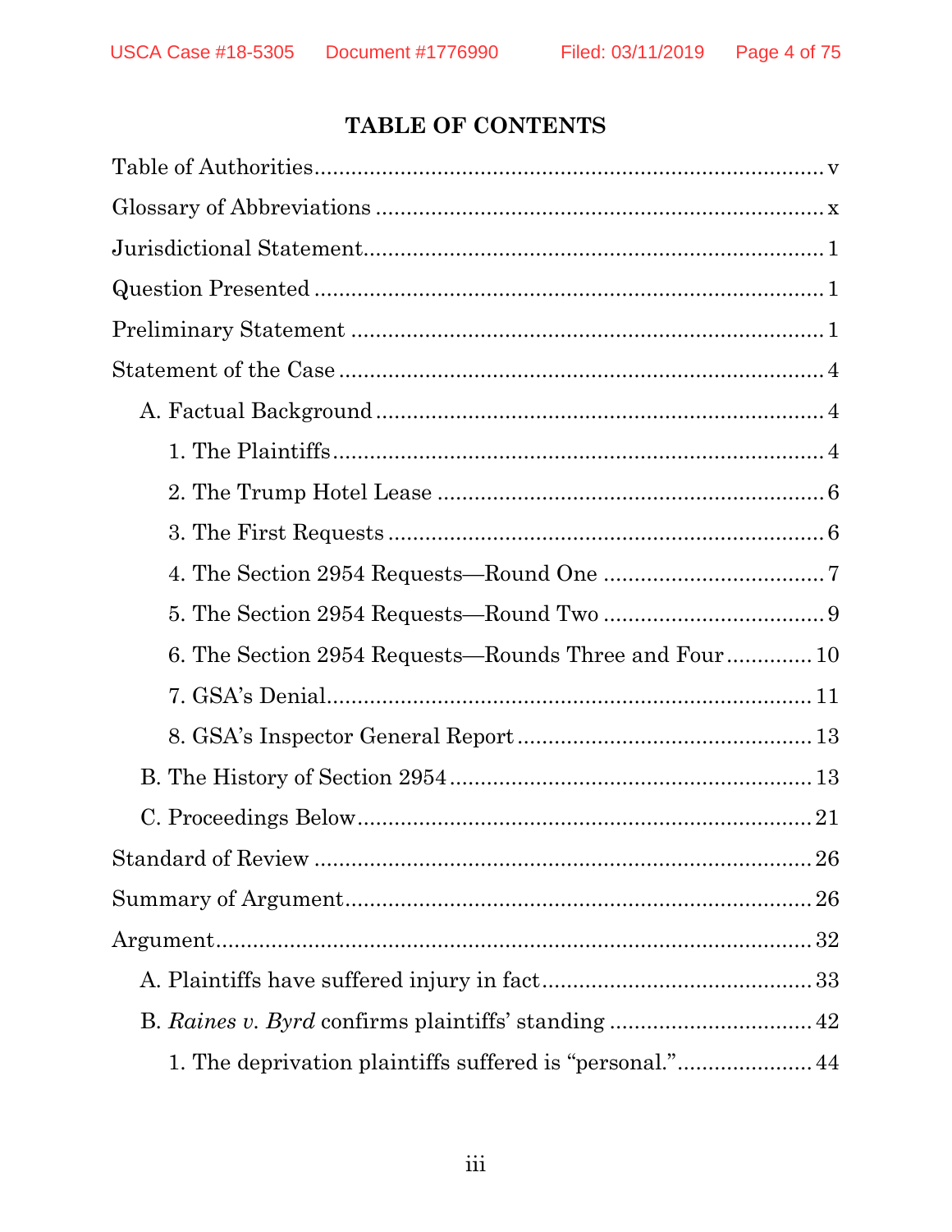# TABLE OF CONTENTS

Table of Authorities ........................................................................ v

Glossary of Abbreviations ................................................................ x

Jurisdictional Statement ................................................................. 1

Question Presented ......................................................................... 1

Preliminary Statement .................................................................... 1

Statement of the Case ..................................................................... 4

- A. Factual Background ................................................................ 4
  - 1. The Plaintiffs ...................................................................... 4
  - 2. The Trump Hotel Lease ........................................................ 6
  - 3. The First Requests ............................................................... 6
  - 4. The Section 2954 Requests—Round One ................................ 7
  - 5. The Section 2954 Requests—Round Two ................................ 9
  - 6. The Section 2954 Requests—Rounds Three and Four ............. 10
  - 7. GSA's Denial ....................................................................... 11
  - 8. GSA's Inspector General Report ........................................... 13
- B. The History of Section 2954 ..................................................... 13
- C. Proceedings Below ................................................................... 21

Standard of Review ......................................................................... 26

Summary of Argument .................................................................... 26

Argument ........................................................................................ 32

- A. Plaintiffs have suffered injury in fact ........................................ 33
- B. *Raines v. Byrd* confirms plaintiffs' standing ................................ 42
  - 1. The deprivation plaintiffs suffered is "personal." ..................... 44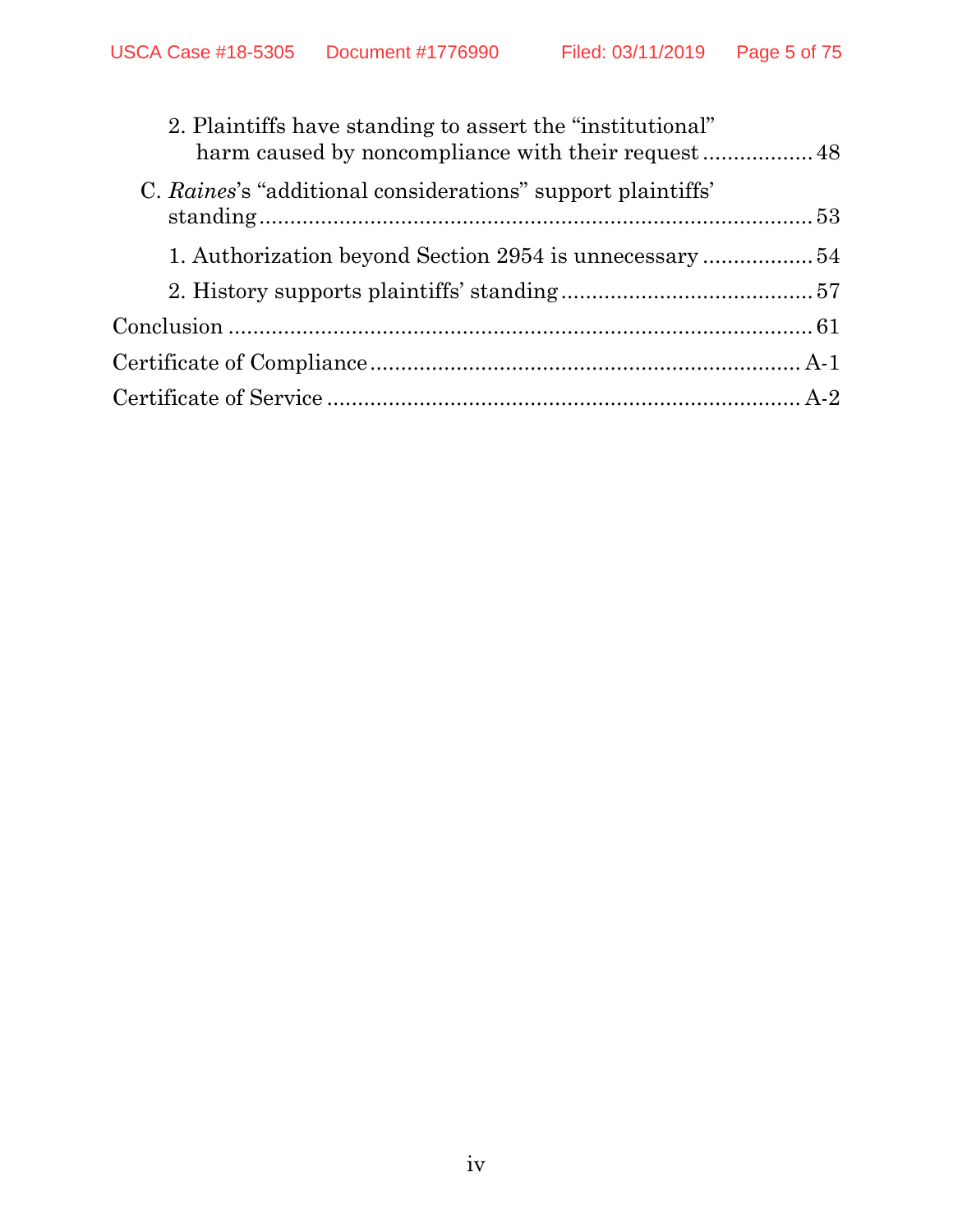2. Plaintiffs have standing to assert the "institutional" harm caused by noncompliance with their request .................. 48

C. *Raines*'s "additional considerations" support plaintiffs' standing .......................................................................... 53

1. Authorization beyond Section 2954 is unnecessary .................. 54

2. History supports plaintiffs' standing ......................................... 57

Conclusion ........................................................................................ 61

Certificate of Compliance ..................................................................... A-1

Certificate of Service ............................................................................ A-2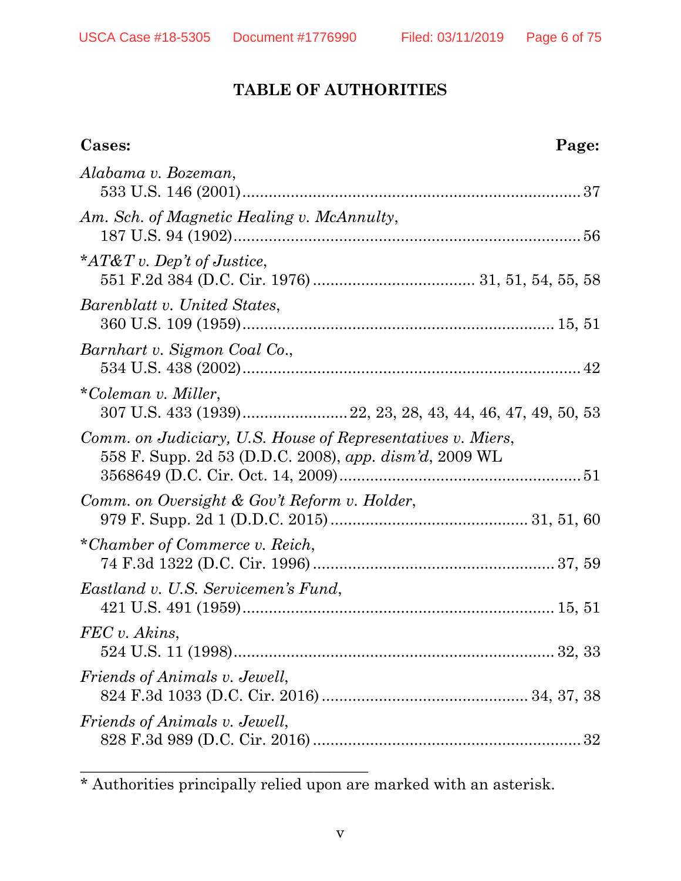# TABLE OF AUTHORITIES

| Cases: | Page: |
|---|---|
| *Alabama v. Bozeman*, 533 U.S. 146 (2001) | 37 |
| *Am. Sch. of Magnetic Healing v. McAnnulty*, 187 U.S. 94 (1902) | 56 |
| \**AT&T v. Dep't of Justice*, 551 F.2d 384 (D.C. Cir. 1976) | 31, 51, 54, 55, 58 |
| *Barenblatt v. United States*, 360 U.S. 109 (1959) | 15, 51 |
| *Barnhart v. Sigmon Coal Co.*, 534 U.S. 438 (2002) | 42 |
| \**Coleman v. Miller*, 307 U.S. 433 (1939) | 22, 23, 28, 43, 44, 46, 47, 49, 50, 53 |
| *Comm. on Judiciary, U.S. House of Representatives v. Miers*, 558 F. Supp. 2d 53 (D.D.C. 2008), *app. dism'd*, 2009 WL 3568649 (D.C. Cir. Oct. 14, 2009) | 51 |
| *Comm. on Oversight & Gov't Reform v. Holder*, 979 F. Supp. 2d 1 (D.D.C. 2015) | 31, 51, 60 |
| \**Chamber of Commerce v. Reich*, 74 F.3d 1322 (D.C. Cir. 1996) | 37, 59 |
| *Eastland v. U.S. Servicemen's Fund*, 421 U.S. 491 (1959) | 15, 51 |
| *FEC v. Akins*, 524 U.S. 11 (1998) | 32, 33 |
| *Friends of Animals v. Jewell*, 824 F.3d 1033 (D.C. Cir. 2016) | 34, 37, 38 |
| *Friends of Animals v. Jewell*, 828 F.3d 989 (D.C. Cir. 2016) | 32 |

* Authorities principally relied upon are marked with an asterisk.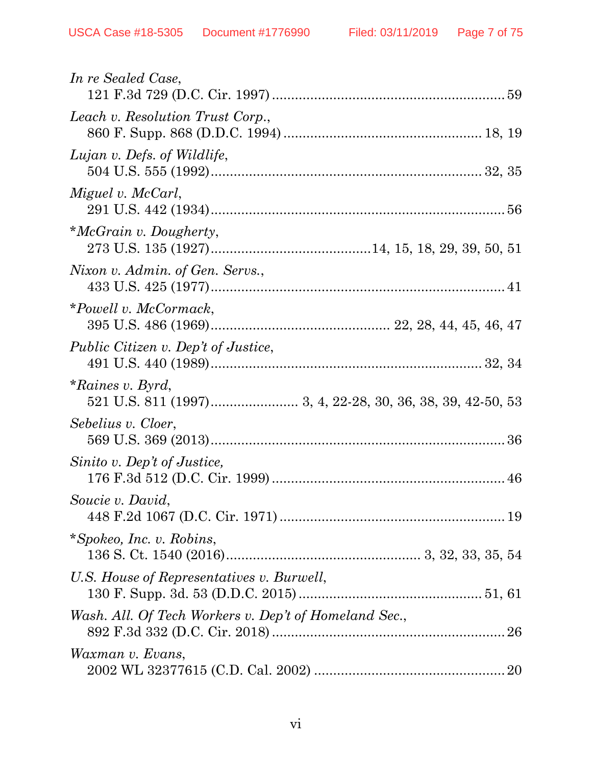*In re Sealed Case*,
121 F.3d 729 (D.C. Cir. 1997) ............................................................ 59

*Leach v. Resolution Trust Corp.*,
860 F. Supp. 868 (D.D.C. 1994) .................................................... 18, 19

*Lujan v. Defs. of Wildlife*,
504 U.S. 555 (1992)...................................................................... 32, 35

*Miguel v. McCarl*,
291 U.S. 442 (1934)............................................................................. 56

**McGrain v. Dougherty*,
273 U.S. 135 (1927)..........................................14, 15, 18, 29, 39, 50, 51

*Nixon v. Admin. of Gen. Servs.*,
433 U.S. 425 (1977)............................................................................. 41

**Powell v. McCormack*,
395 U.S. 486 (1969)............................................... 22, 28, 44, 45, 46, 47

*Public Citizen v. Dep't of Justice*,
491 U.S. 440 (1989)...................................................................... 32, 34

**Raines v. Byrd*,
521 U.S. 811 (1997)....................... 3, 4, 22-28, 30, 36, 38, 39, 42-50, 53

*Sebelius v. Cloer*,
569 U.S. 369 (2013)............................................................................. 36

*Sinito v. Dep't of Justice,*
176 F.3d 512 (D.C. Cir. 1999) ............................................................ 46

*Soucie v. David*,
448 F.2d 1067 (D.C. Cir. 1971) ........................................................... 19

**Spokeo, Inc. v. Robins*,
136 S. Ct. 1540 (2016)................................................... 3, 32, 33, 35, 54

*U.S. House of Representatives v. Burwell*,
130 F. Supp. 3d. 53 (D.D.C. 2015) ................................................ 51, 61

*Wash. All. Of Tech Workers v. Dep't of Homeland Sec.*,
892 F.3d 332 (D.C. Cir. 2018) ............................................................ 26

*Waxman v. Evans*,
2002 WL 32377615 (C.D. Cal. 2002) .................................................. 20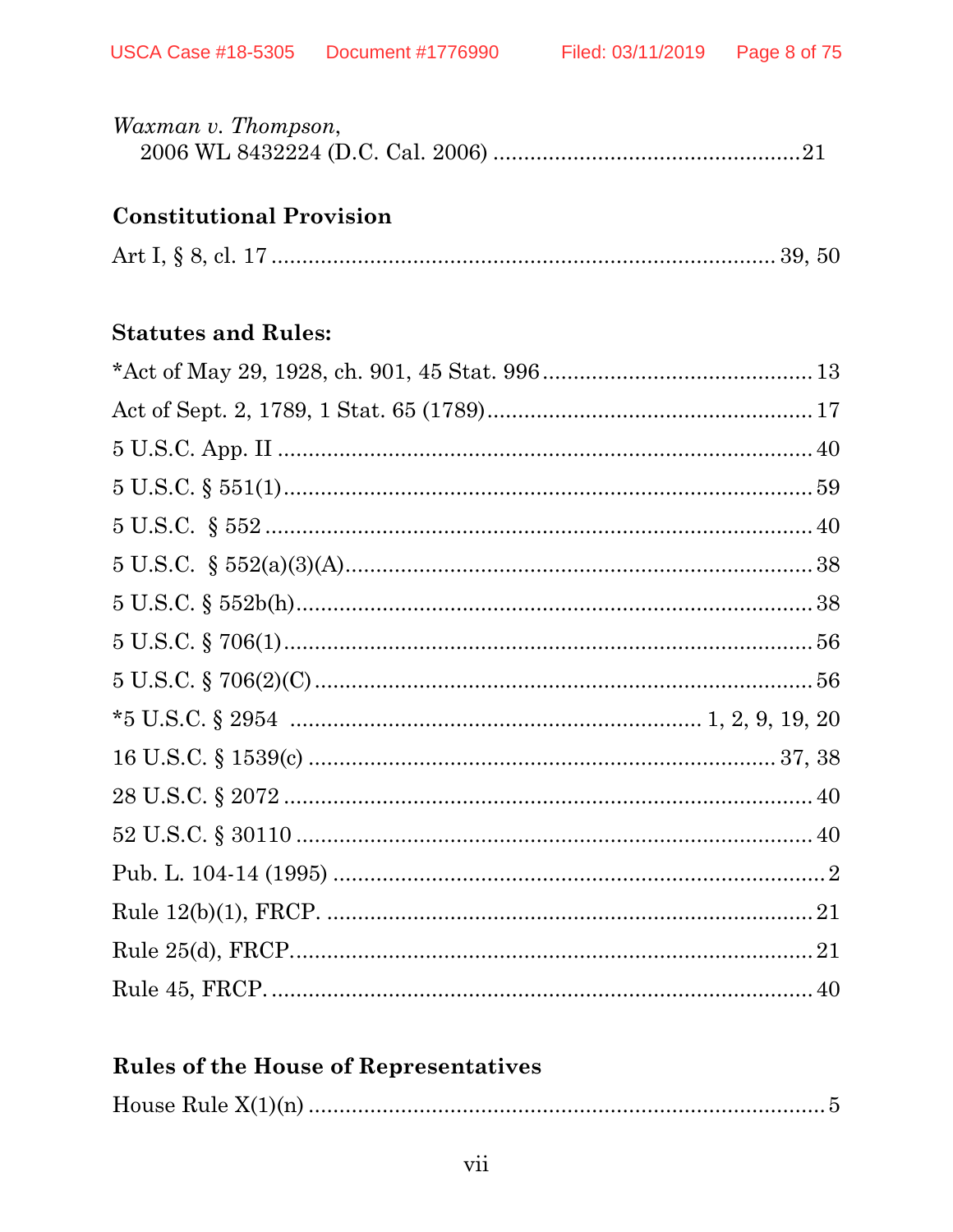*Waxman v. Thompson*,
2006 WL 8432224 (D.C. Cal. 2006) ................................................21

**Constitutional Provision**

Art I, § 8, cl. 17 ................................................................ 39, 50

**Statutes and Rules:**

*Act of May 29, 1928, ch. 901, 45 Stat. 996 ........................................... 13

Act of Sept. 2, 1789, 1 Stat. 65 (1789)................................................. 17

5 U.S.C. App. II ................................................................................ 40

5 U.S.C. § 551(1)................................................................................ 59

5 U.S.C. § 552 .................................................................................... 40

5 U.S.C. § 552(a)(3)(A)....................................................................... 38

5 U.S.C. § 552b(h)............................................................................... 38

5 U.S.C. § 706(1)................................................................................. 56

5 U.S.C. § 706(2)(C) ............................................................................ 56

*5 U.S.C. § 2954 ................................................................ 1, 2, 9, 19, 20

16 U.S.C. § 1539(c) ........................................................................ 37, 38

28 U.S.C. § 2072 ................................................................................. 40

52 U.S.C. § 30110 ................................................................................ 40

Pub. L. 104-14 (1995) ............................................................................ 2

Rule 12(b)(1), FRCP. ............................................................................ 21

Rule 25(d), FRCP.................................................................................. 21

Rule 45, FRCP. ..................................................................................... 40

**Rules of the House of Representatives**

House Rule X(1)(n) ................................................................................. 5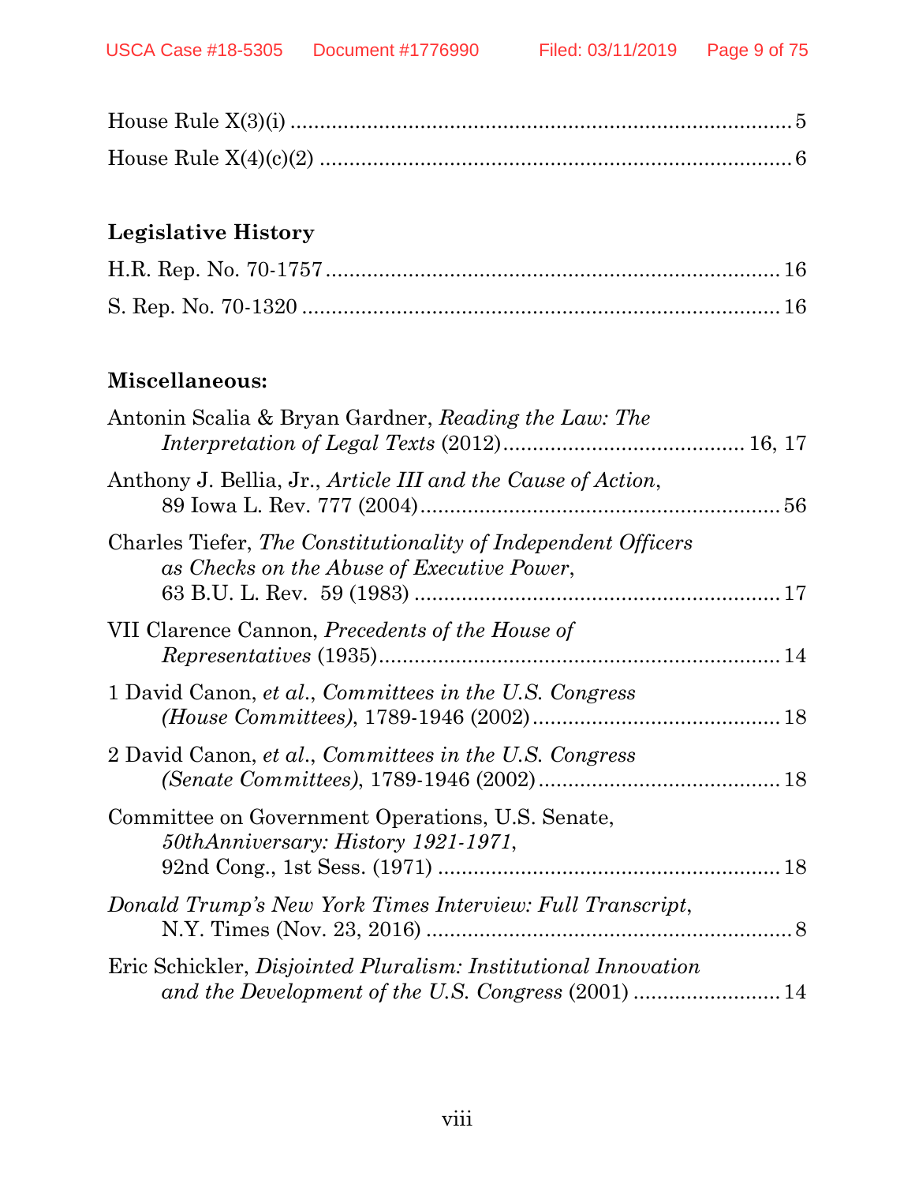House Rule X(3)(i) .......................................................................................... 5

House Rule X(4)(c)(2) ...................................................................................... 6

**Legislative History**

H.R. Rep. No. 70-1757 ..................................................................................... 16

S. Rep. No. 70-1320 ......................................................................................... 16

**Miscellaneous:**

Antonin Scalia & Bryan Gardner, *Reading the Law: The Interpretation of Legal Texts* (2012) ........................................ 16, 17

Anthony J. Bellia, Jr., *Article III and the Cause of Action*, 89 Iowa L. Rev. 777 (2004) .......................................................... 56

Charles Tiefer, *The Constitutionality of Independent Officers as Checks on the Abuse of Executive Power*, 63 B.U. L. Rev. 59 (1983) ........................................................... 17

VII Clarence Cannon, *Precedents of the House of Representatives* (1935) .................................................................. 14

1 David Canon, *et al*., *Committees in the U.S. Congress (House Committees)*, 1789-1946 (2002) ......................................... 18

2 David Canon, *et al*., *Committees in the U.S. Congress (Senate Committees)*, 1789-1946 (2002) ........................................ 18

Committee on Government Operations, U.S. Senate, *50thAnniversary: History 1921-1971*, 92nd Cong., 1st Sess. (1971) ....................................................... 18

*Donald Trump's New York Times Interview: Full Transcript*, N.Y. Times (Nov. 23, 2016) ........................................................... 8

Eric Schickler, *Disjointed Pluralism: Institutional Innovation and the Development of the U.S. Congress* (2001) ........................ 14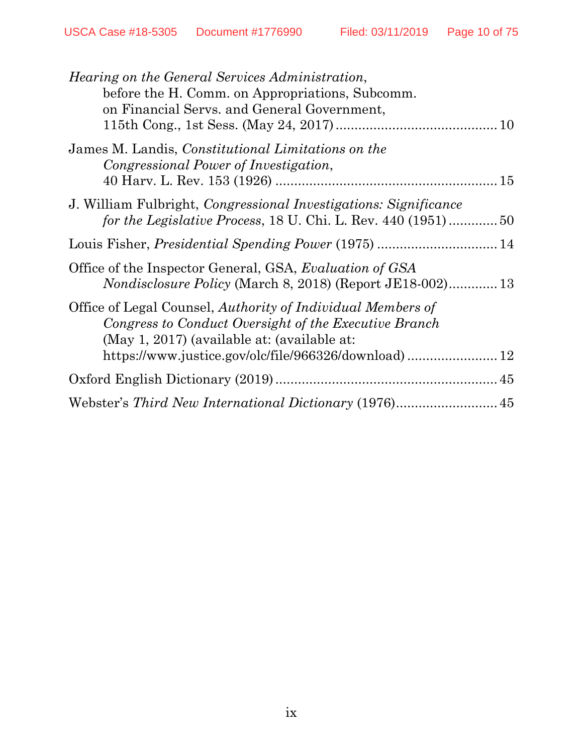*Hearing on the General Services Administration*, before the H. Comm. on Appropriations, Subcomm. on Financial Servs. and General Government, 115th Cong., 1st Sess. (May 24, 2017) .......................................... 10

James M. Landis, *Constitutional Limitations on the Congressional Power of Investigation*, 40 Harv. L. Rev. 153 (1926) .......................................................... 15

J. William Fulbright, *Congressional Investigations: Significance for the Legislative Process*, 18 U. Chi. L. Rev. 440 (1951) ............. 50

Louis Fisher, *Presidential Spending Power* (1975) ................................ 14

Office of the Inspector General, GSA, *Evaluation of GSA Nondisclosure Policy* (March 8, 2018) (Report JE18-002)............. 13

Office of Legal Counsel, *Authority of Individual Members of Congress to Conduct Oversight of the Executive Branch* (May 1, 2017) (available at: (available at: https://www.justice.gov/olc/file/966326/download) ........................ 12

Oxford English Dictionary (2019) .......................................................... 45

Webster's *Third New International Dictionary* (1976)........................... 45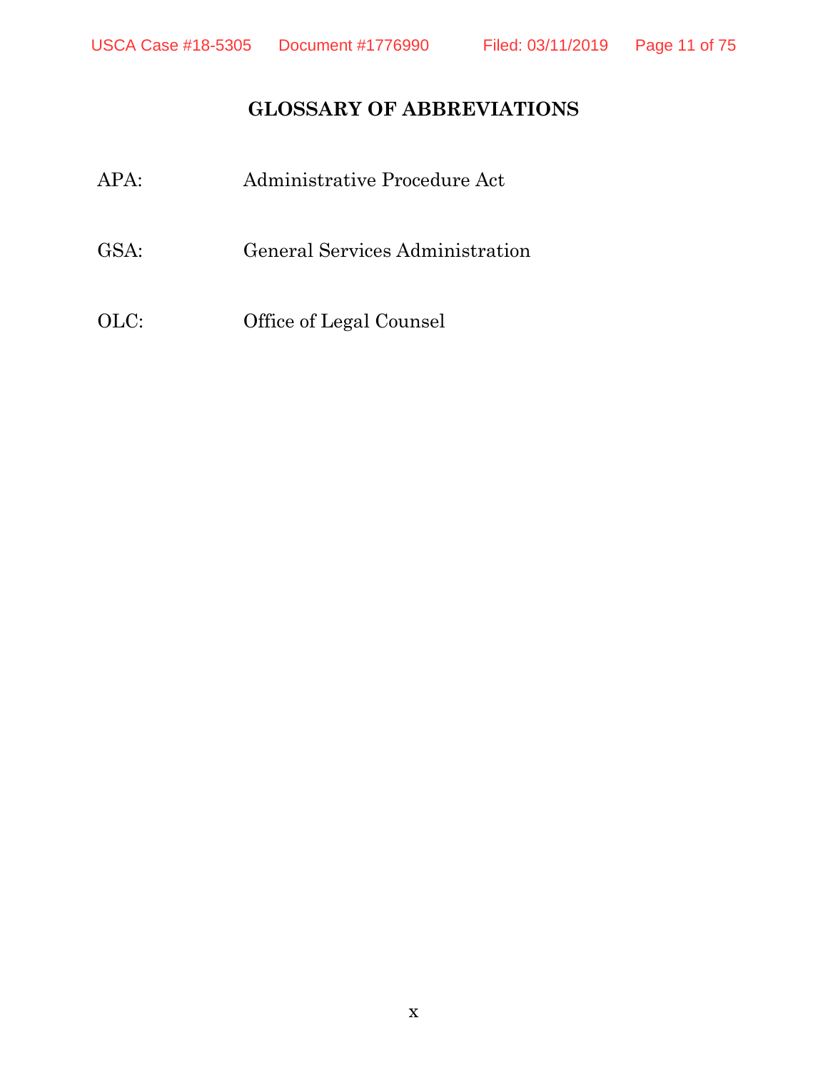# GLOSSARY OF ABBREVIATIONS

| | |
|---|---|
| APA: | Administrative Procedure Act |
| GSA: | General Services Administration |
| OLC: | Office of Legal Counsel |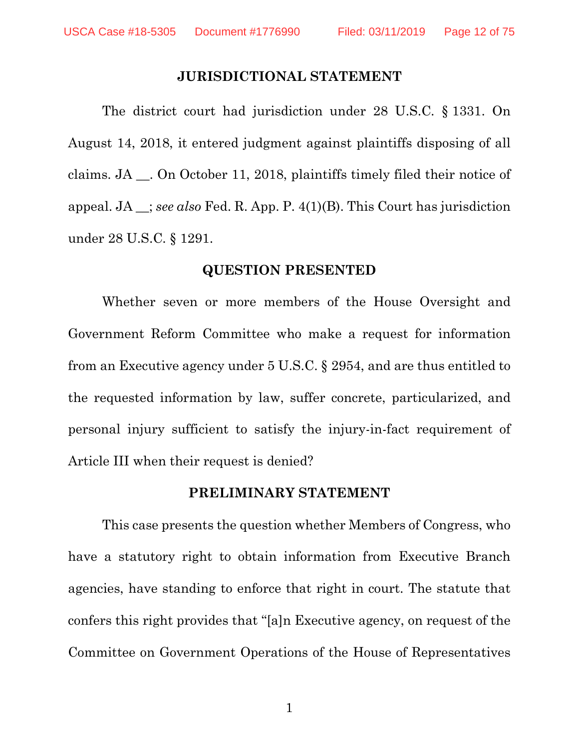## JURISDICTIONAL STATEMENT

The district court had jurisdiction under 28 U.S.C. § 1331. On August 14, 2018, it entered judgment against plaintiffs disposing of all claims. JA __. On October 11, 2018, plaintiffs timely filed their notice of appeal. JA __; *see also* Fed. R. App. P. 4(1)(B). This Court has jurisdiction under 28 U.S.C. § 1291.

## QUESTION PRESENTED

Whether seven or more members of the House Oversight and Government Reform Committee who make a request for information from an Executive agency under 5 U.S.C. § 2954, and are thus entitled to the requested information by law, suffer concrete, particularized, and personal injury sufficient to satisfy the injury-in-fact requirement of Article III when their request is denied?

## PRELIMINARY STATEMENT

This case presents the question whether Members of Congress, who have a statutory right to obtain information from Executive Branch agencies, have standing to enforce that right in court. The statute that confers this right provides that "[a]n Executive agency, on request of the Committee on Government Operations of the House of Representatives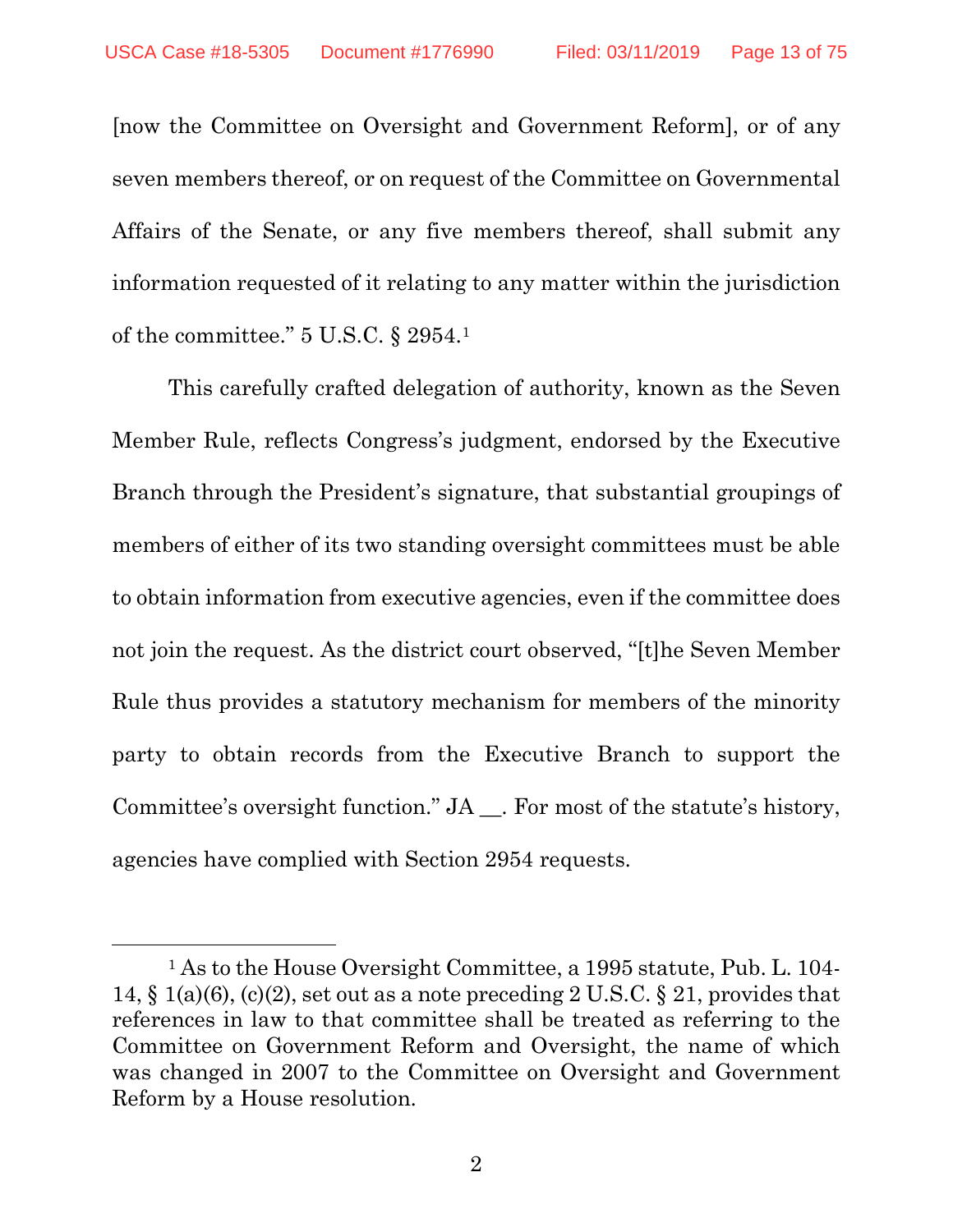[now the Committee on Oversight and Government Reform], or of any seven members thereof, or on request of the Committee on Governmental Affairs of the Senate, or any five members thereof, shall submit any information requested of it relating to any matter within the jurisdiction of the committee." 5 U.S.C. § 2954.[1]

This carefully crafted delegation of authority, known as the Seven Member Rule, reflects Congress's judgment, endorsed by the Executive Branch through the President's signature, that substantial groupings of members of either of its two standing oversight committees must be able to obtain information from executive agencies, even if the committee does not join the request. As the district court observed, "[t]he Seven Member Rule thus provides a statutory mechanism for members of the minority party to obtain records from the Executive Branch to support the Committee's oversight function." JA __. For most of the statute's history, agencies have complied with Section 2954 requests.

---

[1] As to the House Oversight Committee, a 1995 statute, Pub. L. 104-14, § 1(a)(6), (c)(2), set out as a note preceding 2 U.S.C. § 21, provides that references in law to that committee shall be treated as referring to the Committee on Government Reform and Oversight, the name of which was changed in 2007 to the Committee on Oversight and Government Reform by a House resolution.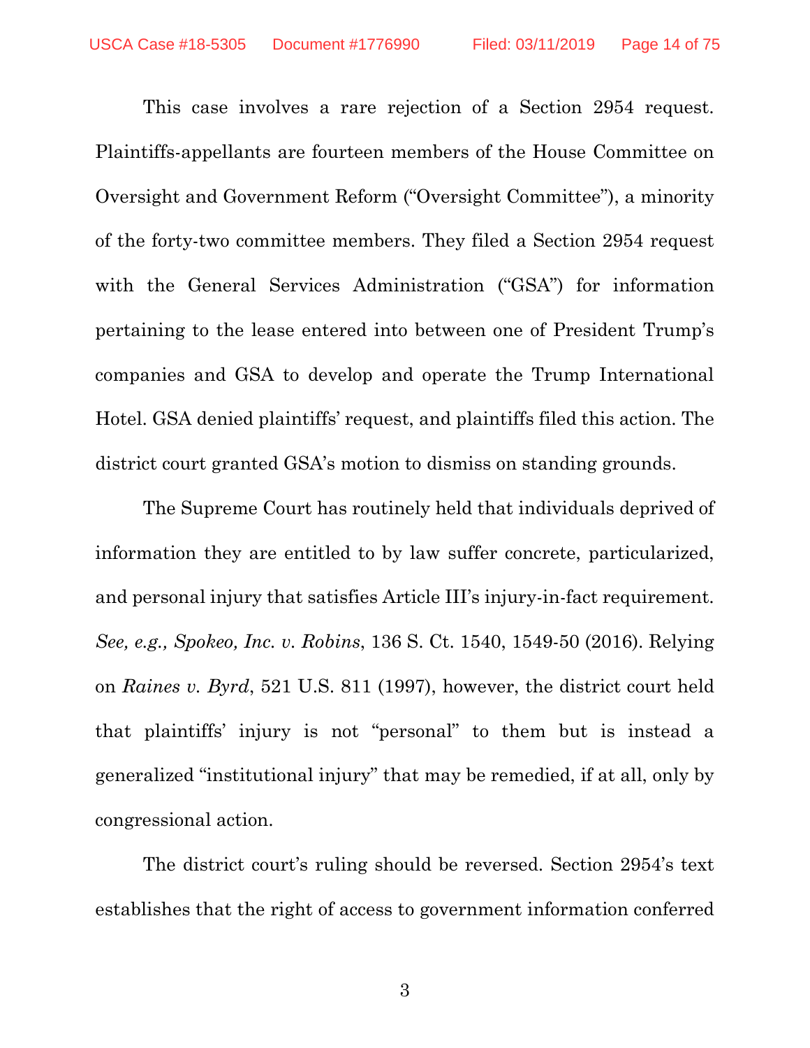This case involves a rare rejection of a Section 2954 request. Plaintiffs-appellants are fourteen members of the House Committee on Oversight and Government Reform ("Oversight Committee"), a minority of the forty-two committee members. They filed a Section 2954 request with the General Services Administration ("GSA") for information pertaining to the lease entered into between one of President Trump's companies and GSA to develop and operate the Trump International Hotel. GSA denied plaintiffs' request, and plaintiffs filed this action. The district court granted GSA's motion to dismiss on standing grounds.

The Supreme Court has routinely held that individuals deprived of information they are entitled to by law suffer concrete, particularized, and personal injury that satisfies Article III's injury-in-fact requirement. *See, e.g., Spokeo, Inc. v. Robins*, 136 S. Ct. 1540, 1549-50 (2016). Relying on *Raines v. Byrd*, 521 U.S. 811 (1997), however, the district court held that plaintiffs' injury is not "personal" to them but is instead a generalized "institutional injury" that may be remedied, if at all, only by congressional action.

The district court's ruling should be reversed. Section 2954's text establishes that the right of access to government information conferred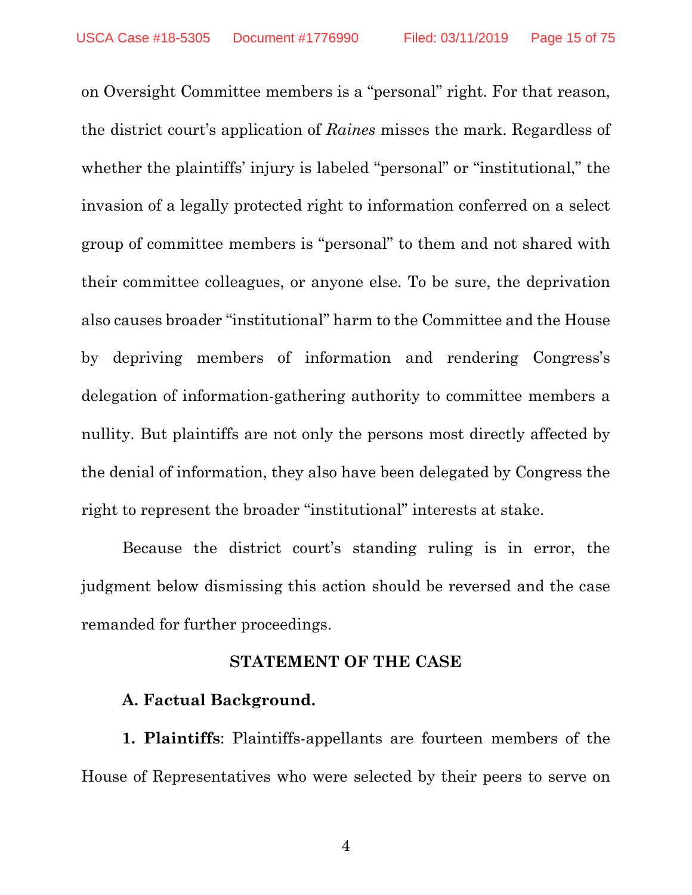on Oversight Committee members is a "personal" right. For that reason, the district court's application of *Raines* misses the mark. Regardless of whether the plaintiffs' injury is labeled "personal" or "institutional," the invasion of a legally protected right to information conferred on a select group of committee members is "personal" to them and not shared with their committee colleagues, or anyone else. To be sure, the deprivation also causes broader "institutional" harm to the Committee and the House by depriving members of information and rendering Congress's delegation of information-gathering authority to committee members a nullity. But plaintiffs are not only the persons most directly affected by the denial of information, they also have been delegated by Congress the right to represent the broader "institutional" interests at stake.

Because the district court's standing ruling is in error, the judgment below dismissing this action should be reversed and the case remanded for further proceedings.

## STATEMENT OF THE CASE

### A. Factual Background.

**1. Plaintiffs**: Plaintiffs-appellants are fourteen members of the House of Representatives who were selected by their peers to serve on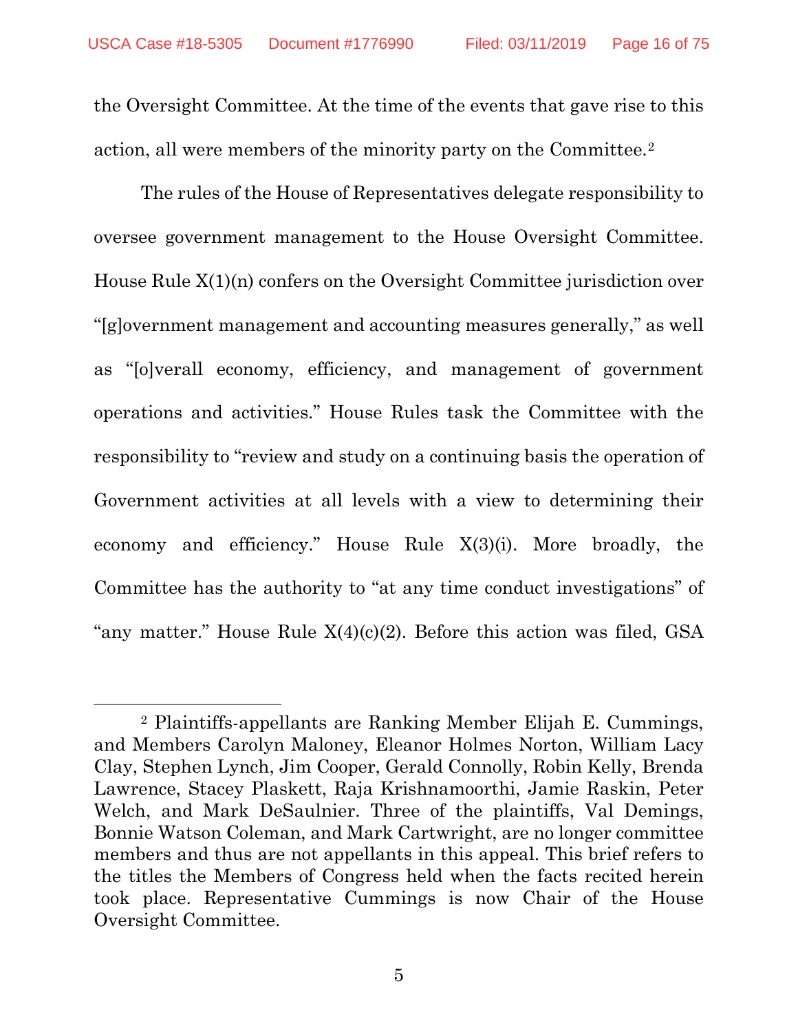the Oversight Committee. At the time of the events that gave rise to this action, all were members of the minority party on the Committee.[2]

The rules of the House of Representatives delegate responsibility to oversee government management to the House Oversight Committee. House Rule X(1)(n) confers on the Oversight Committee jurisdiction over "[g]overnment management and accounting measures generally," as well as "[o]verall economy, efficiency, and management of government operations and activities." House Rules task the Committee with the responsibility to "review and study on a continuing basis the operation of Government activities at all levels with a view to determining their economy and efficiency." House Rule X(3)(i). More broadly, the Committee has the authority to "at any time conduct investigations" of "any matter." House Rule X(4)(c)(2). Before this action was filed, GSA

---

[2] Plaintiffs-appellants are Ranking Member Elijah E. Cummings, and Members Carolyn Maloney, Eleanor Holmes Norton, William Lacy Clay, Stephen Lynch, Jim Cooper, Gerald Connolly, Robin Kelly, Brenda Lawrence, Stacey Plaskett, Raja Krishnamoorthi, Jamie Raskin, Peter Welch, and Mark DeSaulnier. Three of the plaintiffs, Val Demings, Bonnie Watson Coleman, and Mark Cartwright, are no longer committee members and thus are not appellants in this appeal. This brief refers to the titles the Members of Congress held when the facts recited herein took place. Representative Cummings is now Chair of the House Oversight Committee.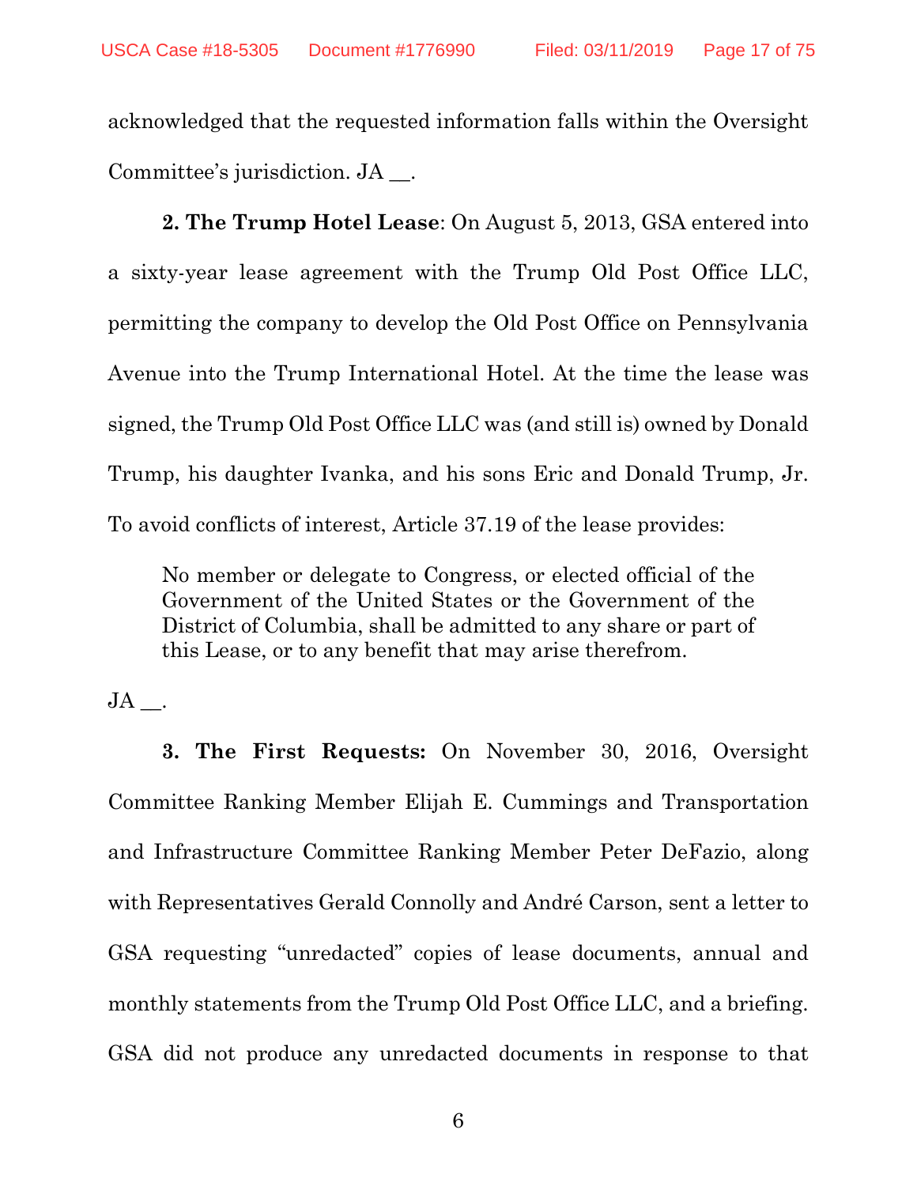acknowledged that the requested information falls within the Oversight Committee's jurisdiction. JA __.

**2. The Trump Hotel Lease**: On August 5, 2013, GSA entered into a sixty-year lease agreement with the Trump Old Post Office LLC, permitting the company to develop the Old Post Office on Pennsylvania Avenue into the Trump International Hotel. At the time the lease was signed, the Trump Old Post Office LLC was (and still is) owned by Donald Trump, his daughter Ivanka, and his sons Eric and Donald Trump, Jr. To avoid conflicts of interest, Article 37.19 of the lease provides:

> No member or delegate to Congress, or elected official of the Government of the United States or the Government of the District of Columbia, shall be admitted to any share or part of this Lease, or to any benefit that may arise therefrom.

JA __.

**3. The First Requests:** On November 30, 2016, Oversight Committee Ranking Member Elijah E. Cummings and Transportation and Infrastructure Committee Ranking Member Peter DeFazio, along with Representatives Gerald Connolly and André Carson, sent a letter to GSA requesting "unredacted" copies of lease documents, annual and monthly statements from the Trump Old Post Office LLC, and a briefing. GSA did not produce any unredacted documents in response to that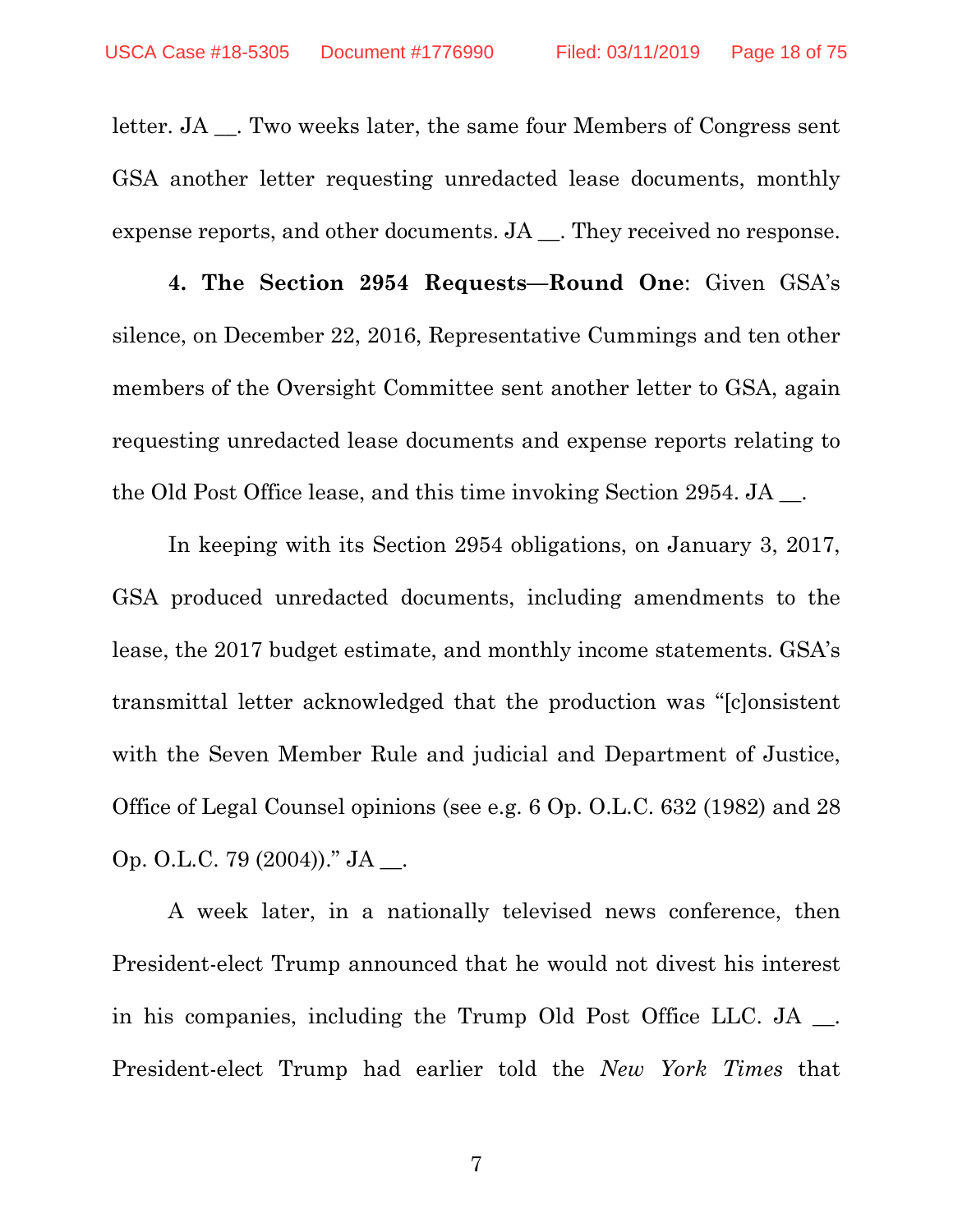letter. JA __. Two weeks later, the same four Members of Congress sent GSA another letter requesting unredacted lease documents, monthly expense reports, and other documents. JA __. They received no response.

**4. The Section 2954 Requests—Round One**: Given GSA's silence, on December 22, 2016, Representative Cummings and ten other members of the Oversight Committee sent another letter to GSA, again requesting unredacted lease documents and expense reports relating to the Old Post Office lease, and this time invoking Section 2954. JA __.

In keeping with its Section 2954 obligations, on January 3, 2017, GSA produced unredacted documents, including amendments to the lease, the 2017 budget estimate, and monthly income statements. GSA's transmittal letter acknowledged that the production was "[c]onsistent with the Seven Member Rule and judicial and Department of Justice, Office of Legal Counsel opinions (see e.g. 6 Op. O.L.C. 632 (1982) and 28 Op. O.L.C. 79 (2004))." JA __.

A week later, in a nationally televised news conference, then President-elect Trump announced that he would not divest his interest in his companies, including the Trump Old Post Office LLC. JA __. President-elect Trump had earlier told the *New York Times* that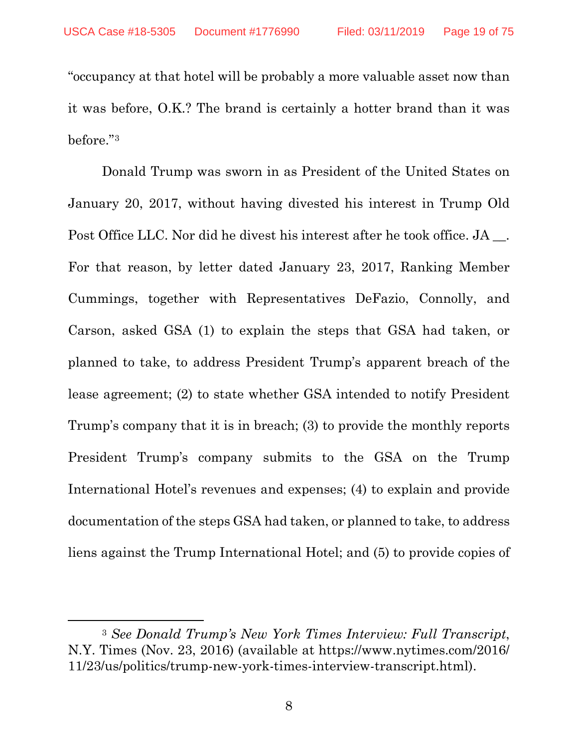"occupancy at that hotel will be probably a more valuable asset now than it was before, O.K.? The brand is certainly a hotter brand than it was before."[3]

Donald Trump was sworn in as President of the United States on January 20, 2017, without having divested his interest in Trump Old Post Office LLC. Nor did he divest his interest after he took office. JA __. For that reason, by letter dated January 23, 2017, Ranking Member Cummings, together with Representatives DeFazio, Connolly, and Carson, asked GSA (1) to explain the steps that GSA had taken, or planned to take, to address President Trump's apparent breach of the lease agreement; (2) to state whether GSA intended to notify President Trump's company that it is in breach; (3) to provide the monthly reports President Trump's company submits to the GSA on the Trump International Hotel's revenues and expenses; (4) to explain and provide documentation of the steps GSA had taken, or planned to take, to address liens against the Trump International Hotel; and (5) to provide copies of

[3] *See Donald Trump's New York Times Interview: Full Transcript*, N.Y. Times (Nov. 23, 2016) (available at https://www.nytimes.com/2016/11/23/us/politics/trump-new-york-times-interview-transcript.html).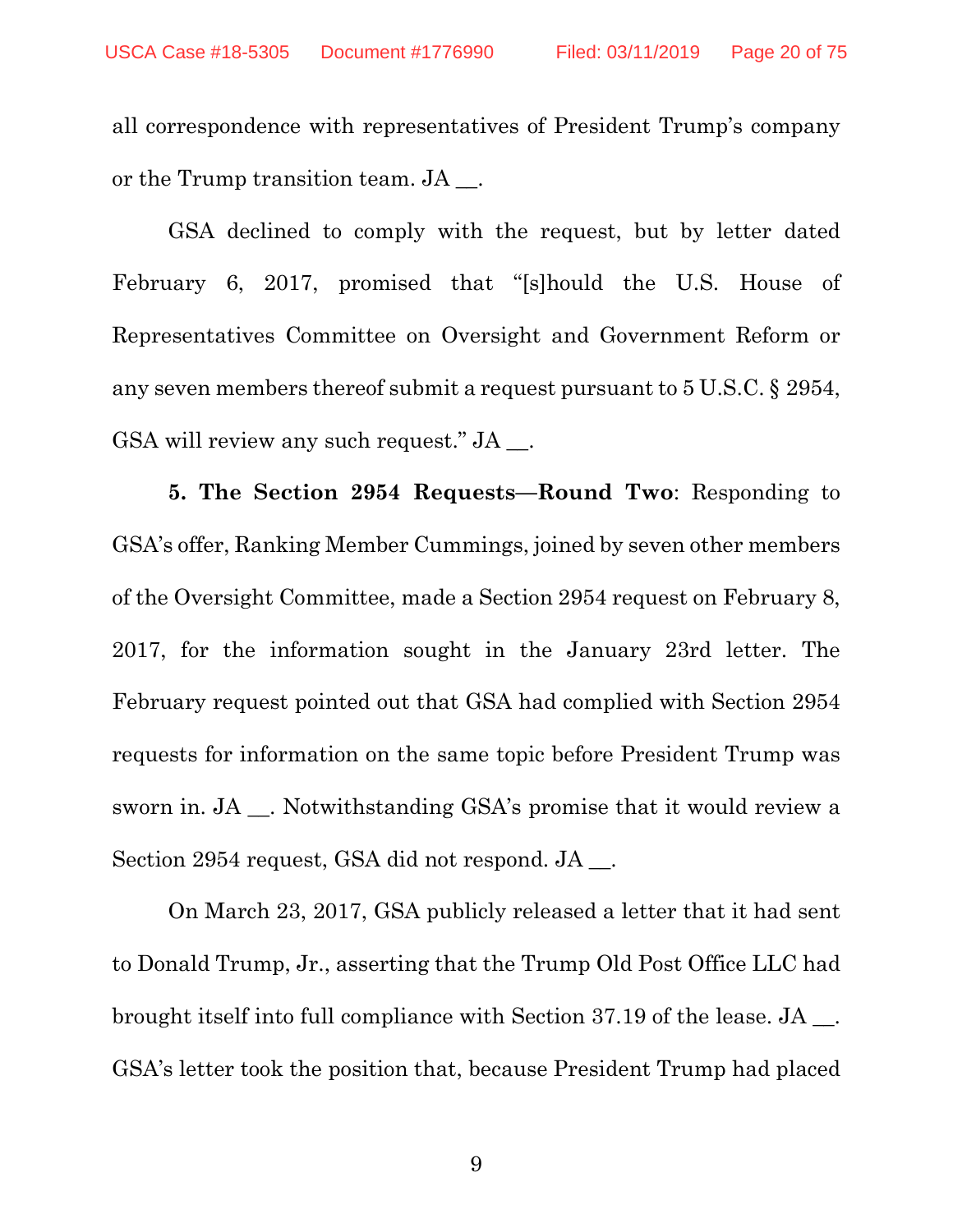all correspondence with representatives of President Trump's company or the Trump transition team. JA __.

GSA declined to comply with the request, but by letter dated February 6, 2017, promised that "[s]hould the U.S. House of Representatives Committee on Oversight and Government Reform or any seven members thereof submit a request pursuant to 5 U.S.C. § 2954, GSA will review any such request." JA __.

**5. The Section 2954 Requests—Round Two**: Responding to GSA's offer, Ranking Member Cummings, joined by seven other members of the Oversight Committee, made a Section 2954 request on February 8, 2017, for the information sought in the January 23rd letter. The February request pointed out that GSA had complied with Section 2954 requests for information on the same topic before President Trump was sworn in. JA __. Notwithstanding GSA's promise that it would review a Section 2954 request, GSA did not respond. JA __.

On March 23, 2017, GSA publicly released a letter that it had sent to Donald Trump, Jr., asserting that the Trump Old Post Office LLC had brought itself into full compliance with Section 37.19 of the lease. JA __. GSA's letter took the position that, because President Trump had placed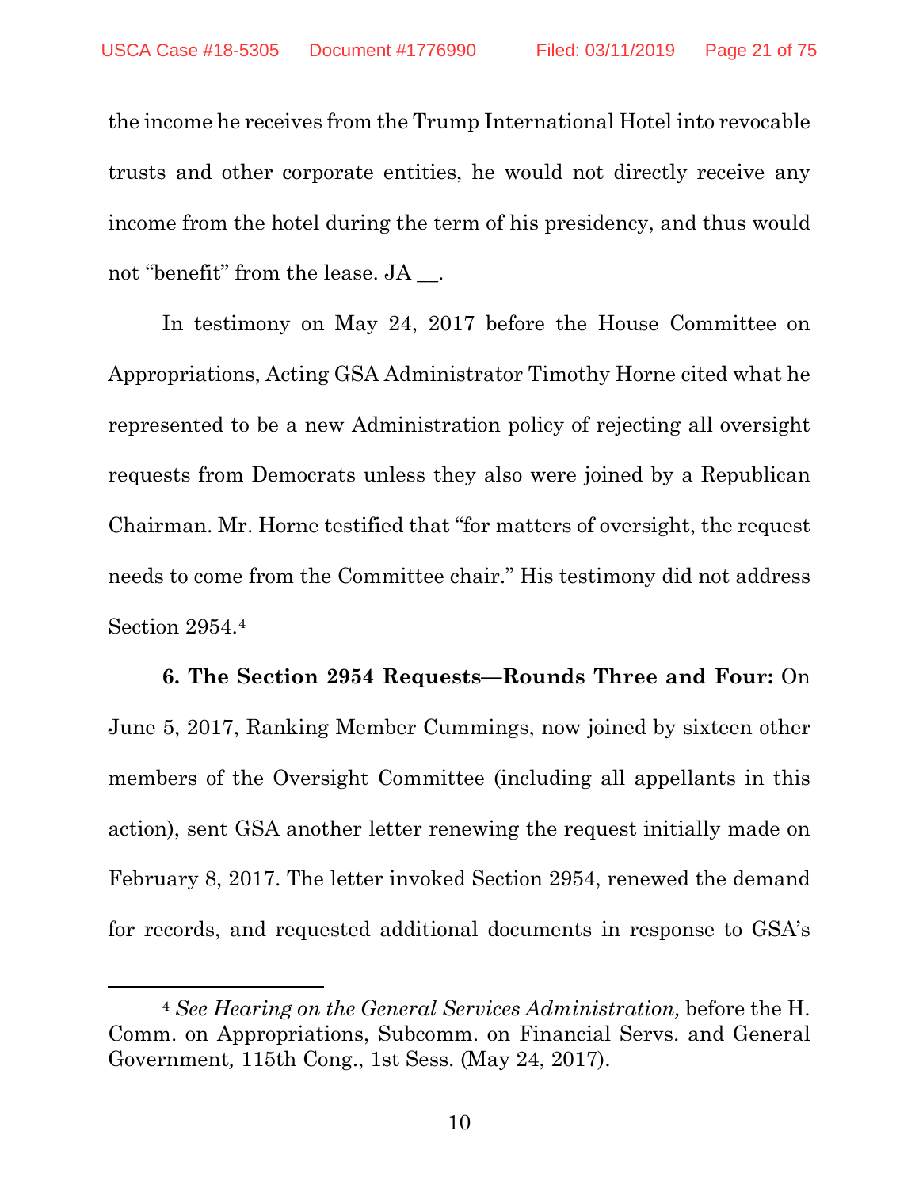the income he receives from the Trump International Hotel into revocable trusts and other corporate entities, he would not directly receive any income from the hotel during the term of his presidency, and thus would not "benefit" from the lease. JA __.

In testimony on May 24, 2017 before the House Committee on Appropriations, Acting GSA Administrator Timothy Horne cited what he represented to be a new Administration policy of rejecting all oversight requests from Democrats unless they also were joined by a Republican Chairman. Mr. Horne testified that "for matters of oversight, the request needs to come from the Committee chair." His testimony did not address Section 2954.[4]

**6. The Section 2954 Requests—Rounds Three and Four:** On June 5, 2017, Ranking Member Cummings, now joined by sixteen other members of the Oversight Committee (including all appellants in this action), sent GSA another letter renewing the request initially made on February 8, 2017. The letter invoked Section 2954, renewed the demand for records, and requested additional documents in response to GSA's

---

[4] *See Hearing on the General Services Administration,* before the H. Comm. on Appropriations, Subcomm. on Financial Servs. and General Government, 115th Cong., 1st Sess. (May 24, 2017).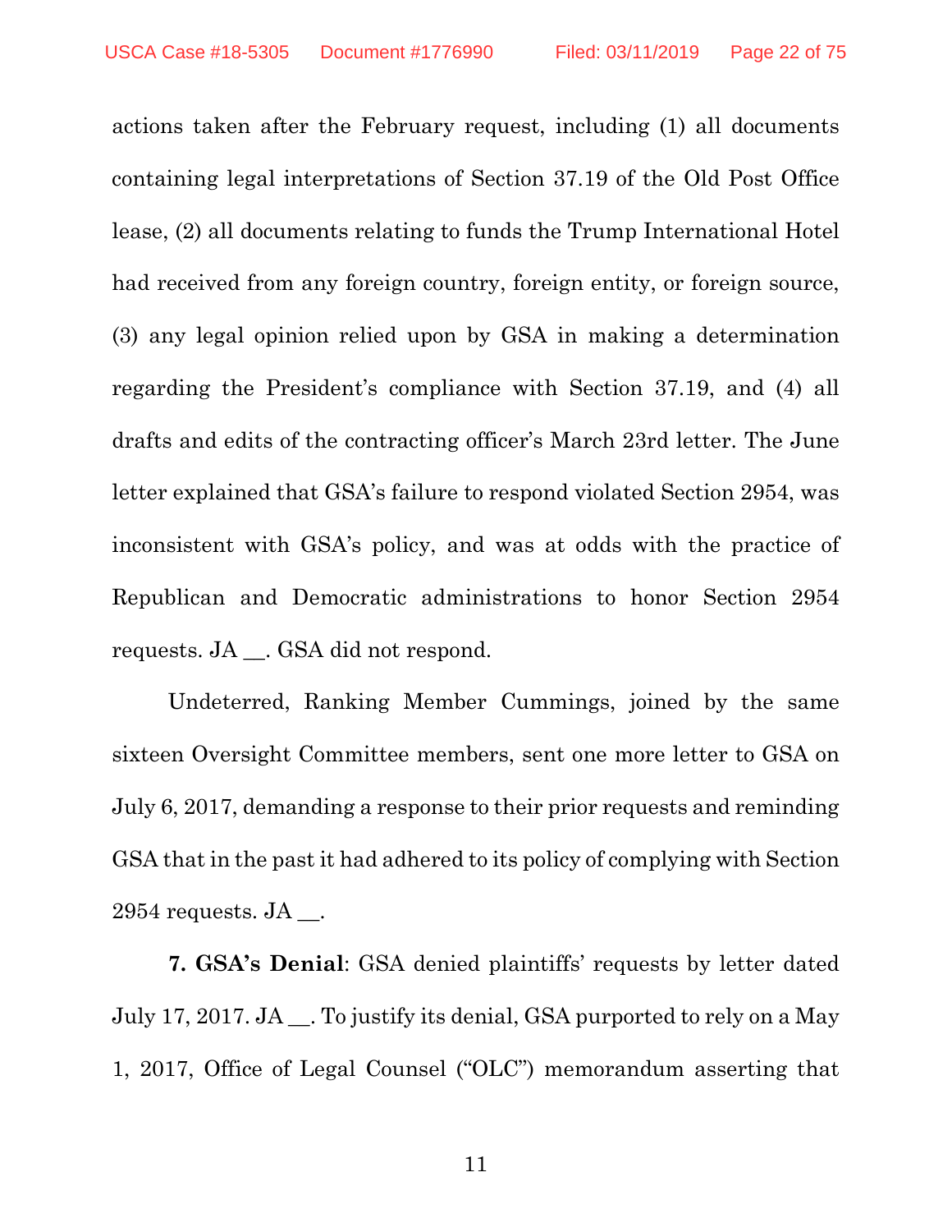actions taken after the February request, including (1) all documents containing legal interpretations of Section 37.19 of the Old Post Office lease, (2) all documents relating to funds the Trump International Hotel had received from any foreign country, foreign entity, or foreign source, (3) any legal opinion relied upon by GSA in making a determination regarding the President's compliance with Section 37.19, and (4) all drafts and edits of the contracting officer's March 23rd letter. The June letter explained that GSA's failure to respond violated Section 2954, was inconsistent with GSA's policy, and was at odds with the practice of Republican and Democratic administrations to honor Section 2954 requests. JA __. GSA did not respond.

Undeterred, Ranking Member Cummings, joined by the same sixteen Oversight Committee members, sent one more letter to GSA on July 6, 2017, demanding a response to their prior requests and reminding GSA that in the past it had adhered to its policy of complying with Section 2954 requests. JA __.

**7. GSA's Denial**: GSA denied plaintiffs' requests by letter dated July 17, 2017. JA __. To justify its denial, GSA purported to rely on a May 1, 2017, Office of Legal Counsel ("OLC") memorandum asserting that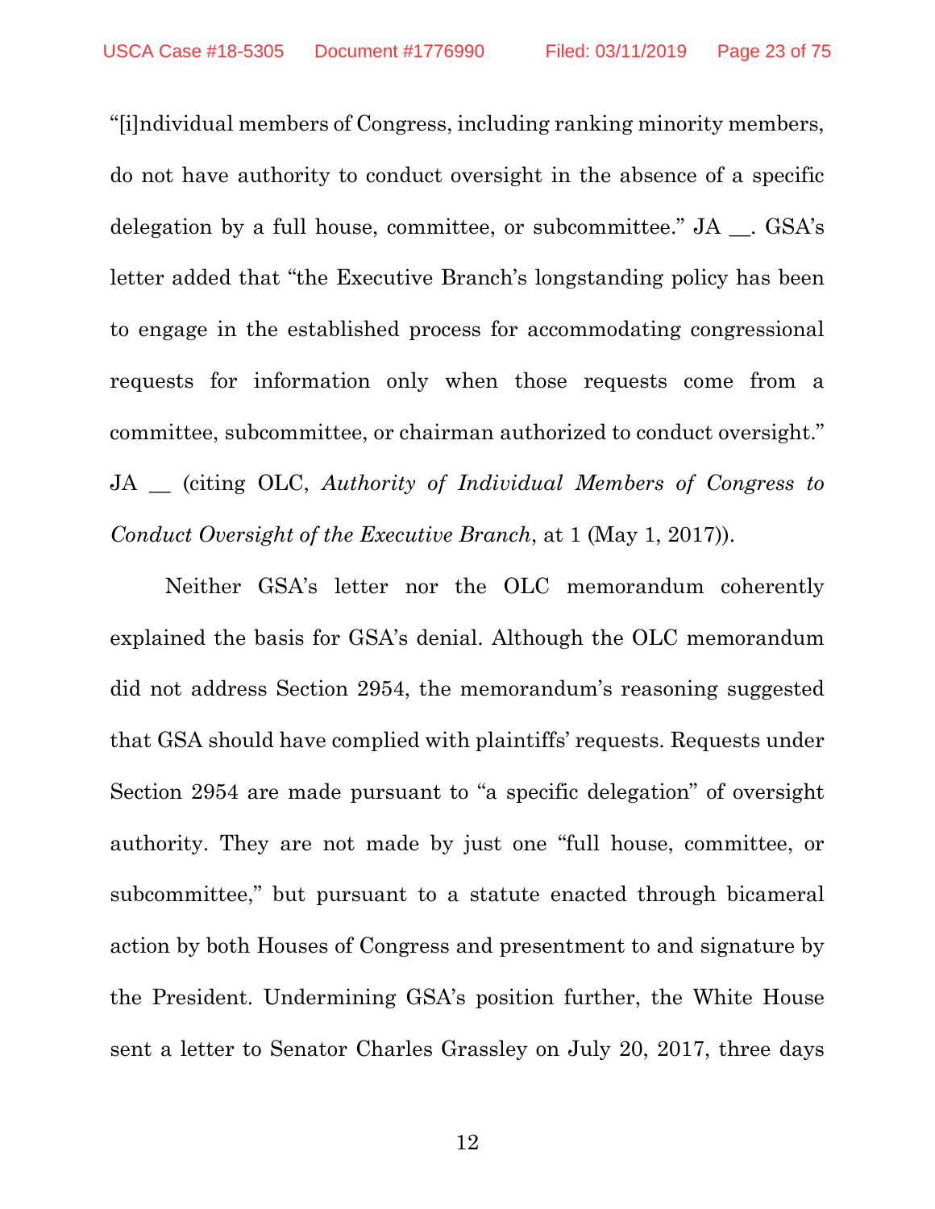“[i]ndividual members of Congress, including ranking minority members, do not have authority to conduct oversight in the absence of a specific delegation by a full house, committee, or subcommittee.” JA __. GSA’s letter added that “the Executive Branch’s longstanding policy has been to engage in the established process for accommodating congressional requests for information only when those requests come from a committee, subcommittee, or chairman authorized to conduct oversight.” JA __ (citing OLC, *Authority of Individual Members of Congress to Conduct Oversight of the Executive Branch*, at 1 (May 1, 2017)).

Neither GSA’s letter nor the OLC memorandum coherently explained the basis for GSA’s denial. Although the OLC memorandum did not address Section 2954, the memorandum’s reasoning suggested that GSA should have complied with plaintiffs’ requests. Requests under Section 2954 are made pursuant to “a specific delegation” of oversight authority. They are not made by just one “full house, committee, or subcommittee,” but pursuant to a statute enacted through bicameral action by both Houses of Congress and presentment to and signature by the President. Undermining GSA’s position further, the White House sent a letter to Senator Charles Grassley on July 20, 2017, three days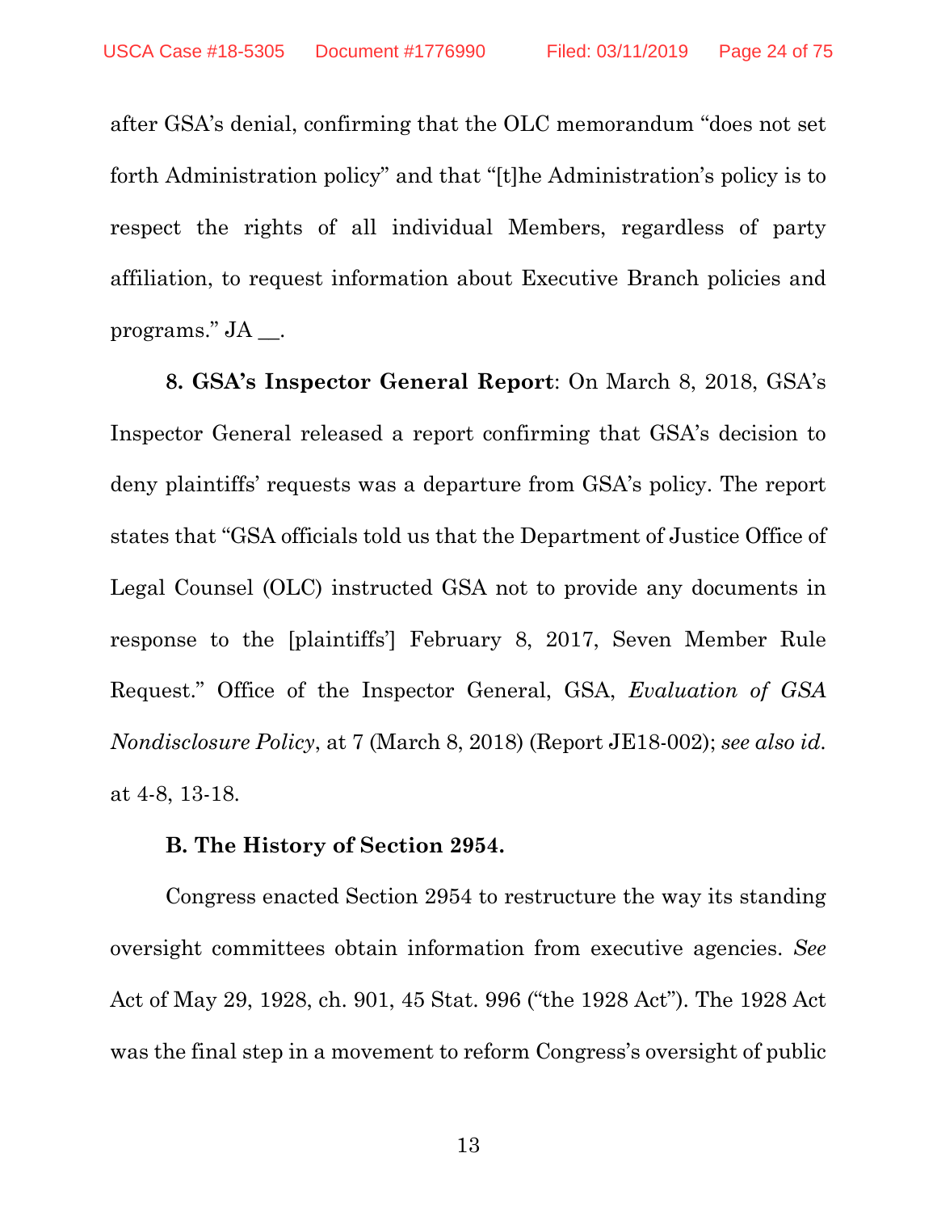after GSA's denial, confirming that the OLC memorandum "does not set forth Administration policy" and that "[t]he Administration's policy is to respect the rights of all individual Members, regardless of party affiliation, to request information about Executive Branch policies and programs." JA __.

**8. GSA's Inspector General Report**: On March 8, 2018, GSA's Inspector General released a report confirming that GSA's decision to deny plaintiffs' requests was a departure from GSA's policy. The report states that "GSA officials told us that the Department of Justice Office of Legal Counsel (OLC) instructed GSA not to provide any documents in response to the [plaintiffs'] February 8, 2017, Seven Member Rule Request." Office of the Inspector General, GSA, *Evaluation of GSA Nondisclosure Policy*, at 7 (March 8, 2018) (Report JE18-002); *see also id.* at 4-8, 13-18.

**B. The History of Section 2954.**

Congress enacted Section 2954 to restructure the way its standing oversight committees obtain information from executive agencies. *See* Act of May 29, 1928, ch. 901, 45 Stat. 996 ("the 1928 Act"). The 1928 Act was the final step in a movement to reform Congress's oversight of public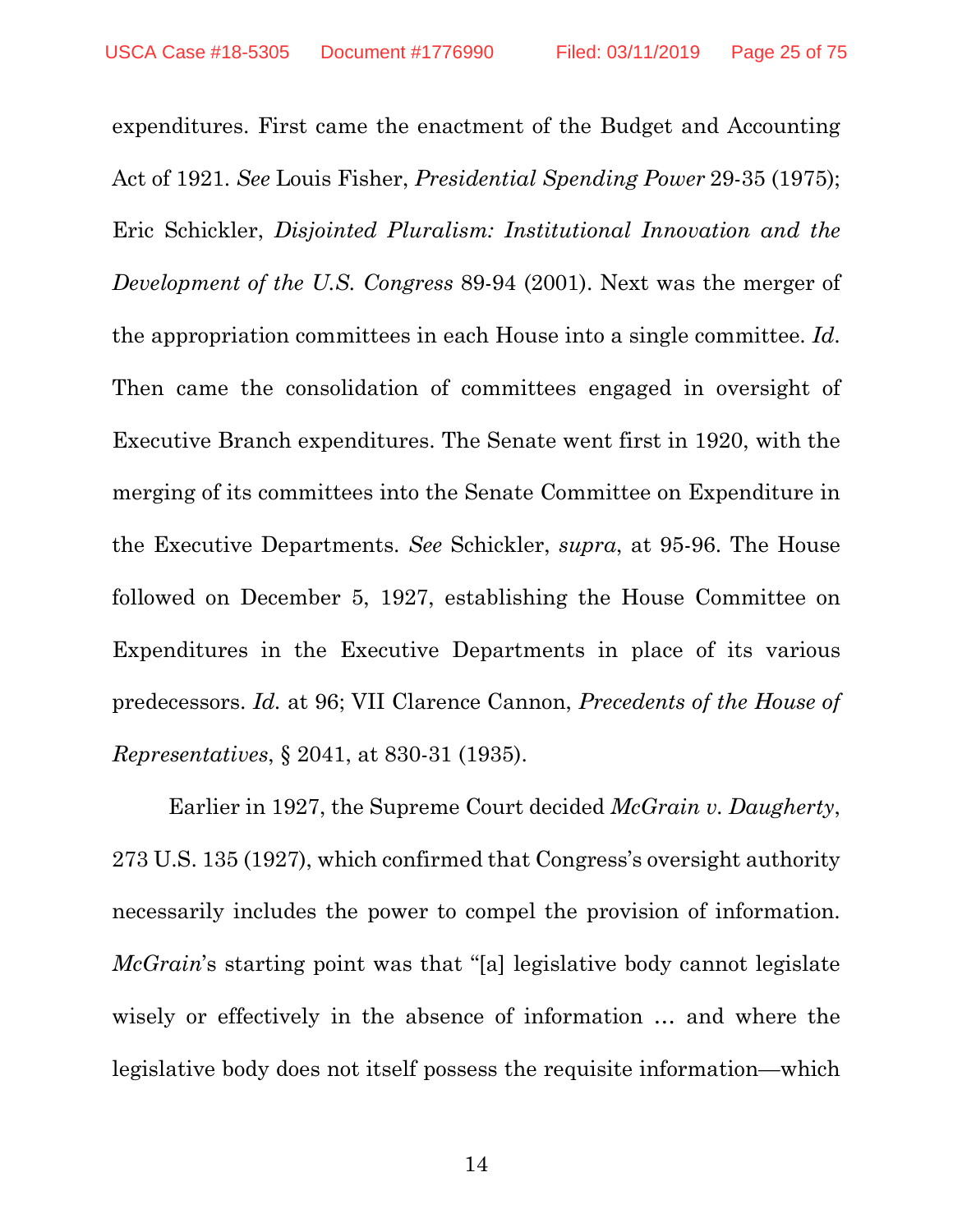expenditures. First came the enactment of the Budget and Accounting Act of 1921. *See* Louis Fisher, *Presidential Spending Power* 29-35 (1975); Eric Schickler, *Disjointed Pluralism: Institutional Innovation and the Development of the U.S. Congress* 89-94 (2001). Next was the merger of the appropriation committees in each House into a single committee. *Id.* Then came the consolidation of committees engaged in oversight of Executive Branch expenditures. The Senate went first in 1920, with the merging of its committees into the Senate Committee on Expenditure in the Executive Departments. *See* Schickler, *supra*, at 95-96. The House followed on December 5, 1927, establishing the House Committee on Expenditures in the Executive Departments in place of its various predecessors. *Id.* at 96; VII Clarence Cannon, *Precedents of the House of Representatives*, § 2041, at 830-31 (1935).

Earlier in 1927, the Supreme Court decided *McGrain v. Daugherty*, 273 U.S. 135 (1927), which confirmed that Congress's oversight authority necessarily includes the power to compel the provision of information. *McGrain*'s starting point was that "[a] legislative body cannot legislate wisely or effectively in the absence of information … and where the legislative body does not itself possess the requisite information—which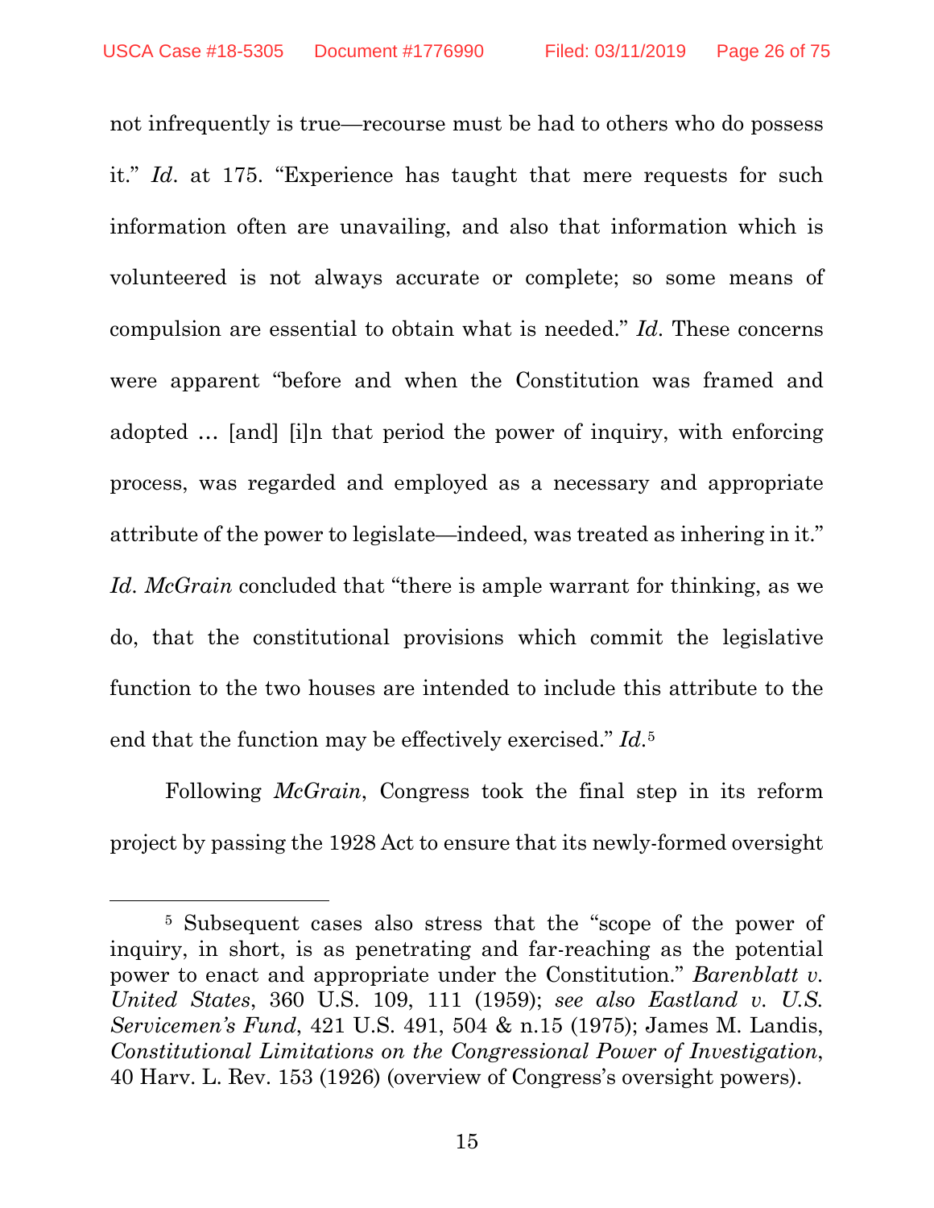not infrequently is true—recourse must be had to others who do possess it." *Id*. at 175. "Experience has taught that mere requests for such information often are unavailing, and also that information which is volunteered is not always accurate or complete; so some means of compulsion are essential to obtain what is needed." *Id*. These concerns were apparent "before and when the Constitution was framed and adopted … [and] [i]n that period the power of inquiry, with enforcing process, was regarded and employed as a necessary and appropriate attribute of the power to legislate—indeed, was treated as inhering in it." *Id*. *McGrain* concluded that "there is ample warrant for thinking, as we do, that the constitutional provisions which commit the legislative function to the two houses are intended to include this attribute to the end that the function may be effectively exercised." *Id*.[5]

Following *McGrain*, Congress took the final step in its reform project by passing the 1928 Act to ensure that its newly-formed oversight

---

[5] Subsequent cases also stress that the "scope of the power of inquiry, in short, is as penetrating and far-reaching as the potential power to enact and appropriate under the Constitution." *Barenblatt v. United States*, 360 U.S. 109, 111 (1959); *see also Eastland v. U.S. Servicemen's Fund*, 421 U.S. 491, 504 & n.15 (1975); James M. Landis, *Constitutional Limitations on the Congressional Power of Investigation*, 40 Harv. L. Rev. 153 (1926) (overview of Congress's oversight powers).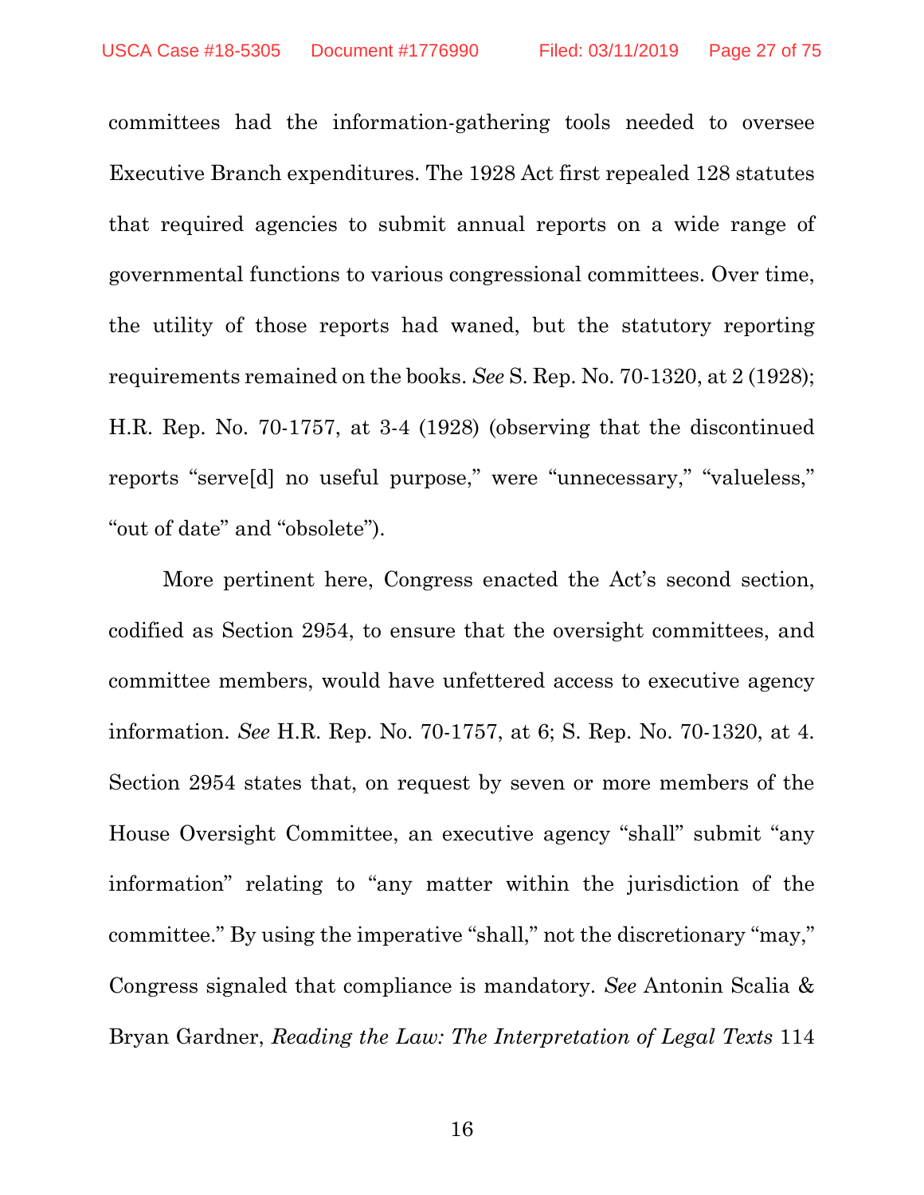committees had the information-gathering tools needed to oversee Executive Branch expenditures. The 1928 Act first repealed 128 statutes that required agencies to submit annual reports on a wide range of governmental functions to various congressional committees. Over time, the utility of those reports had waned, but the statutory reporting requirements remained on the books. *See* S. Rep. No. 70-1320, at 2 (1928); H.R. Rep. No. 70-1757, at 3-4 (1928) (observing that the discontinued reports "serve[d] no useful purpose," were "unnecessary," "valueless," "out of date" and "obsolete").

More pertinent here, Congress enacted the Act's second section, codified as Section 2954, to ensure that the oversight committees, and committee members, would have unfettered access to executive agency information. *See* H.R. Rep. No. 70-1757, at 6; S. Rep. No. 70-1320, at 4. Section 2954 states that, on request by seven or more members of the House Oversight Committee, an executive agency "shall" submit "any information" relating to "any matter within the jurisdiction of the committee." By using the imperative "shall," not the discretionary "may," Congress signaled that compliance is mandatory. *See* Antonin Scalia & Bryan Gardner, *Reading the Law: The Interpretation of Legal Texts* 114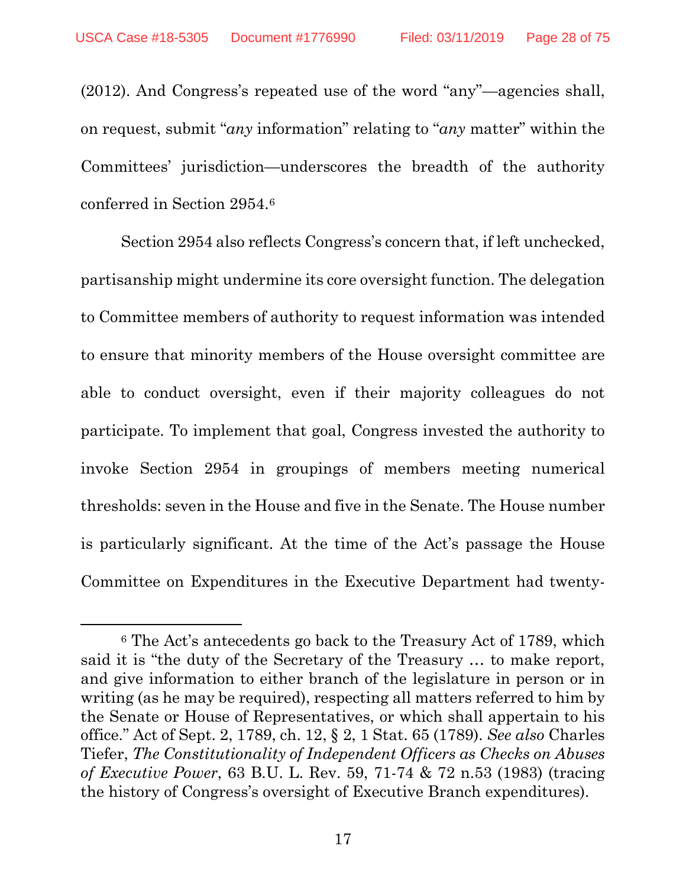(2012). And Congress's repeated use of the word "any"—agencies shall, on request, submit "*any* information" relating to "*any* matter" within the Committees' jurisdiction—underscores the breadth of the authority conferred in Section 2954.[6]

Section 2954 also reflects Congress's concern that, if left unchecked, partisanship might undermine its core oversight function. The delegation to Committee members of authority to request information was intended to ensure that minority members of the House oversight committee are able to conduct oversight, even if their majority colleagues do not participate. To implement that goal, Congress invested the authority to invoke Section 2954 in groupings of members meeting numerical thresholds: seven in the House and five in the Senate. The House number is particularly significant. At the time of the Act's passage the House Committee on Expenditures in the Executive Department had twenty-

---

[6] The Act's antecedents go back to the Treasury Act of 1789, which said it is "the duty of the Secretary of the Treasury … to make report, and give information to either branch of the legislature in person or in writing (as he may be required), respecting all matters referred to him by the Senate or House of Representatives, or which shall appertain to his office." Act of Sept. 2, 1789, ch. 12, § 2, 1 Stat. 65 (1789). *See also* Charles Tiefer, *The Constitutionality of Independent Officers as Checks on Abuses of Executive Power*, 63 B.U. L. Rev. 59, 71-74 & 72 n.53 (1983) (tracing the history of Congress's oversight of Executive Branch expenditures).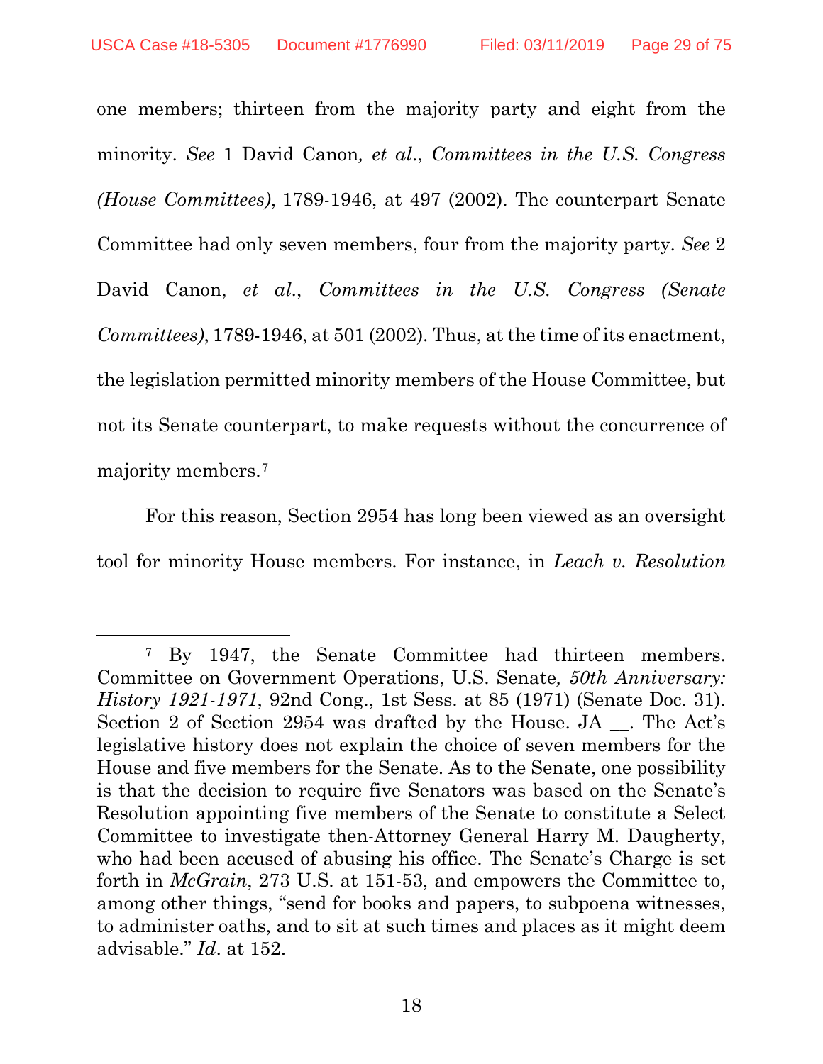one members; thirteen from the majority party and eight from the minority. *See* 1 David Canon*, et al.*, *Committees in the U.S. Congress (House Committees)*, 1789-1946, at 497 (2002). The counterpart Senate Committee had only seven members, four from the majority party. *See* 2 David Canon, *et al.*, *Committees in the U.S. Congress (Senate Committees)*, 1789-1946, at 501 (2002). Thus, at the time of its enactment, the legislation permitted minority members of the House Committee, but not its Senate counterpart, to make requests without the concurrence of majority members.[7]

For this reason, Section 2954 has long been viewed as an oversight tool for minority House members. For instance, in *Leach v. Resolution*

---

[7] By 1947, the Senate Committee had thirteen members. Committee on Government Operations, U.S. Senate*, 50th Anniversary: History 1921-1971*, 92nd Cong., 1st Sess. at 85 (1971) (Senate Doc. 31). Section 2 of Section 2954 was drafted by the House. JA __. The Act's legislative history does not explain the choice of seven members for the House and five members for the Senate. As to the Senate, one possibility is that the decision to require five Senators was based on the Senate's Resolution appointing five members of the Senate to constitute a Select Committee to investigate then-Attorney General Harry M. Daugherty, who had been accused of abusing his office. The Senate's Charge is set forth in *McGrain*, 273 U.S. at 151-53, and empowers the Committee to, among other things, "send for books and papers, to subpoena witnesses, to administer oaths, and to sit at such times and places as it might deem advisable." *Id*. at 152.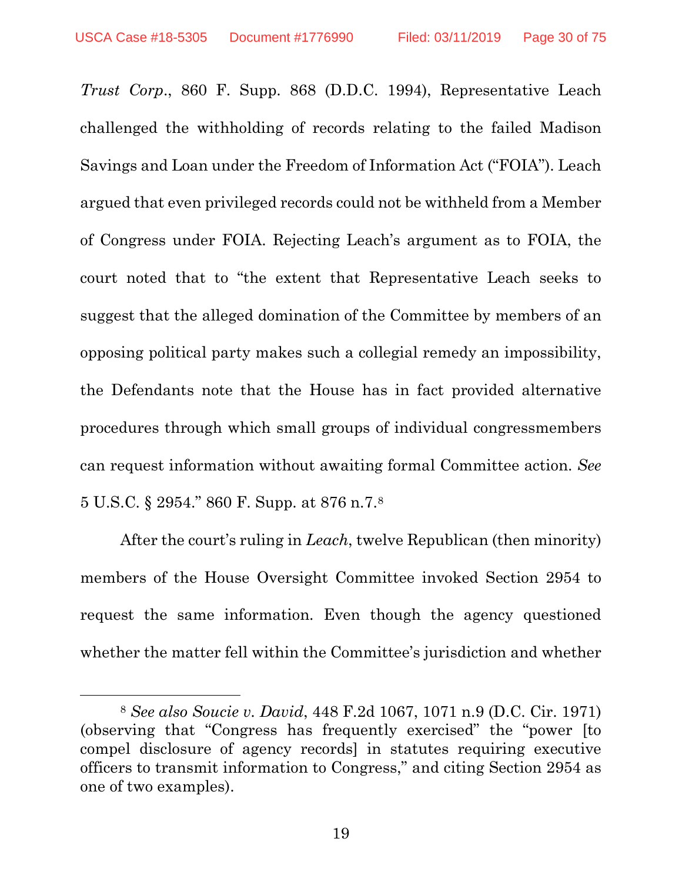*Trust Corp.*, 860 F. Supp. 868 (D.D.C. 1994), Representative Leach challenged the withholding of records relating to the failed Madison Savings and Loan under the Freedom of Information Act ("FOIA"). Leach argued that even privileged records could not be withheld from a Member of Congress under FOIA. Rejecting Leach's argument as to FOIA, the court noted that to "the extent that Representative Leach seeks to suggest that the alleged domination of the Committee by members of an opposing political party makes such a collegial remedy an impossibility, the Defendants note that the House has in fact provided alternative procedures through which small groups of individual congressmembers can request information without awaiting formal Committee action. *See* 5 U.S.C. § 2954." 860 F. Supp. at 876 n.7.[8]

After the court's ruling in *Leach*, twelve Republican (then minority) members of the House Oversight Committee invoked Section 2954 to request the same information. Even though the agency questioned whether the matter fell within the Committee's jurisdiction and whether

[8] *See also Soucie v. David*, 448 F.2d 1067, 1071 n.9 (D.C. Cir. 1971) (observing that "Congress has frequently exercised" the "power [to compel disclosure of agency records] in statutes requiring executive officers to transmit information to Congress," and citing Section 2954 as one of two examples).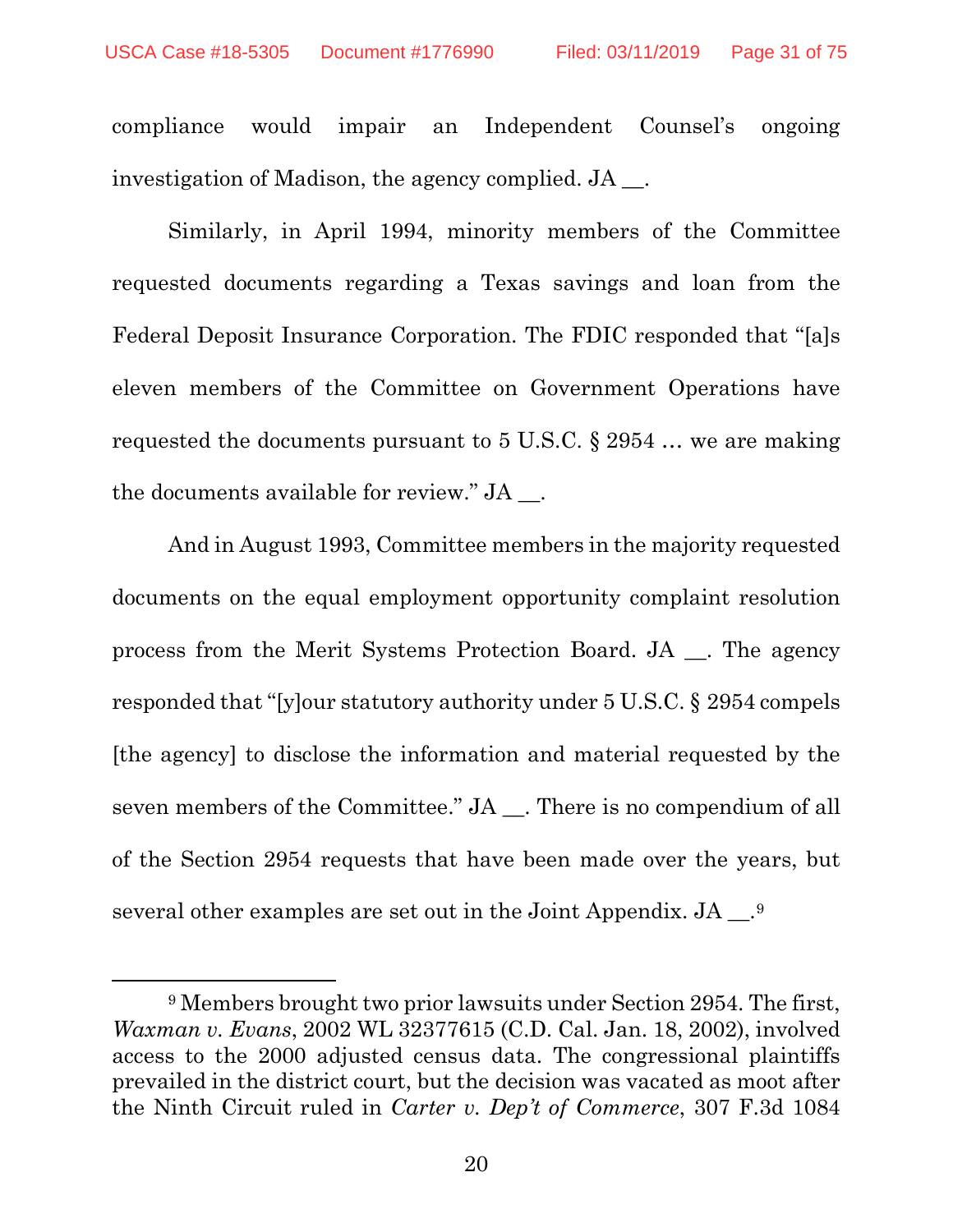compliance would impair an Independent Counsel's ongoing investigation of Madison, the agency complied. JA __.

Similarly, in April 1994, minority members of the Committee requested documents regarding a Texas savings and loan from the Federal Deposit Insurance Corporation. The FDIC responded that "[a]s eleven members of the Committee on Government Operations have requested the documents pursuant to 5 U.S.C. § 2954 … we are making the documents available for review." JA __.

And in August 1993, Committee members in the majority requested documents on the equal employment opportunity complaint resolution process from the Merit Systems Protection Board. JA __. The agency responded that "[y]our statutory authority under 5 U.S.C. § 2954 compels [the agency] to disclose the information and material requested by the seven members of the Committee." JA __. There is no compendium of all of the Section 2954 requests that have been made over the years, but several other examples are set out in the Joint Appendix. JA __.[9]

---

[9] Members brought two prior lawsuits under Section 2954. The first, *Waxman v. Evans*, 2002 WL 32377615 (C.D. Cal. Jan. 18, 2002), involved access to the 2000 adjusted census data. The congressional plaintiffs prevailed in the district court, but the decision was vacated as moot after the Ninth Circuit ruled in *Carter v. Dep't of Commerce*, 307 F.3d 1084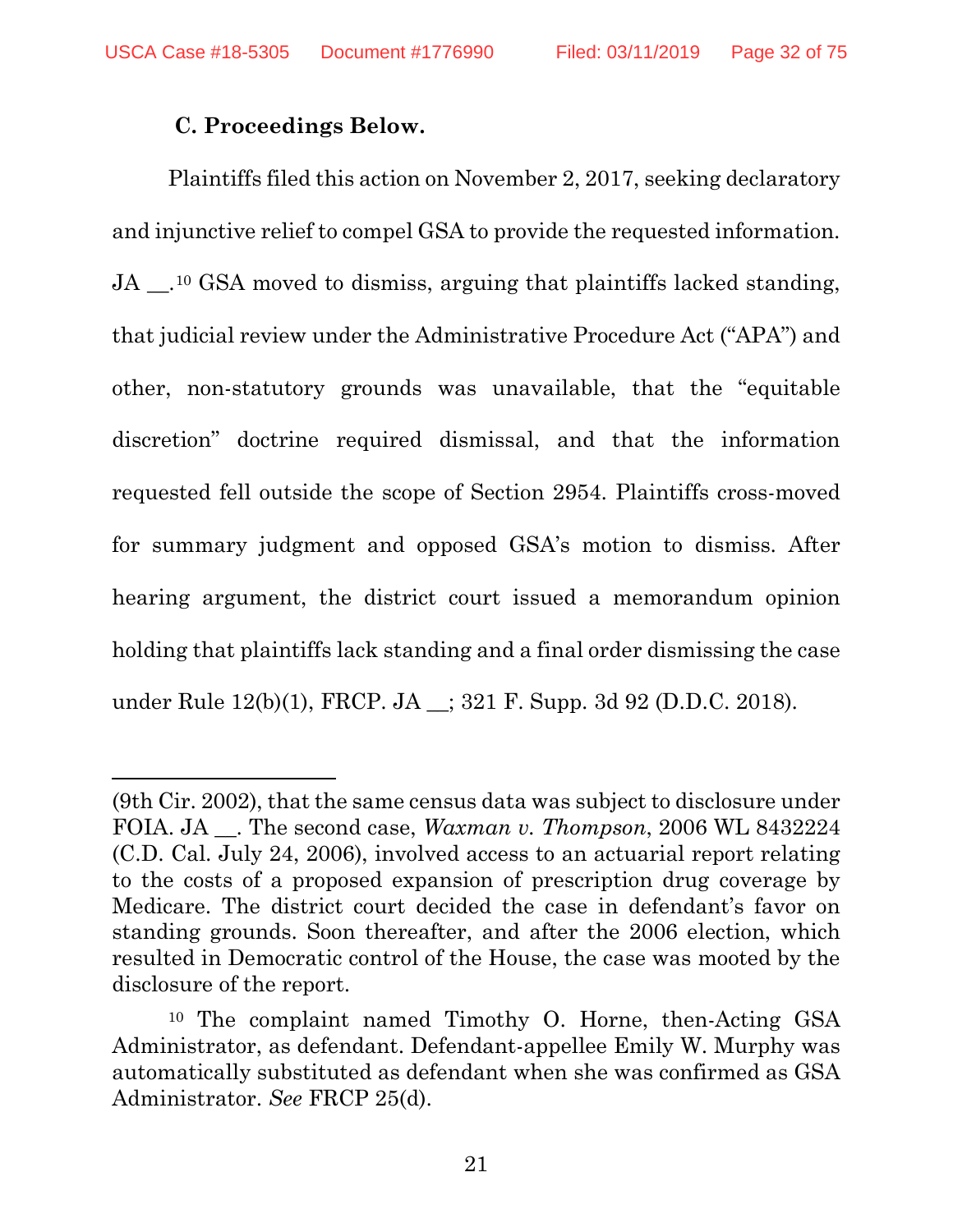### C. Proceedings Below.

Plaintiffs filed this action on November 2, 2017, seeking declaratory and injunctive relief to compel GSA to provide the requested information. JA __.[10] GSA moved to dismiss, arguing that plaintiffs lacked standing, that judicial review under the Administrative Procedure Act ("APA") and other, non-statutory grounds was unavailable, that the "equitable discretion" doctrine required dismissal, and that the information requested fell outside the scope of Section 2954. Plaintiffs cross-moved for summary judgment and opposed GSA's motion to dismiss. After hearing argument, the district court issued a memorandum opinion holding that plaintiffs lack standing and a final order dismissing the case under Rule 12(b)(1), FRCP. JA __; 321 F. Supp. 3d 92 (D.D.C. 2018).

---

(9th Cir. 2002), that the same census data was subject to disclosure under FOIA. JA __. The second case, *Waxman v. Thompson*, 2006 WL 8432224 (C.D. Cal. July 24, 2006), involved access to an actuarial report relating to the costs of a proposed expansion of prescription drug coverage by Medicare. The district court decided the case in defendant's favor on standing grounds. Soon thereafter, and after the 2006 election, which resulted in Democratic control of the House, the case was mooted by the disclosure of the report.

[10] The complaint named Timothy O. Horne, then-Acting GSA Administrator, as defendant. Defendant-appellee Emily W. Murphy was automatically substituted as defendant when she was confirmed as GSA Administrator. *See* FRCP 25(d).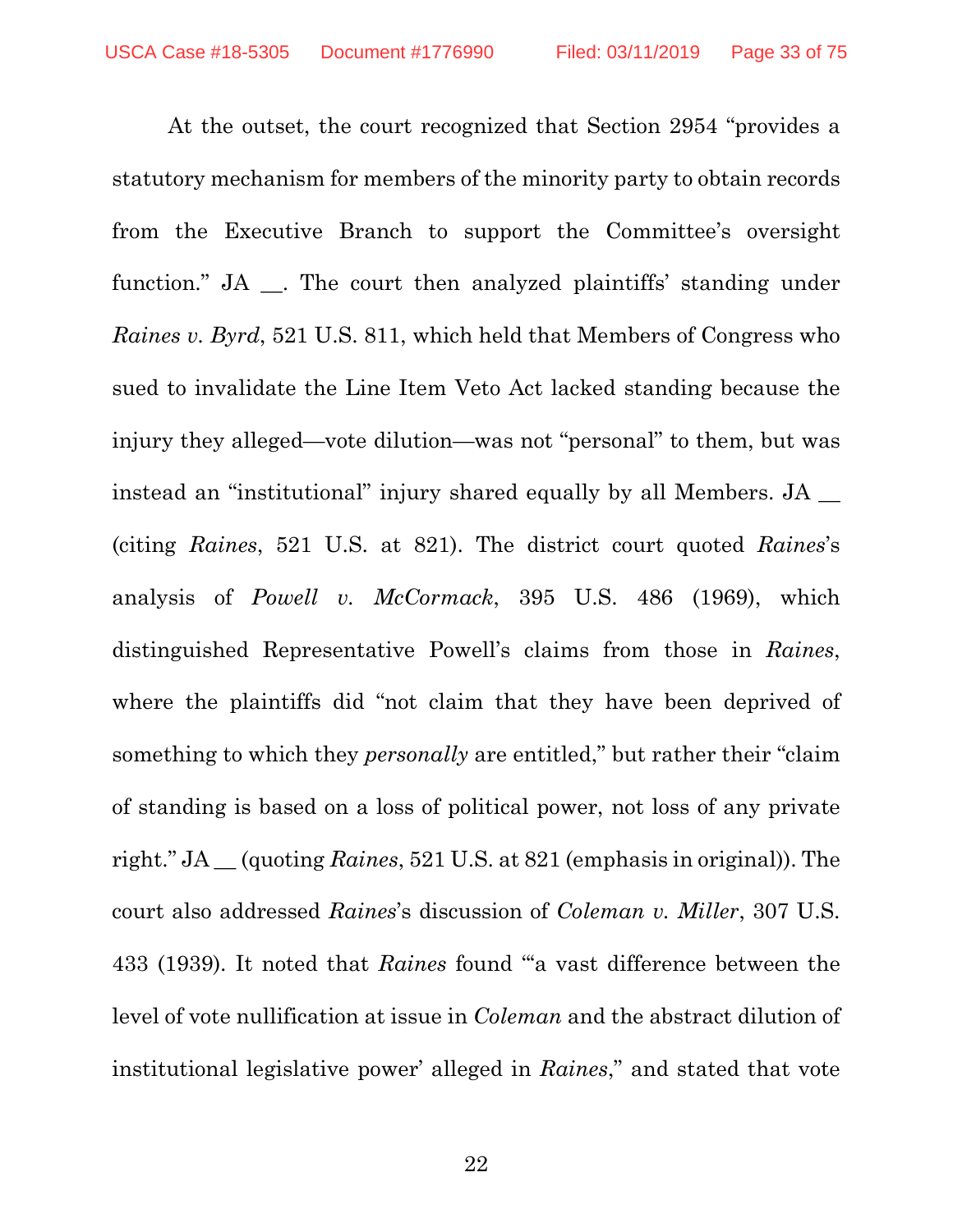At the outset, the court recognized that Section 2954 "provides a statutory mechanism for members of the minority party to obtain records from the Executive Branch to support the Committee's oversight function." JA __. The court then analyzed plaintiffs' standing under *Raines v. Byrd*, 521 U.S. 811, which held that Members of Congress who sued to invalidate the Line Item Veto Act lacked standing because the injury they alleged—vote dilution—was not "personal" to them, but was instead an "institutional" injury shared equally by all Members. JA __ (citing *Raines*, 521 U.S. at 821). The district court quoted *Raines*'s analysis of *Powell v. McCormack*, 395 U.S. 486 (1969), which distinguished Representative Powell's claims from those in *Raines*, where the plaintiffs did "not claim that they have been deprived of something to which they *personally* are entitled," but rather their "claim of standing is based on a loss of political power, not loss of any private right." JA __ (quoting *Raines*, 521 U.S. at 821 (emphasis in original)). The court also addressed *Raines*'s discussion of *Coleman v. Miller*, 307 U.S. 433 (1939). It noted that *Raines* found "'a vast difference between the level of vote nullification at issue in *Coleman* and the abstract dilution of institutional legislative power' alleged in *Raines*," and stated that vote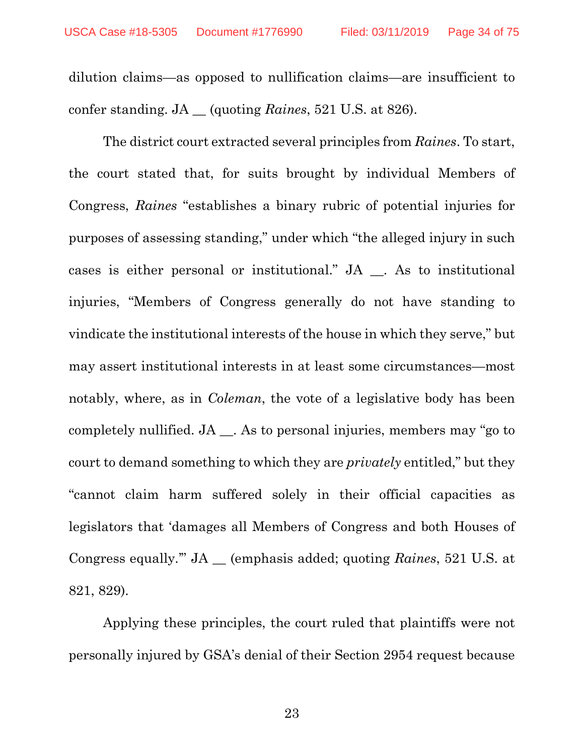dilution claims—as opposed to nullification claims—are insufficient to confer standing. JA __ (quoting *Raines*, 521 U.S. at 826).

The district court extracted several principles from *Raines*. To start, the court stated that, for suits brought by individual Members of Congress, *Raines* "establishes a binary rubric of potential injuries for purposes of assessing standing," under which "the alleged injury in such cases is either personal or institutional." JA __. As to institutional injuries, "Members of Congress generally do not have standing to vindicate the institutional interests of the house in which they serve," but may assert institutional interests in at least some circumstances—most notably, where, as in *Coleman*, the vote of a legislative body has been completely nullified. JA __. As to personal injuries, members may "go to court to demand something to which they are *privately* entitled," but they "cannot claim harm suffered solely in their official capacities as legislators that 'damages all Members of Congress and both Houses of Congress equally.'" JA __ (emphasis added; quoting *Raines*, 521 U.S. at 821, 829).

Applying these principles, the court ruled that plaintiffs were not personally injured by GSA's denial of their Section 2954 request because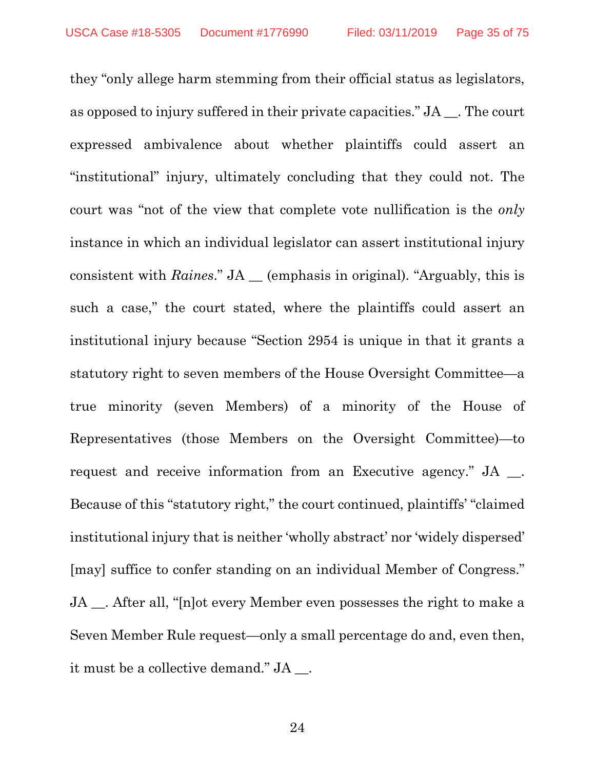they "only allege harm stemming from their official status as legislators, as opposed to injury suffered in their private capacities." JA __. The court expressed ambivalence about whether plaintiffs could assert an "institutional" injury, ultimately concluding that they could not. The court was "not of the view that complete vote nullification is the *only* instance in which an individual legislator can assert institutional injury consistent with *Raines*." JA __ (emphasis in original). "Arguably, this is such a case," the court stated, where the plaintiffs could assert an institutional injury because "Section 2954 is unique in that it grants a statutory right to seven members of the House Oversight Committee—a true minority (seven Members) of a minority of the House of Representatives (those Members on the Oversight Committee)—to request and receive information from an Executive agency." JA __. Because of this "statutory right," the court continued, plaintiffs' "claimed institutional injury that is neither 'wholly abstract' nor 'widely dispersed' [may] suffice to confer standing on an individual Member of Congress." JA __. After all, "[n]ot every Member even possesses the right to make a Seven Member Rule request—only a small percentage do and, even then, it must be a collective demand." JA __.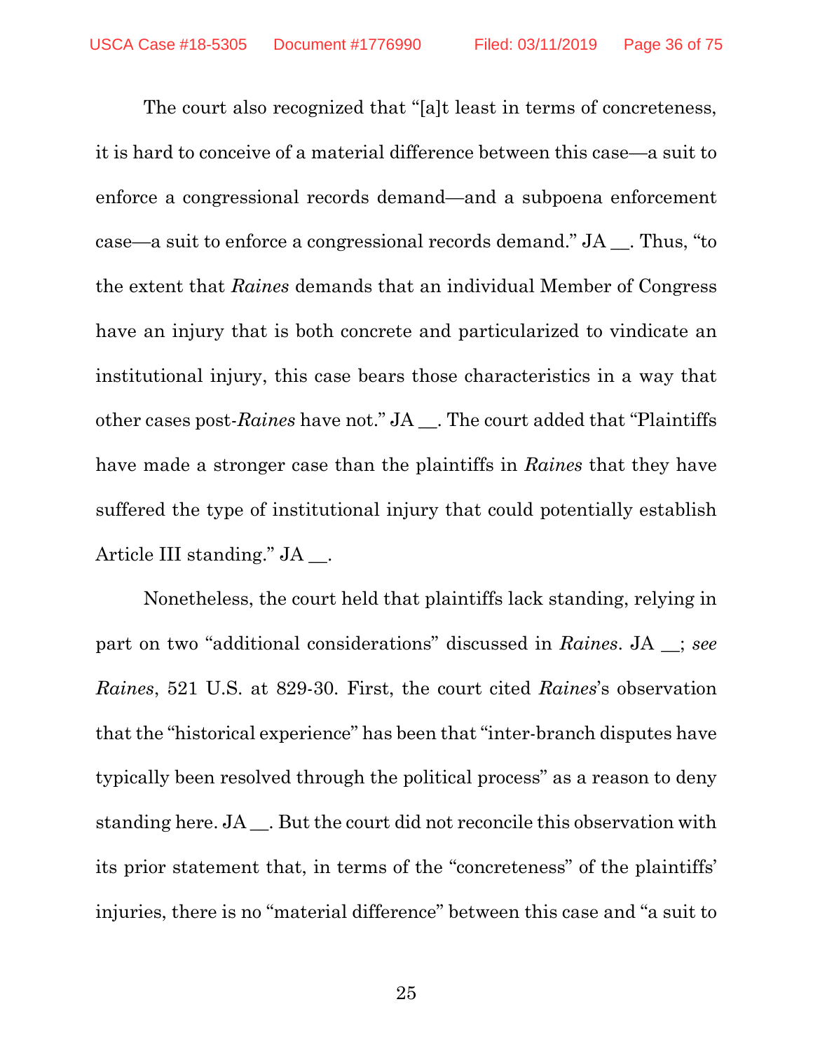The court also recognized that "[a]t least in terms of concreteness, it is hard to conceive of a material difference between this case—a suit to enforce a congressional records demand—and a subpoena enforcement case—a suit to enforce a congressional records demand." JA __. Thus, "to the extent that *Raines* demands that an individual Member of Congress have an injury that is both concrete and particularized to vindicate an institutional injury, this case bears those characteristics in a way that other cases post-*Raines* have not." JA __. The court added that "Plaintiffs have made a stronger case than the plaintiffs in *Raines* that they have suffered the type of institutional injury that could potentially establish Article III standing." JA __.

Nonetheless, the court held that plaintiffs lack standing, relying in part on two "additional considerations" discussed in *Raines*. JA __; *see Raines*, 521 U.S. at 829-30. First, the court cited *Raines*'s observation that the "historical experience" has been that "inter-branch disputes have typically been resolved through the political process" as a reason to deny standing here. JA __. But the court did not reconcile this observation with its prior statement that, in terms of the "concreteness" of the plaintiffs' injuries, there is no "material difference" between this case and "a suit to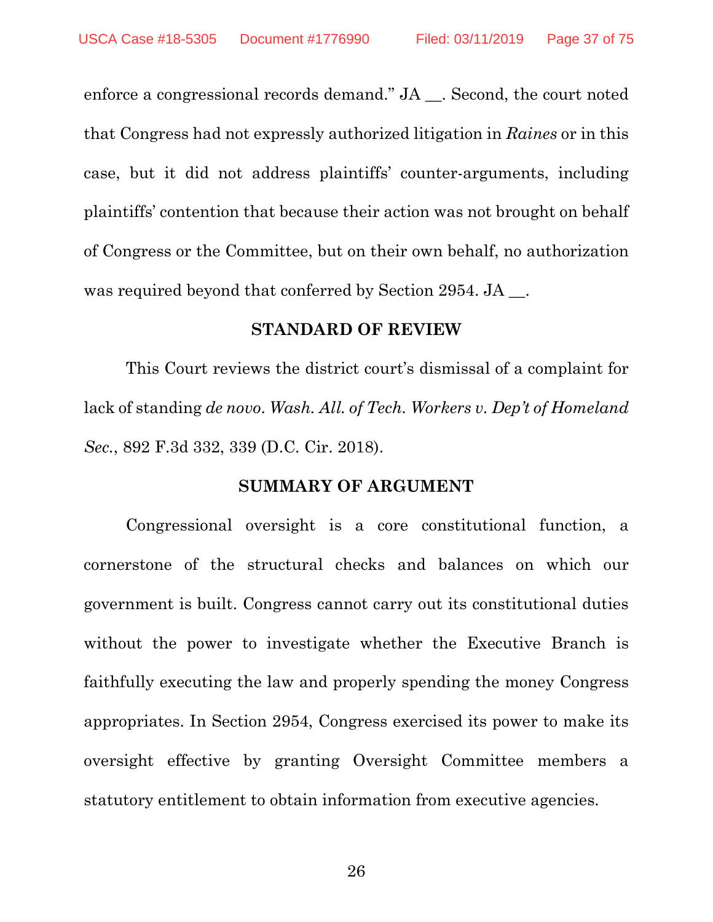enforce a congressional records demand." JA __. Second, the court noted that Congress had not expressly authorized litigation in *Raines* or in this case, but it did not address plaintiffs' counter-arguments, including plaintiffs' contention that because their action was not brought on behalf of Congress or the Committee, but on their own behalf, no authorization was required beyond that conferred by Section 2954. JA __.

## STANDARD OF REVIEW

This Court reviews the district court's dismissal of a complaint for lack of standing *de novo*. *Wash. All. of Tech. Workers v. Dep't of Homeland Sec.*, 892 F.3d 332, 339 (D.C. Cir. 2018).

## SUMMARY OF ARGUMENT

Congressional oversight is a core constitutional function, a cornerstone of the structural checks and balances on which our government is built. Congress cannot carry out its constitutional duties without the power to investigate whether the Executive Branch is faithfully executing the law and properly spending the money Congress appropriates. In Section 2954, Congress exercised its power to make its oversight effective by granting Oversight Committee members a statutory entitlement to obtain information from executive agencies.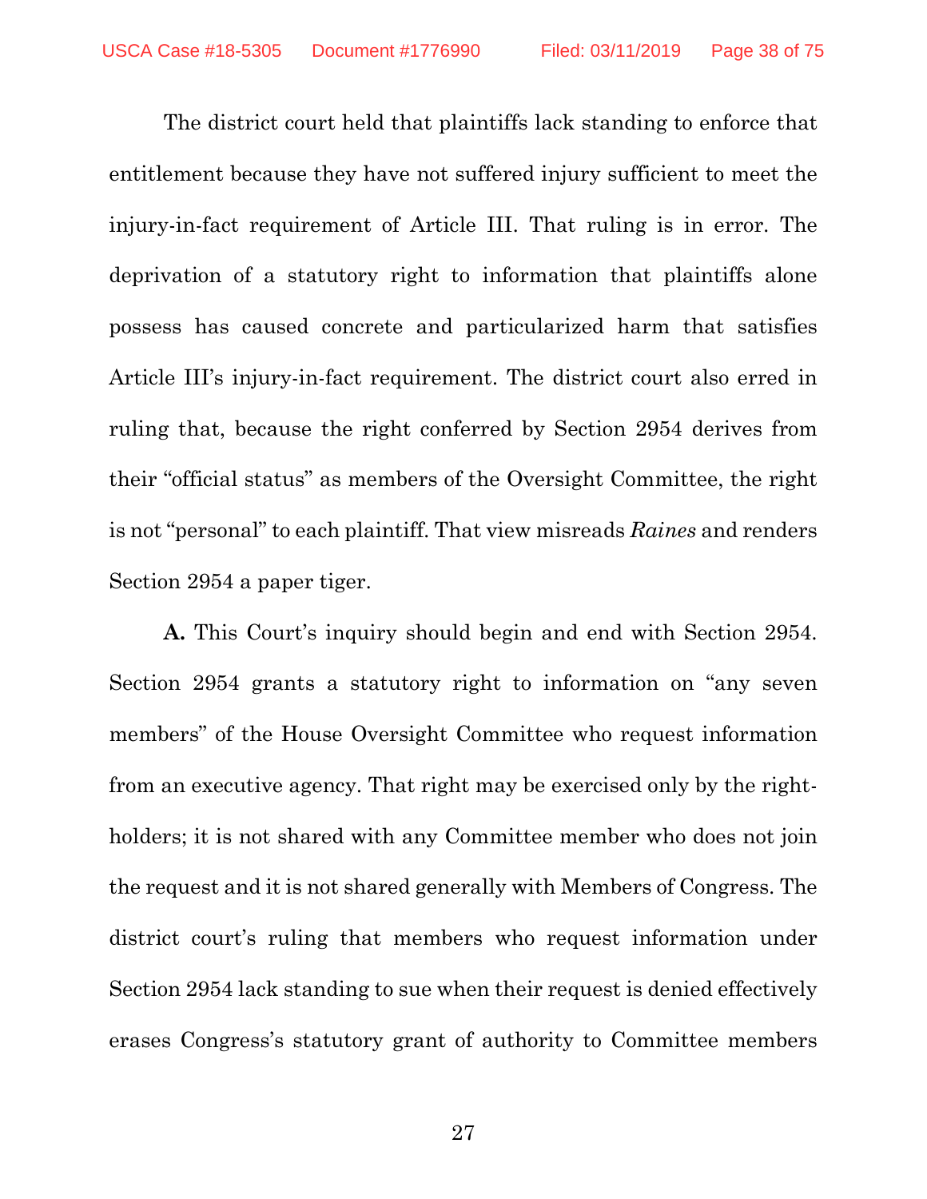The district court held that plaintiffs lack standing to enforce that entitlement because they have not suffered injury sufficient to meet the injury-in-fact requirement of Article III. That ruling is in error. The deprivation of a statutory right to information that plaintiffs alone possess has caused concrete and particularized harm that satisfies Article III's injury-in-fact requirement. The district court also erred in ruling that, because the right conferred by Section 2954 derives from their "official status" as members of the Oversight Committee, the right is not "personal" to each plaintiff. That view misreads *Raines* and renders Section 2954 a paper tiger.

**A.** This Court's inquiry should begin and end with Section 2954. Section 2954 grants a statutory right to information on "any seven members" of the House Oversight Committee who request information from an executive agency. That right may be exercised only by the right-holders; it is not shared with any Committee member who does not join the request and it is not shared generally with Members of Congress. The district court's ruling that members who request information under Section 2954 lack standing to sue when their request is denied effectively erases Congress's statutory grant of authority to Committee members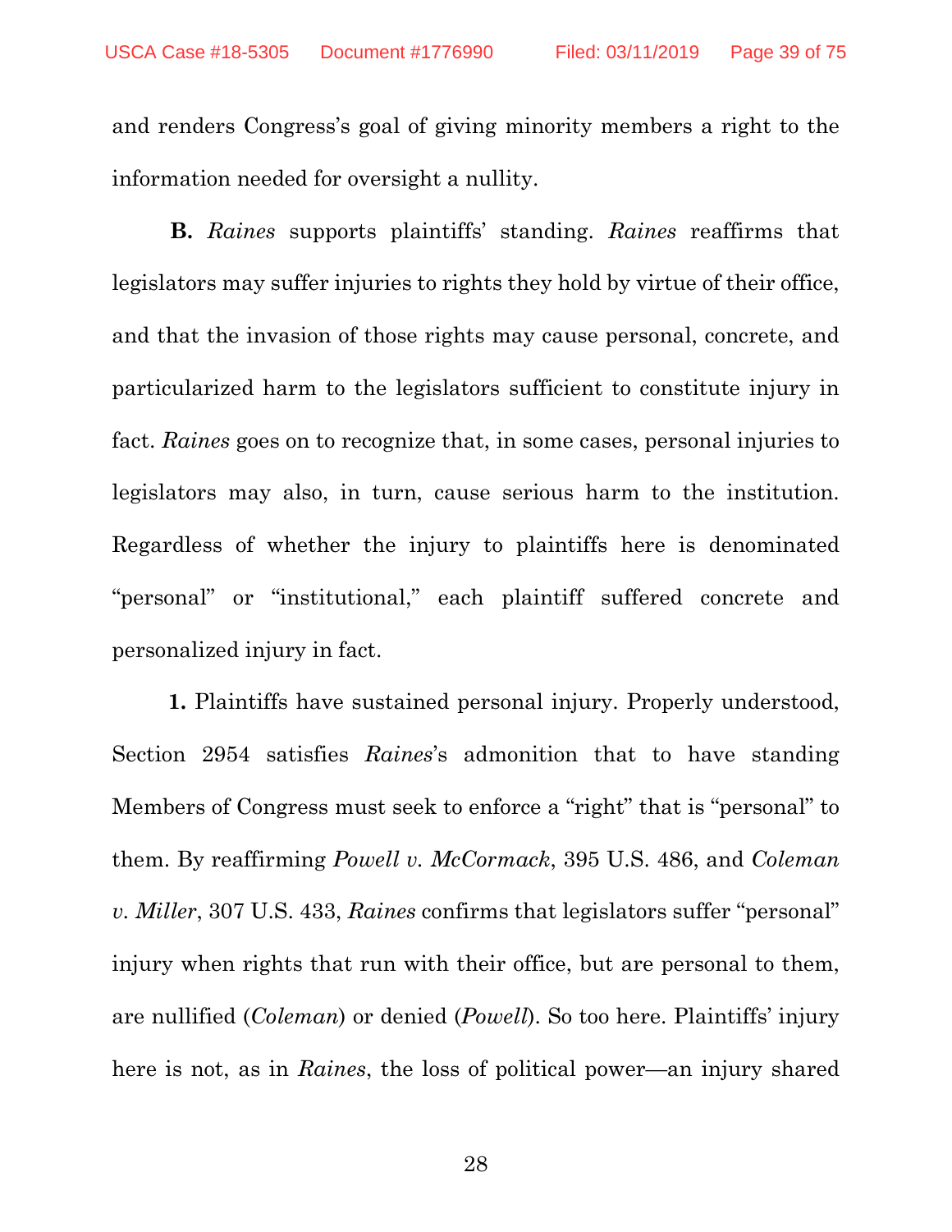and renders Congress's goal of giving minority members a right to the information needed for oversight a nullity.

**B.** *Raines* supports plaintiffs' standing. *Raines* reaffirms that legislators may suffer injuries to rights they hold by virtue of their office, and that the invasion of those rights may cause personal, concrete, and particularized harm to the legislators sufficient to constitute injury in fact. *Raines* goes on to recognize that, in some cases, personal injuries to legislators may also, in turn, cause serious harm to the institution. Regardless of whether the injury to plaintiffs here is denominated "personal" or "institutional," each plaintiff suffered concrete and personalized injury in fact.

**1.** Plaintiffs have sustained personal injury. Properly understood, Section 2954 satisfies *Raines*'s admonition that to have standing Members of Congress must seek to enforce a "right" that is "personal" to them. By reaffirming *Powell v. McCormack*, 395 U.S. 486, and *Coleman v. Miller*, 307 U.S. 433, *Raines* confirms that legislators suffer "personal" injury when rights that run with their office, but are personal to them, are nullified (*Coleman*) or denied (*Powell*). So too here. Plaintiffs' injury here is not, as in *Raines*, the loss of political power—an injury shared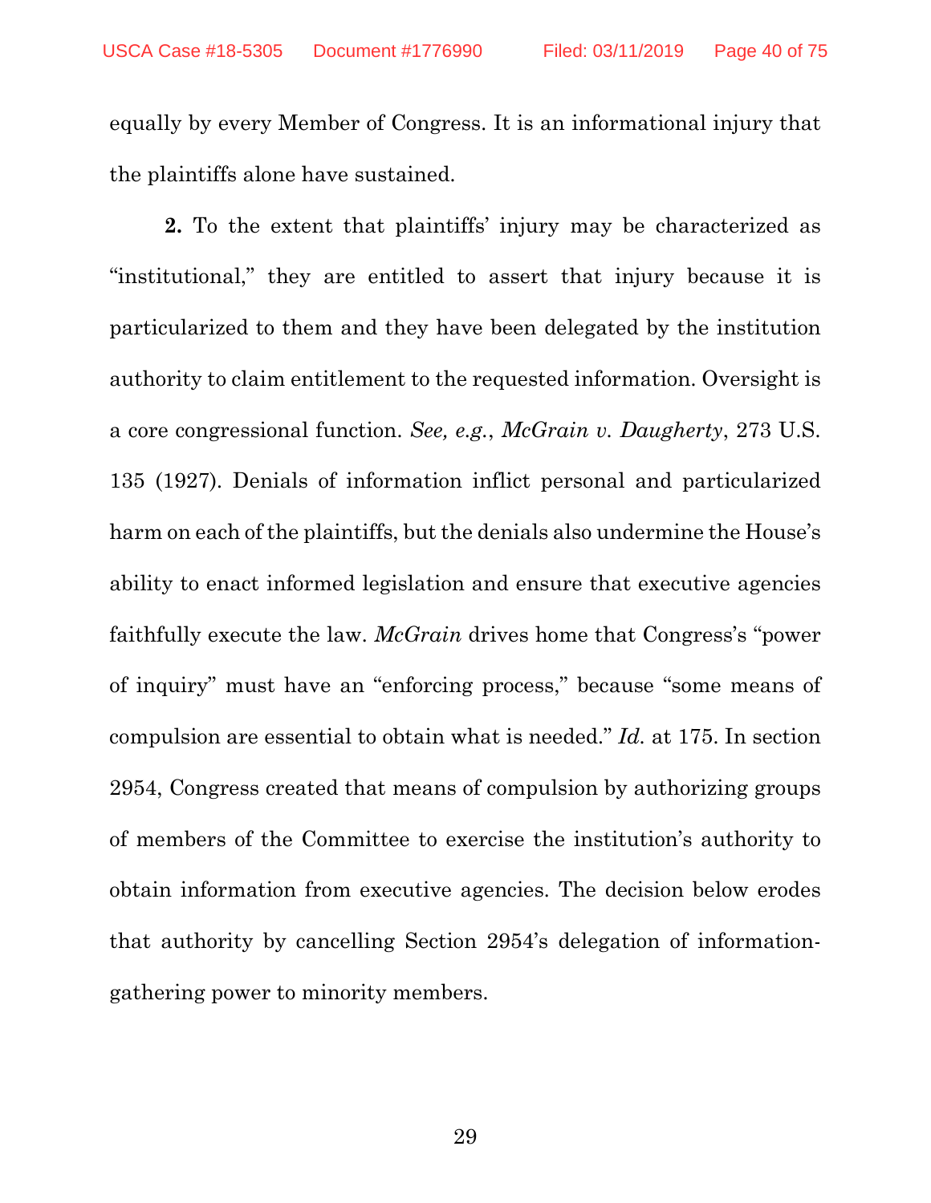equally by every Member of Congress. It is an informational injury that the plaintiffs alone have sustained.

**2.** To the extent that plaintiffs' injury may be characterized as "institutional," they are entitled to assert that injury because it is particularized to them and they have been delegated by the institution authority to claim entitlement to the requested information. Oversight is a core congressional function. *See, e.g.*, *McGrain v. Daugherty*, 273 U.S. 135 (1927). Denials of information inflict personal and particularized harm on each of the plaintiffs, but the denials also undermine the House's ability to enact informed legislation and ensure that executive agencies faithfully execute the law. *McGrain* drives home that Congress's "power of inquiry" must have an "enforcing process," because "some means of compulsion are essential to obtain what is needed." *Id.* at 175. In section 2954, Congress created that means of compulsion by authorizing groups of members of the Committee to exercise the institution's authority to obtain information from executive agencies. The decision below erodes that authority by cancelling Section 2954's delegation of information-gathering power to minority members.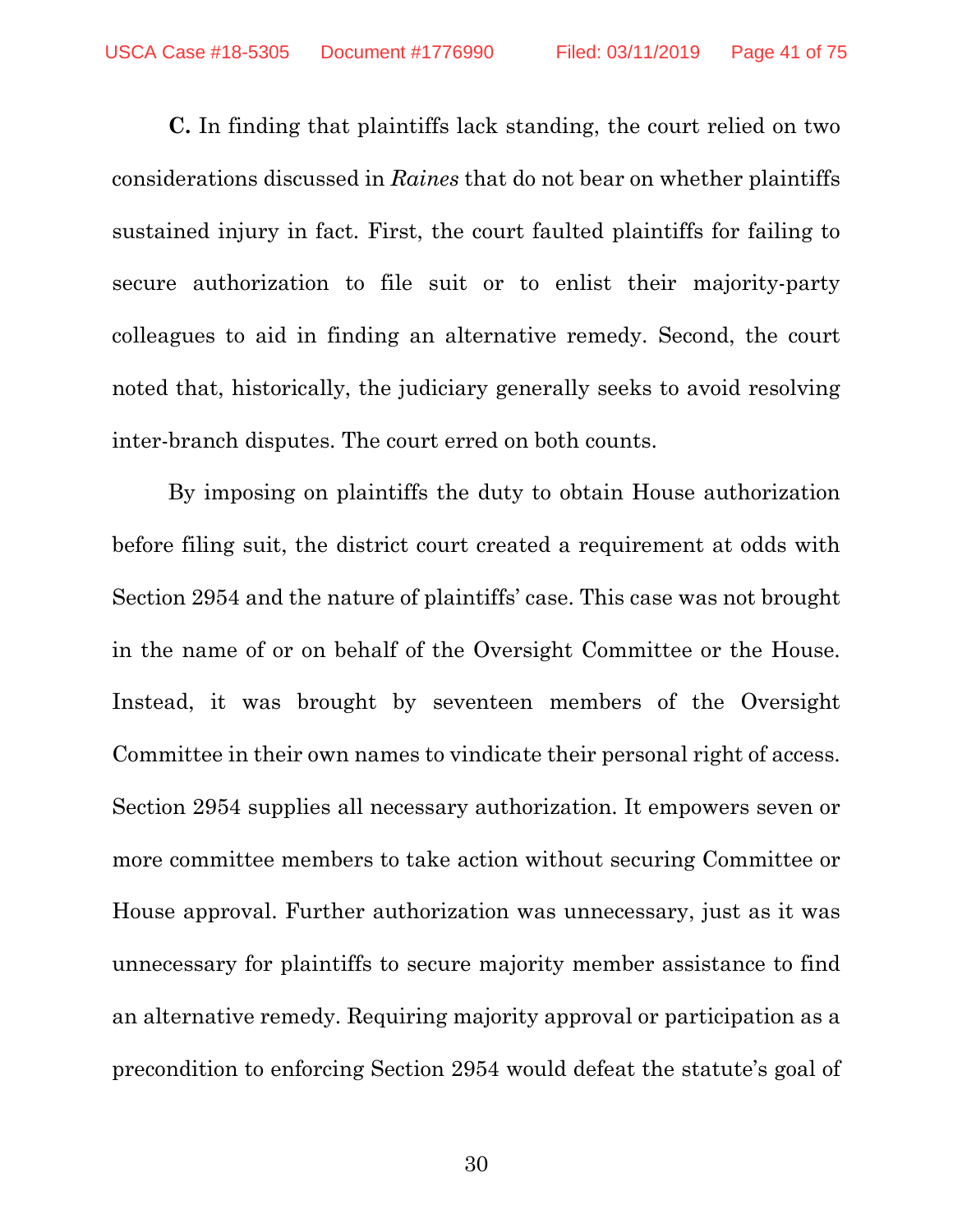**C.** In finding that plaintiffs lack standing, the court relied on two considerations discussed in *Raines* that do not bear on whether plaintiffs sustained injury in fact. First, the court faulted plaintiffs for failing to secure authorization to file suit or to enlist their majority-party colleagues to aid in finding an alternative remedy. Second, the court noted that, historically, the judiciary generally seeks to avoid resolving inter-branch disputes. The court erred on both counts.

By imposing on plaintiffs the duty to obtain House authorization before filing suit, the district court created a requirement at odds with Section 2954 and the nature of plaintiffs' case. This case was not brought in the name of or on behalf of the Oversight Committee or the House. Instead, it was brought by seventeen members of the Oversight Committee in their own names to vindicate their personal right of access. Section 2954 supplies all necessary authorization. It empowers seven or more committee members to take action without securing Committee or House approval. Further authorization was unnecessary, just as it was unnecessary for plaintiffs to secure majority member assistance to find an alternative remedy. Requiring majority approval or participation as a precondition to enforcing Section 2954 would defeat the statute's goal of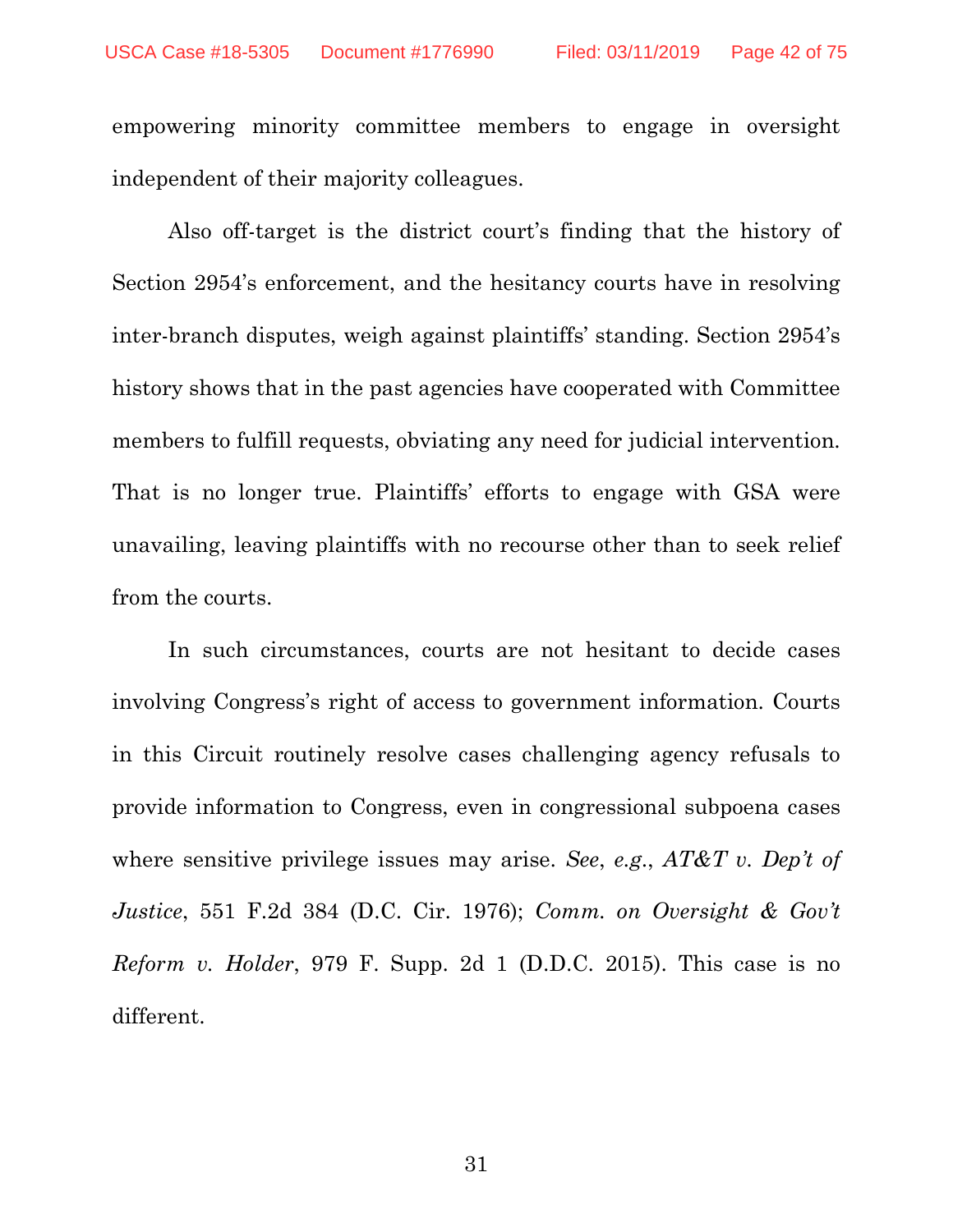empowering minority committee members to engage in oversight independent of their majority colleagues.

Also off-target is the district court's finding that the history of Section 2954's enforcement, and the hesitancy courts have in resolving inter-branch disputes, weigh against plaintiffs' standing. Section 2954's history shows that in the past agencies have cooperated with Committee members to fulfill requests, obviating any need for judicial intervention. That is no longer true. Plaintiffs' efforts to engage with GSA were unavailing, leaving plaintiffs with no recourse other than to seek relief from the courts.

In such circumstances, courts are not hesitant to decide cases involving Congress's right of access to government information. Courts in this Circuit routinely resolve cases challenging agency refusals to provide information to Congress, even in congressional subpoena cases where sensitive privilege issues may arise. *See*, *e.g.*, *AT&T v. Dep't of Justice*, 551 F.2d 384 (D.C. Cir. 1976); *Comm. on Oversight & Gov't Reform v. Holder*, 979 F. Supp. 2d 1 (D.D.C. 2015). This case is no different.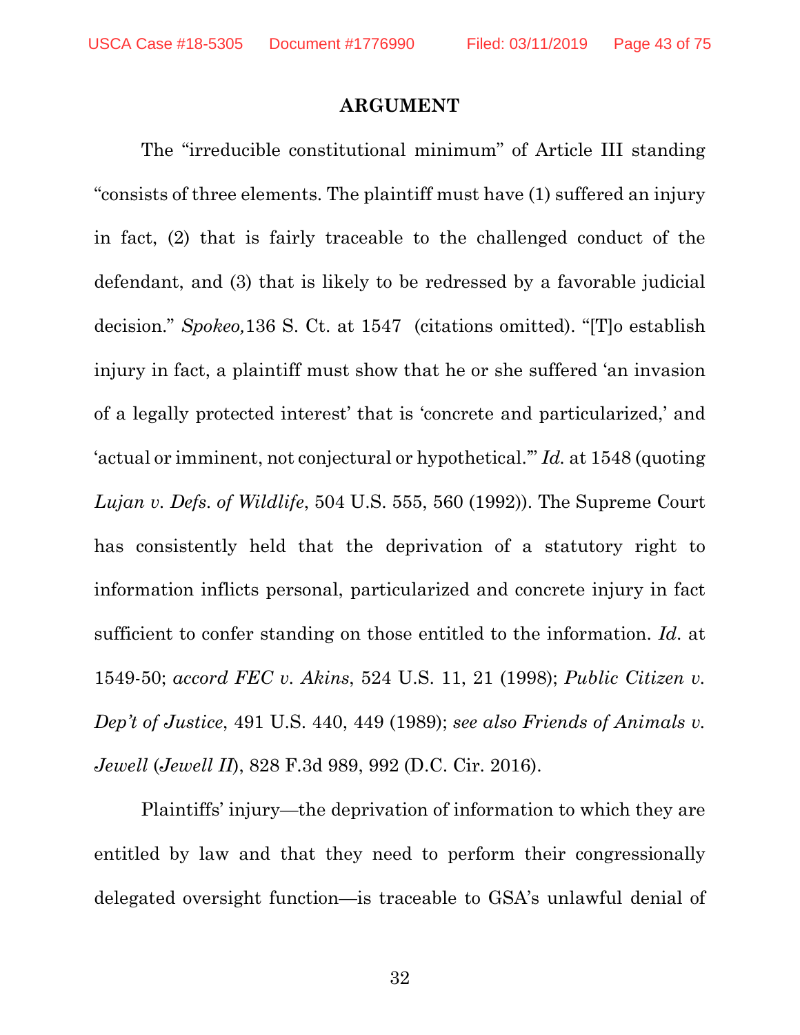## ARGUMENT

The "irreducible constitutional minimum" of Article III standing "consists of three elements. The plaintiff must have (1) suffered an injury in fact, (2) that is fairly traceable to the challenged conduct of the defendant, and (3) that is likely to be redressed by a favorable judicial decision." *Spokeo,*136 S. Ct. at 1547 (citations omitted). "[T]o establish injury in fact, a plaintiff must show that he or she suffered 'an invasion of a legally protected interest' that is 'concrete and particularized,' and 'actual or imminent, not conjectural or hypothetical.'" *Id.* at 1548 (quoting *Lujan v. Defs. of Wildlife*, 504 U.S. 555, 560 (1992)). The Supreme Court has consistently held that the deprivation of a statutory right to information inflicts personal, particularized and concrete injury in fact sufficient to confer standing on those entitled to the information. *Id*. at 1549-50; *accord FEC v. Akins*, 524 U.S. 11, 21 (1998); *Public Citizen v. Dep't of Justice*, 491 U.S. 440, 449 (1989); *see also Friends of Animals v. Jewell* (*Jewell II*), 828 F.3d 989, 992 (D.C. Cir. 2016).

Plaintiffs' injury—the deprivation of information to which they are entitled by law and that they need to perform their congressionally delegated oversight function—is traceable to GSA's unlawful denial of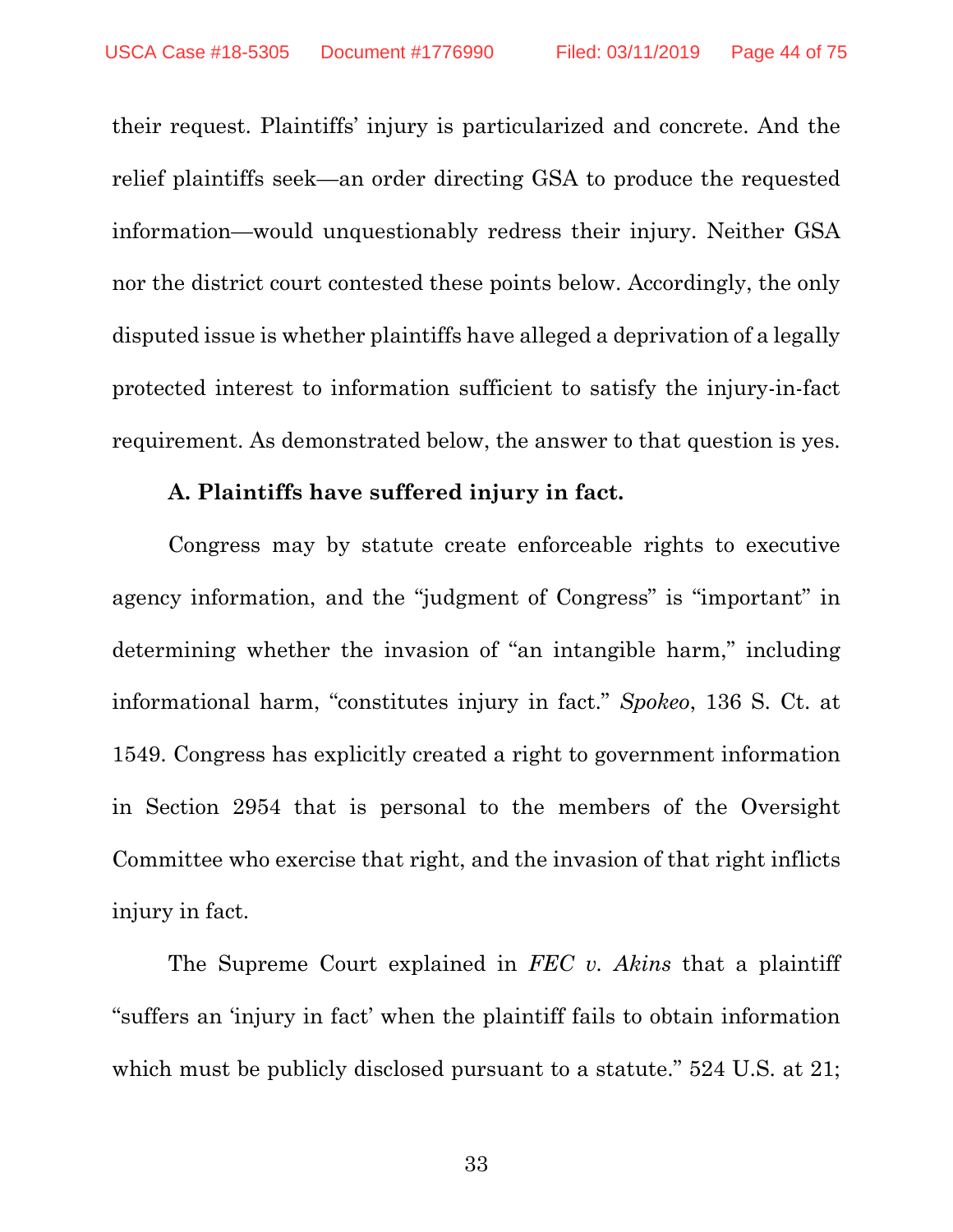their request. Plaintiffs' injury is particularized and concrete. And the relief plaintiffs seek—an order directing GSA to produce the requested information—would unquestionably redress their injury. Neither GSA nor the district court contested these points below. Accordingly, the only disputed issue is whether plaintiffs have alleged a deprivation of a legally protected interest to information sufficient to satisfy the injury-in-fact requirement. As demonstrated below, the answer to that question is yes.

**A. Plaintiffs have suffered injury in fact.**

Congress may by statute create enforceable rights to executive agency information, and the "judgment of Congress" is "important" in determining whether the invasion of "an intangible harm," including informational harm, "constitutes injury in fact." *Spokeo*, 136 S. Ct. at 1549. Congress has explicitly created a right to government information in Section 2954 that is personal to the members of the Oversight Committee who exercise that right, and the invasion of that right inflicts injury in fact.

The Supreme Court explained in *FEC v. Akins* that a plaintiff "suffers an 'injury in fact' when the plaintiff fails to obtain information which must be publicly disclosed pursuant to a statute." 524 U.S. at 21;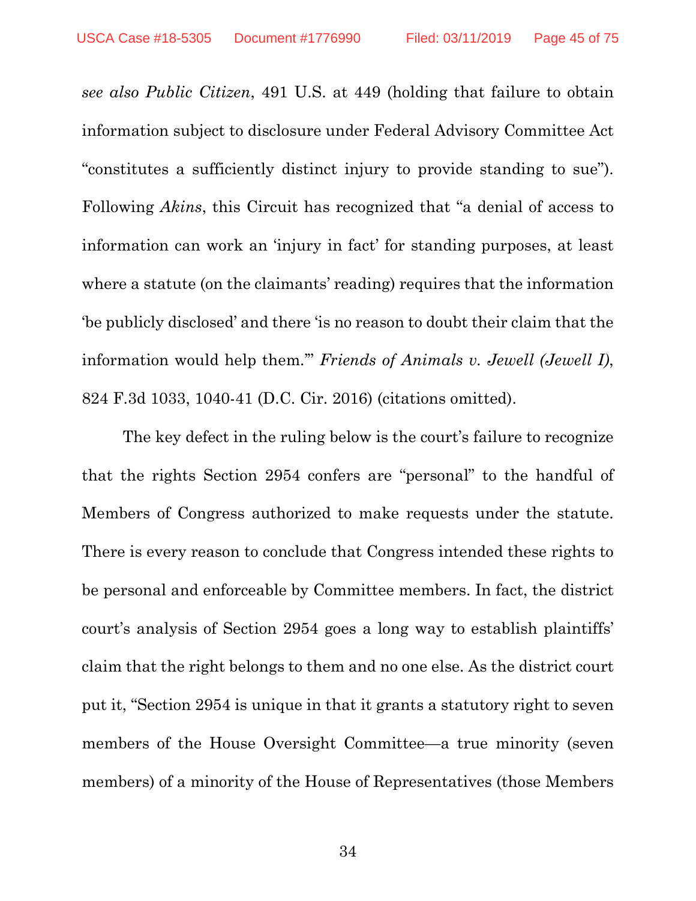*see also Public Citizen*, 491 U.S. at 449 (holding that failure to obtain information subject to disclosure under Federal Advisory Committee Act "constitutes a sufficiently distinct injury to provide standing to sue"). Following *Akins*, this Circuit has recognized that "a denial of access to information can work an 'injury in fact' for standing purposes, at least where a statute (on the claimants' reading) requires that the information 'be publicly disclosed' and there 'is no reason to doubt their claim that the information would help them.'" *Friends of Animals v. Jewell (Jewell I)*, 824 F.3d 1033, 1040-41 (D.C. Cir. 2016) (citations omitted).

The key defect in the ruling below is the court's failure to recognize that the rights Section 2954 confers are "personal" to the handful of Members of Congress authorized to make requests under the statute. There is every reason to conclude that Congress intended these rights to be personal and enforceable by Committee members. In fact, the district court's analysis of Section 2954 goes a long way to establish plaintiffs' claim that the right belongs to them and no one else. As the district court put it, "Section 2954 is unique in that it grants a statutory right to seven members of the House Oversight Committee—a true minority (seven members) of a minority of the House of Representatives (those Members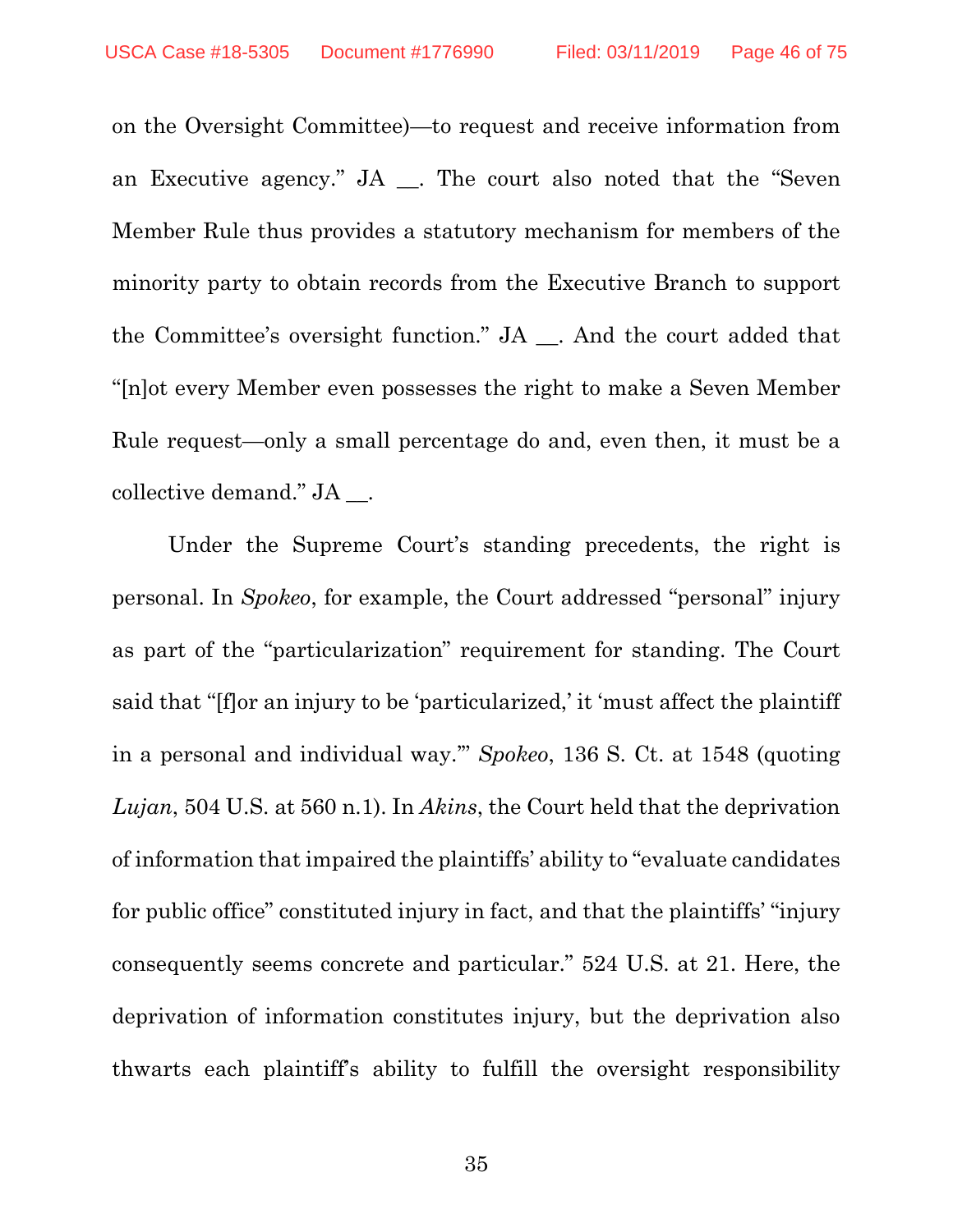on the Oversight Committee)—to request and receive information from an Executive agency." JA __. The court also noted that the "Seven Member Rule thus provides a statutory mechanism for members of the minority party to obtain records from the Executive Branch to support the Committee's oversight function." JA __. And the court added that "[n]ot every Member even possesses the right to make a Seven Member Rule request—only a small percentage do and, even then, it must be a collective demand." JA __.

Under the Supreme Court's standing precedents, the right is personal. In *Spokeo*, for example, the Court addressed "personal" injury as part of the "particularization" requirement for standing. The Court said that "[f]or an injury to be 'particularized,' it 'must affect the plaintiff in a personal and individual way.'" *Spokeo*, 136 S. Ct. at 1548 (quoting *Lujan*, 504 U.S. at 560 n.1). In *Akins*, the Court held that the deprivation of information that impaired the plaintiffs' ability to "evaluate candidates for public office" constituted injury in fact, and that the plaintiffs' "injury consequently seems concrete and particular." 524 U.S. at 21. Here, the deprivation of information constitutes injury, but the deprivation also thwarts each plaintiff's ability to fulfill the oversight responsibility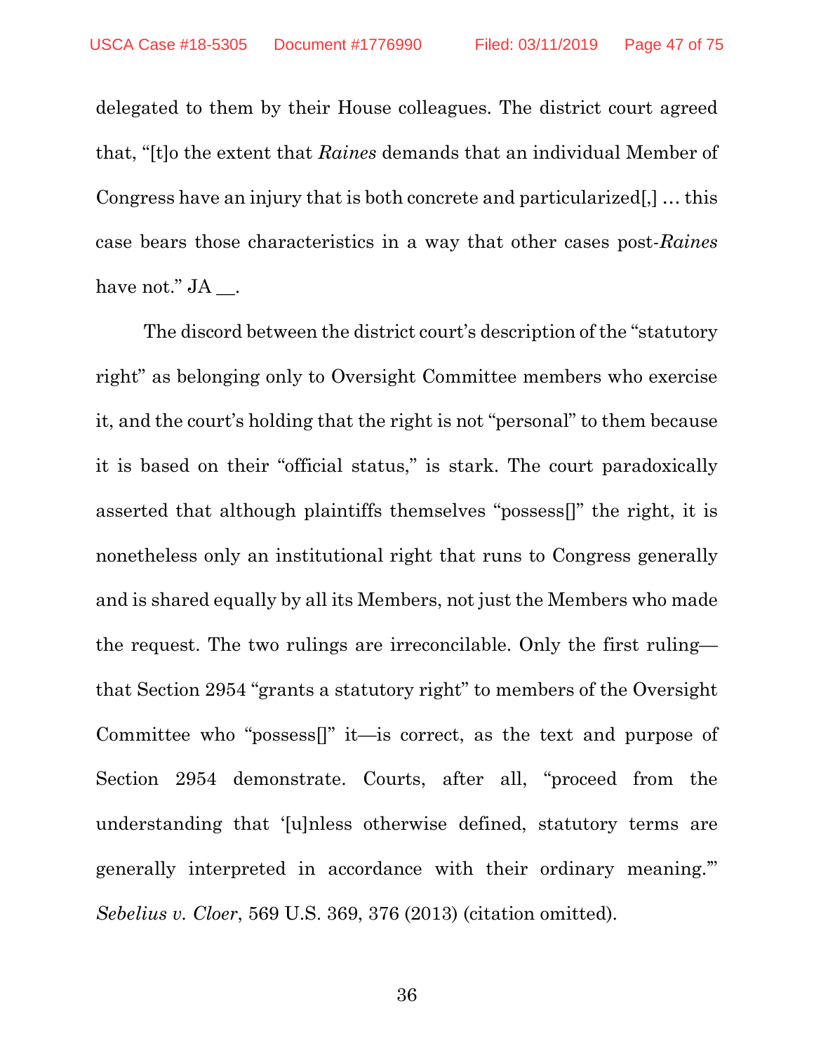delegated to them by their House colleagues. The district court agreed that, "[t]o the extent that *Raines* demands that an individual Member of Congress have an injury that is both concrete and particularized[,] … this case bears those characteristics in a way that other cases post-*Raines* have not." JA __.

The discord between the district court's description of the "statutory right" as belonging only to Oversight Committee members who exercise it, and the court's holding that the right is not "personal" to them because it is based on their "official status," is stark. The court paradoxically asserted that although plaintiffs themselves "possess[]" the right, it is nonetheless only an institutional right that runs to Congress generally and is shared equally by all its Members, not just the Members who made the request. The two rulings are irreconcilable. Only the first ruling—that Section 2954 "grants a statutory right" to members of the Oversight Committee who "possess[]" it—is correct, as the text and purpose of Section 2954 demonstrate. Courts, after all, "proceed from the understanding that '[u]nless otherwise defined, statutory terms are generally interpreted in accordance with their ordinary meaning.'" *Sebelius v. Cloer*, 569 U.S. 369, 376 (2013) (citation omitted).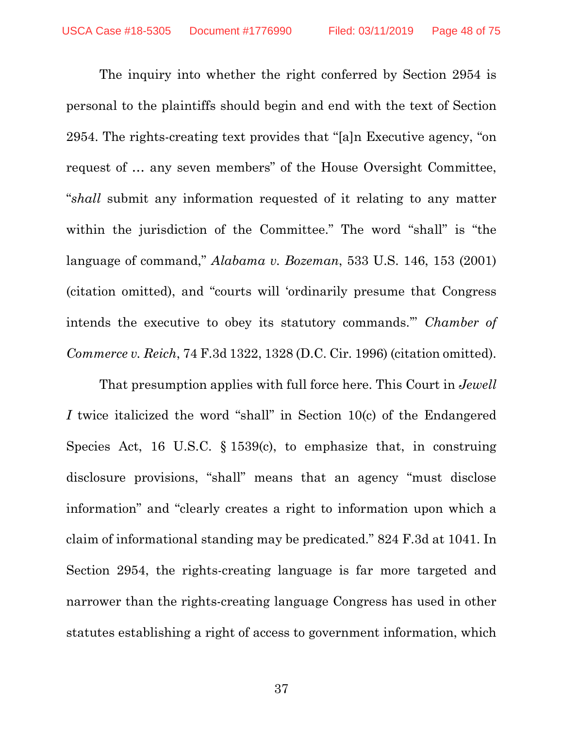The inquiry into whether the right conferred by Section 2954 is personal to the plaintiffs should begin and end with the text of Section 2954. The rights-creating text provides that "[a]n Executive agency, "on request of … any seven members" of the House Oversight Committee, "*shall* submit any information requested of it relating to any matter within the jurisdiction of the Committee." The word "shall" is "the language of command," *Alabama v. Bozeman*, 533 U.S. 146, 153 (2001) (citation omitted), and "courts will 'ordinarily presume that Congress intends the executive to obey its statutory commands.'" *Chamber of Commerce v. Reich*, 74 F.3d 1322, 1328 (D.C. Cir. 1996) (citation omitted).

That presumption applies with full force here. This Court in *Jewell I* twice italicized the word "shall" in Section 10(c) of the Endangered Species Act, 16 U.S.C. § 1539(c), to emphasize that, in construing disclosure provisions, "shall" means that an agency "must disclose information" and "clearly creates a right to information upon which a claim of informational standing may be predicated." 824 F.3d at 1041. In Section 2954, the rights-creating language is far more targeted and narrower than the rights-creating language Congress has used in other statutes establishing a right of access to government information, which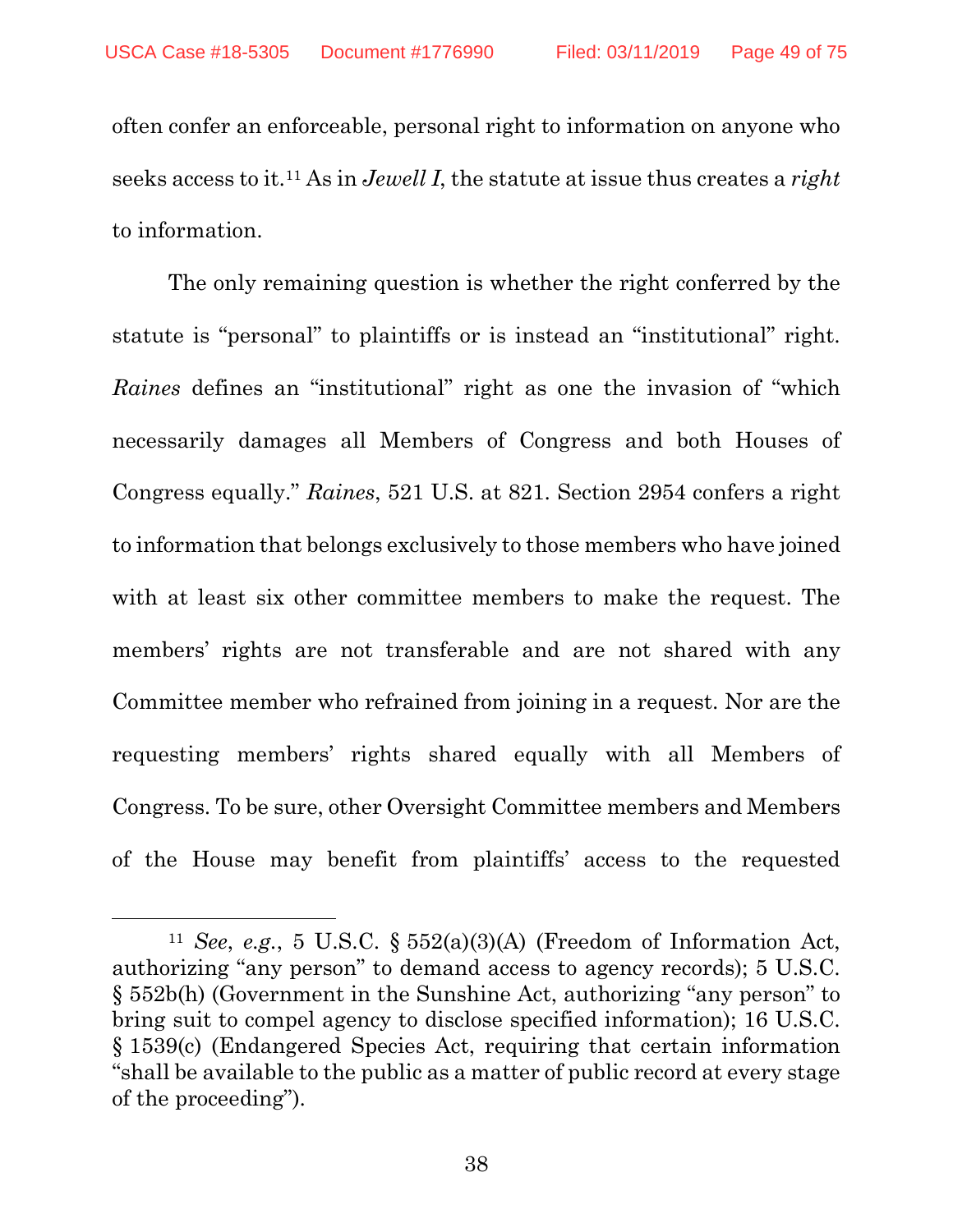often confer an enforceable, personal right to information on anyone who seeks access to it.[11] As in *Jewell I*, the statute at issue thus creates a *right* to information.

The only remaining question is whether the right conferred by the statute is "personal" to plaintiffs or is instead an "institutional" right. *Raines* defines an "institutional" right as one the invasion of "which necessarily damages all Members of Congress and both Houses of Congress equally." *Raines*, 521 U.S. at 821. Section 2954 confers a right to information that belongs exclusively to those members who have joined with at least six other committee members to make the request. The members' rights are not transferable and are not shared with any Committee member who refrained from joining in a request. Nor are the requesting members' rights shared equally with all Members of Congress. To be sure, other Oversight Committee members and Members of the House may benefit from plaintiffs' access to the requested

---

[11] *See*, *e.g.*, 5 U.S.C. § 552(a)(3)(A) (Freedom of Information Act, authorizing "any person" to demand access to agency records); 5 U.S.C. § 552b(h) (Government in the Sunshine Act, authorizing "any person" to bring suit to compel agency to disclose specified information); 16 U.S.C. § 1539(c) (Endangered Species Act, requiring that certain information "shall be available to the public as a matter of public record at every stage of the proceeding").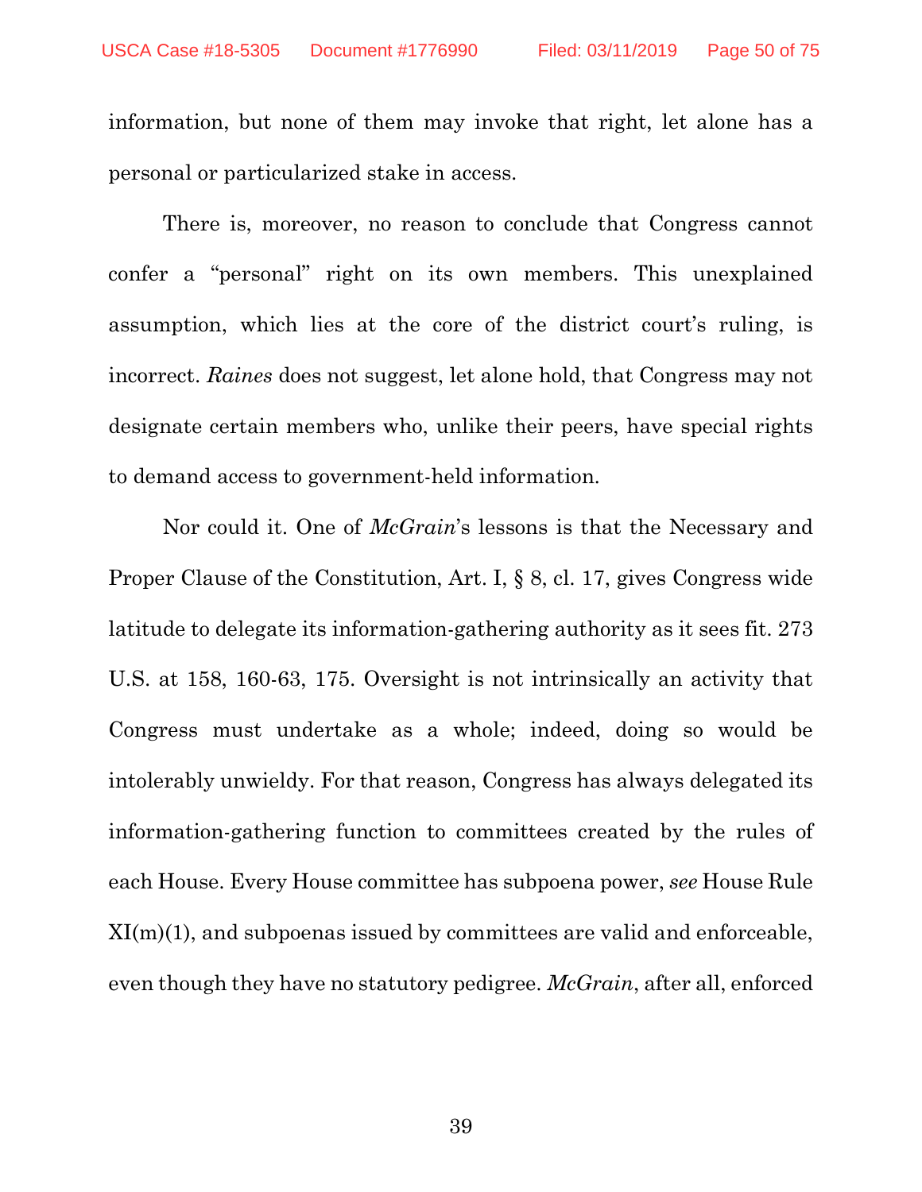information, but none of them may invoke that right, let alone has a personal or particularized stake in access.

There is, moreover, no reason to conclude that Congress cannot confer a "personal" right on its own members. This unexplained assumption, which lies at the core of the district court's ruling, is incorrect. *Raines* does not suggest, let alone hold, that Congress may not designate certain members who, unlike their peers, have special rights to demand access to government-held information.

Nor could it. One of *McGrain*'s lessons is that the Necessary and Proper Clause of the Constitution, Art. I, § 8, cl. 17, gives Congress wide latitude to delegate its information-gathering authority as it sees fit. 273 U.S. at 158, 160-63, 175. Oversight is not intrinsically an activity that Congress must undertake as a whole; indeed, doing so would be intolerably unwieldy. For that reason, Congress has always delegated its information-gathering function to committees created by the rules of each House. Every House committee has subpoena power, *see* House Rule XI(m)(1), and subpoenas issued by committees are valid and enforceable, even though they have no statutory pedigree. *McGrain*, after all, enforced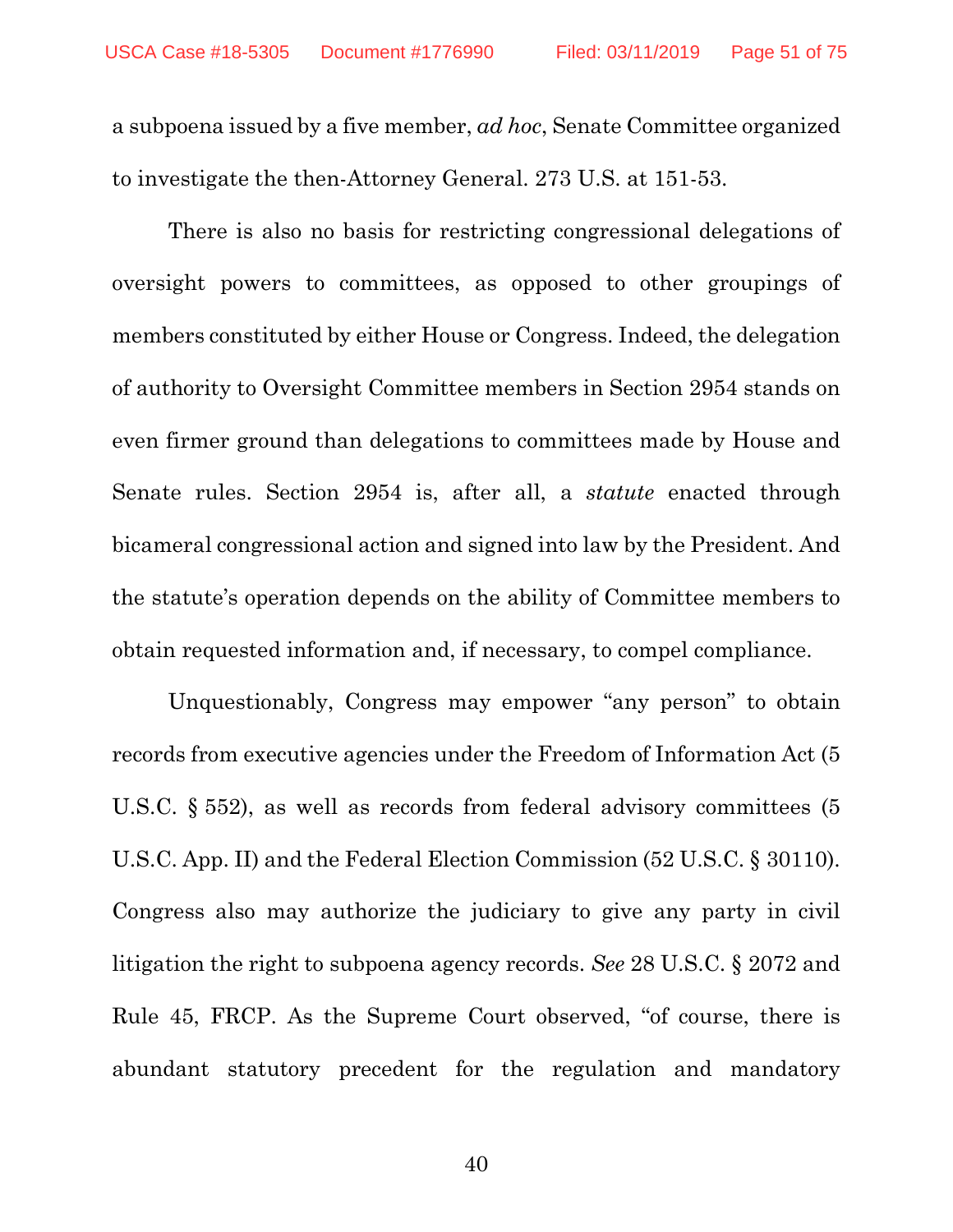a subpoena issued by a five member, *ad hoc*, Senate Committee organized to investigate the then-Attorney General. 273 U.S. at 151-53.

There is also no basis for restricting congressional delegations of oversight powers to committees, as opposed to other groupings of members constituted by either House or Congress. Indeed, the delegation of authority to Oversight Committee members in Section 2954 stands on even firmer ground than delegations to committees made by House and Senate rules. Section 2954 is, after all, a *statute* enacted through bicameral congressional action and signed into law by the President. And the statute's operation depends on the ability of Committee members to obtain requested information and, if necessary, to compel compliance.

Unquestionably, Congress may empower "any person" to obtain records from executive agencies under the Freedom of Information Act (5 U.S.C. § 552), as well as records from federal advisory committees (5 U.S.C. App. II) and the Federal Election Commission (52 U.S.C. § 30110). Congress also may authorize the judiciary to give any party in civil litigation the right to subpoena agency records. *See* 28 U.S.C. § 2072 and Rule 45, FRCP. As the Supreme Court observed, "of course, there is abundant statutory precedent for the regulation and mandatory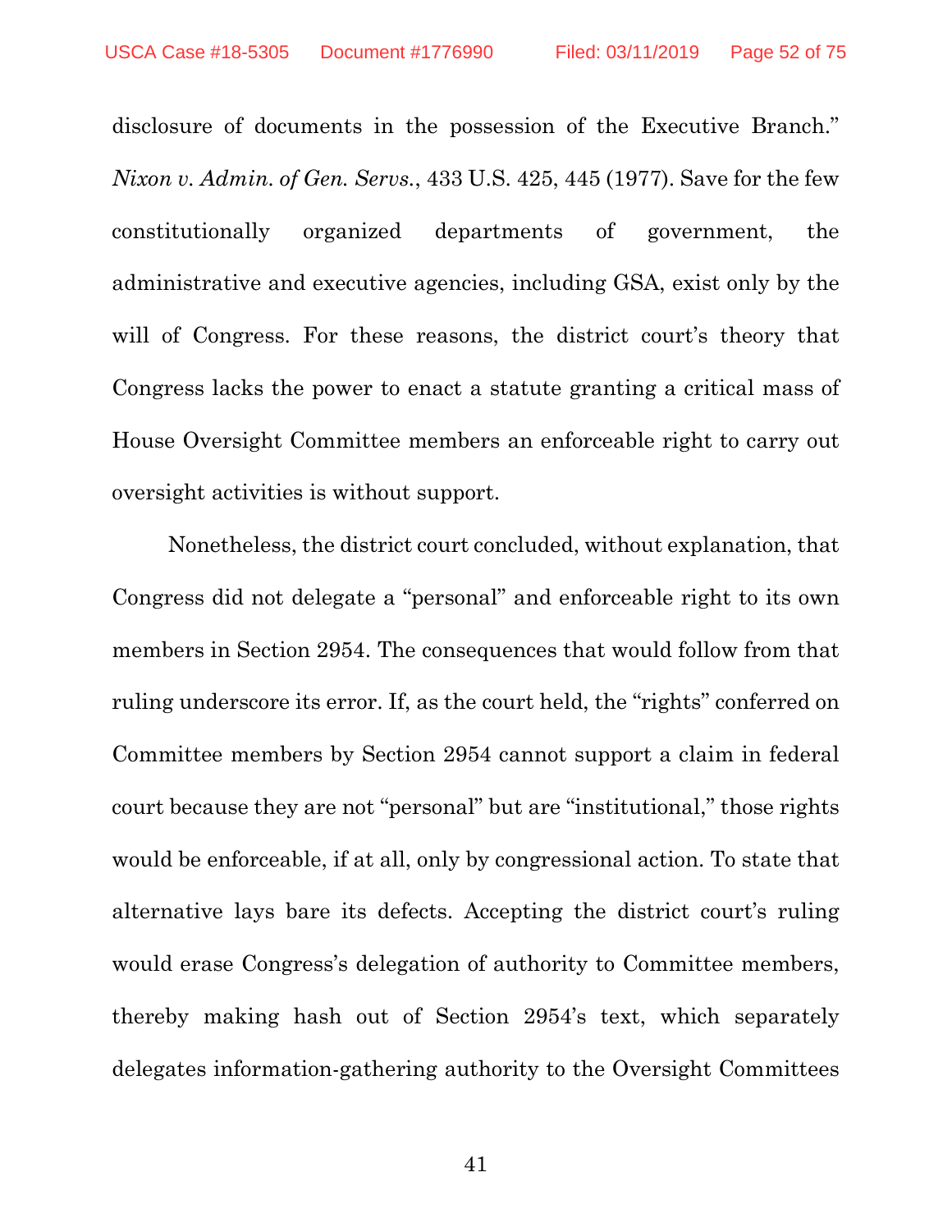disclosure of documents in the possession of the Executive Branch." *Nixon v. Admin. of Gen. Servs.*, 433 U.S. 425, 445 (1977). Save for the few constitutionally organized departments of government, the administrative and executive agencies, including GSA, exist only by the will of Congress. For these reasons, the district court's theory that Congress lacks the power to enact a statute granting a critical mass of House Oversight Committee members an enforceable right to carry out oversight activities is without support.

Nonetheless, the district court concluded, without explanation, that Congress did not delegate a "personal" and enforceable right to its own members in Section 2954. The consequences that would follow from that ruling underscore its error. If, as the court held, the "rights" conferred on Committee members by Section 2954 cannot support a claim in federal court because they are not "personal" but are "institutional," those rights would be enforceable, if at all, only by congressional action. To state that alternative lays bare its defects. Accepting the district court's ruling would erase Congress's delegation of authority to Committee members, thereby making hash out of Section 2954's text, which separately delegates information-gathering authority to the Oversight Committees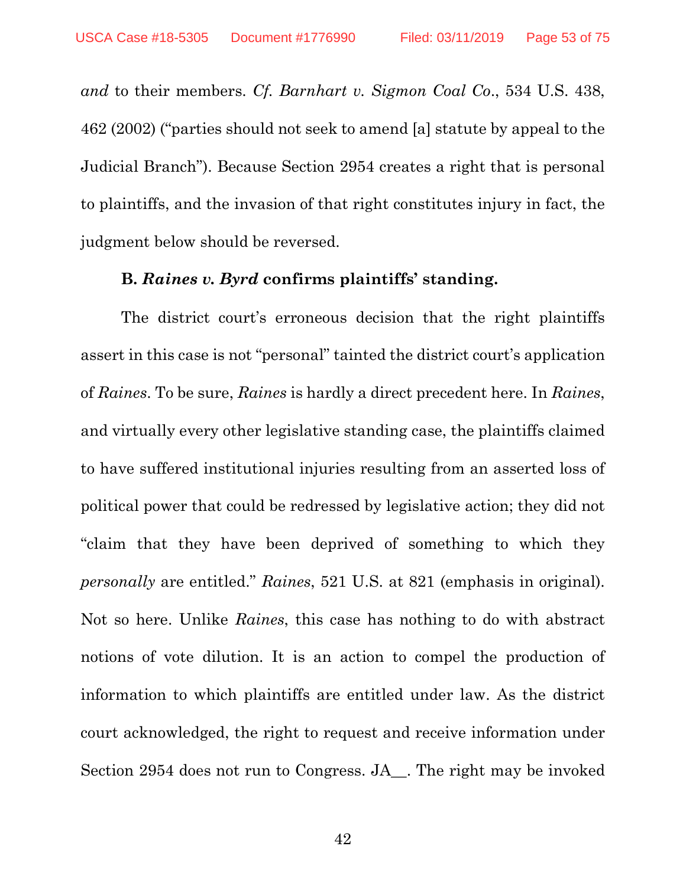*and* to their members. *Cf. Barnhart v. Sigmon Coal Co.*, 534 U.S. 438, 462 (2002) ("parties should not seek to amend [a] statute by appeal to the Judicial Branch"). Because Section 2954 creates a right that is personal to plaintiffs, and the invasion of that right constitutes injury in fact, the judgment below should be reversed.

**B. *Raines v. Byrd* confirms plaintiffs' standing.**

The district court's erroneous decision that the right plaintiffs assert in this case is not "personal" tainted the district court's application of *Raines*. To be sure, *Raines* is hardly a direct precedent here. In *Raines*, and virtually every other legislative standing case, the plaintiffs claimed to have suffered institutional injuries resulting from an asserted loss of political power that could be redressed by legislative action; they did not "claim that they have been deprived of something to which they *personally* are entitled." *Raines*, 521 U.S. at 821 (emphasis in original). Not so here. Unlike *Raines*, this case has nothing to do with abstract notions of vote dilution. It is an action to compel the production of information to which plaintiffs are entitled under law. As the district court acknowledged, the right to request and receive information under Section 2954 does not run to Congress. JA__. The right may be invoked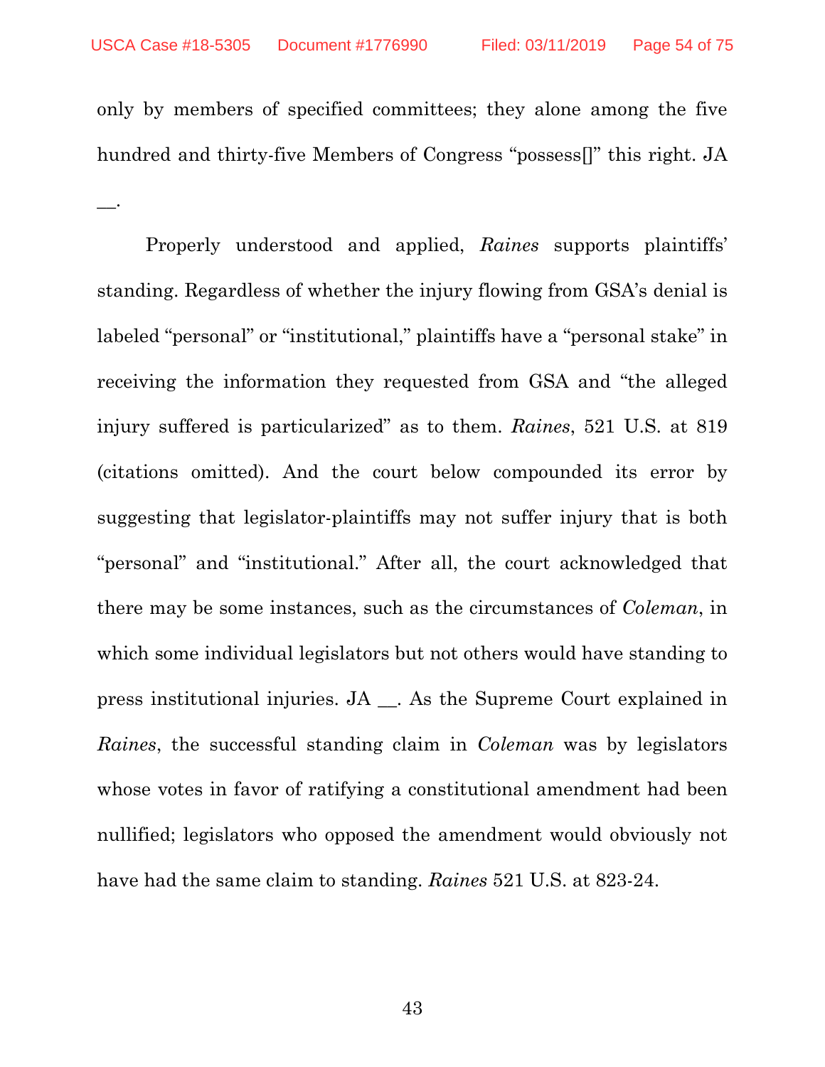only by members of specified committees; they alone among the five hundred and thirty-five Members of Congress "possess[]" this right. JA __.

Properly understood and applied, *Raines* supports plaintiffs' standing. Regardless of whether the injury flowing from GSA's denial is labeled "personal" or "institutional," plaintiffs have a "personal stake" in receiving the information they requested from GSA and "the alleged injury suffered is particularized" as to them. *Raines*, 521 U.S. at 819 (citations omitted). And the court below compounded its error by suggesting that legislator-plaintiffs may not suffer injury that is both "personal" and "institutional." After all, the court acknowledged that there may be some instances, such as the circumstances of *Coleman*, in which some individual legislators but not others would have standing to press institutional injuries. JA __. As the Supreme Court explained in *Raines*, the successful standing claim in *Coleman* was by legislators whose votes in favor of ratifying a constitutional amendment had been nullified; legislators who opposed the amendment would obviously not have had the same claim to standing. *Raines* 521 U.S. at 823-24.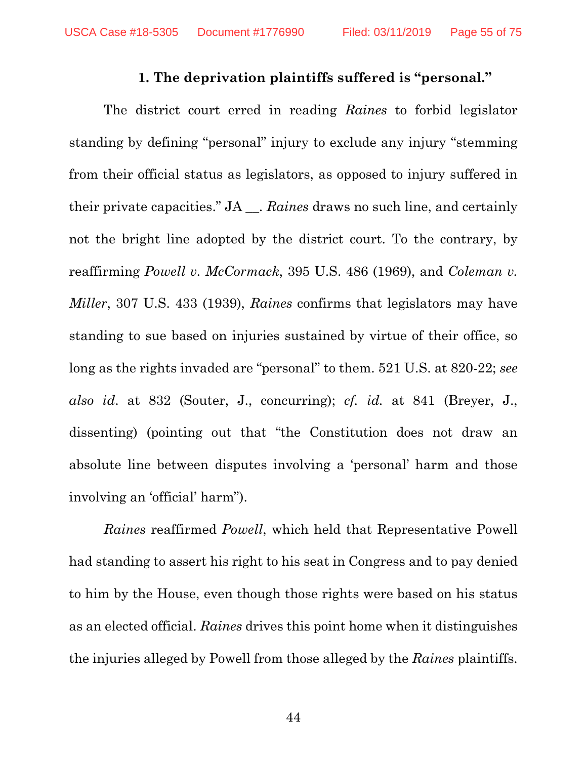### 1. The deprivation plaintiffs suffered is "personal."

The district court erred in reading *Raines* to forbid legislator standing by defining "personal" injury to exclude any injury "stemming from their official status as legislators, as opposed to injury suffered in their private capacities." JA __. *Raines* draws no such line, and certainly not the bright line adopted by the district court. To the contrary, by reaffirming *Powell v. McCormack*, 395 U.S. 486 (1969), and *Coleman v. Miller*, 307 U.S. 433 (1939), *Raines* confirms that legislators may have standing to sue based on injuries sustained by virtue of their office, so long as the rights invaded are "personal" to them. 521 U.S. at 820-22; *see also id.* at 832 (Souter, J., concurring); *cf. id.* at 841 (Breyer, J., dissenting) (pointing out that "the Constitution does not draw an absolute line between disputes involving a 'personal' harm and those involving an 'official' harm").

*Raines* reaffirmed *Powell*, which held that Representative Powell had standing to assert his right to his seat in Congress and to pay denied to him by the House, even though those rights were based on his status as an elected official. *Raines* drives this point home when it distinguishes the injuries alleged by Powell from those alleged by the *Raines* plaintiffs.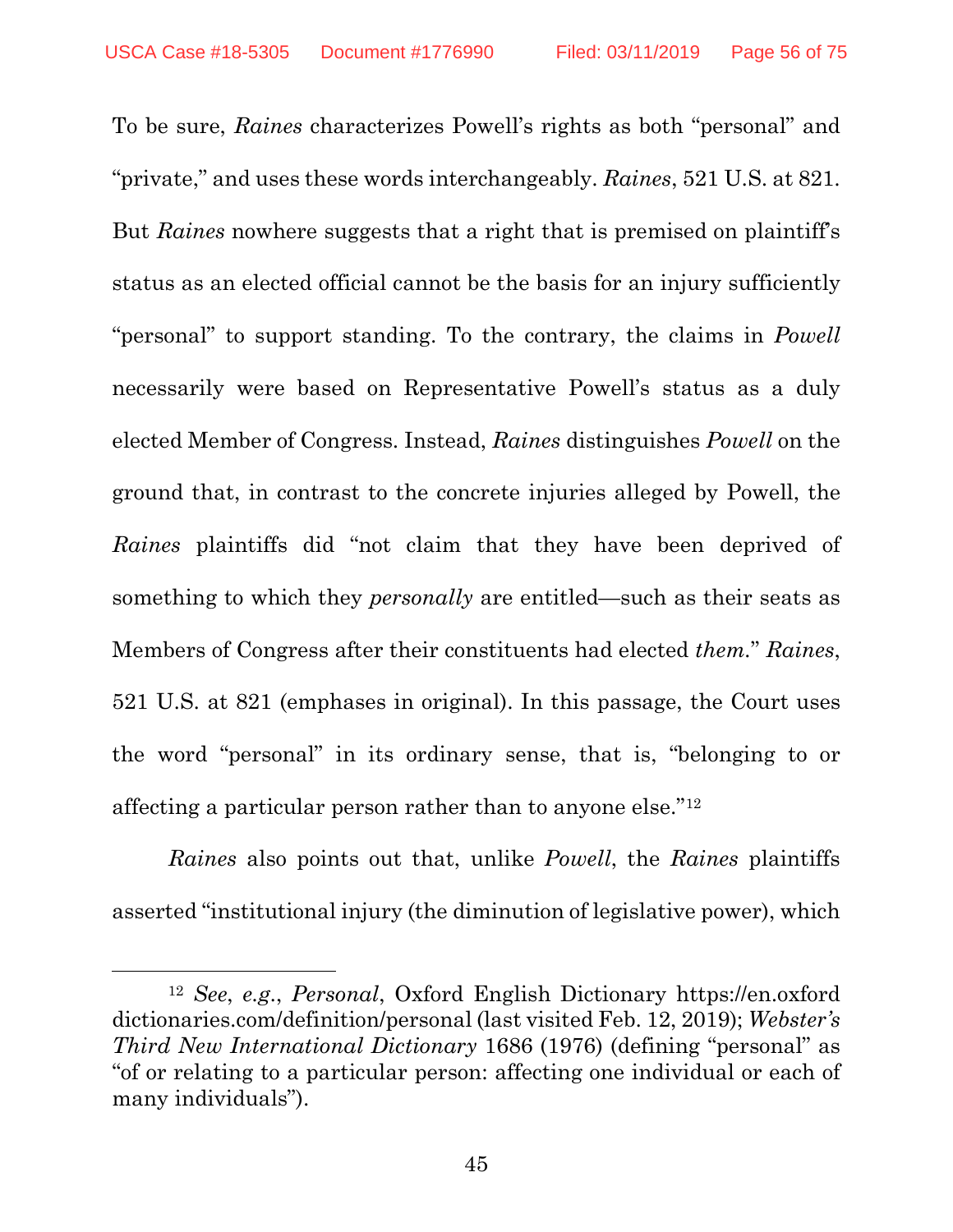To be sure, *Raines* characterizes Powell's rights as both "personal" and "private," and uses these words interchangeably. *Raines*, 521 U.S. at 821. But *Raines* nowhere suggests that a right that is premised on plaintiff's status as an elected official cannot be the basis for an injury sufficiently "personal" to support standing. To the contrary, the claims in *Powell* necessarily were based on Representative Powell's status as a duly elected Member of Congress. Instead, *Raines* distinguishes *Powell* on the ground that, in contrast to the concrete injuries alleged by Powell, the *Raines* plaintiffs did "not claim that they have been deprived of something to which they *personally* are entitled—such as their seats as Members of Congress after their constituents had elected *them*." *Raines*, 521 U.S. at 821 (emphases in original). In this passage, the Court uses the word "personal" in its ordinary sense, that is, "belonging to or affecting a particular person rather than to anyone else."[12]

*Raines* also points out that, unlike *Powell*, the *Raines* plaintiffs asserted "institutional injury (the diminution of legislative power), which

---

[12] *See*, *e.g.*, *Personal*, Oxford English Dictionary https://en.oxforddictionaries.com/definition/personal (last visited Feb. 12, 2019); *Webster's Third New International Dictionary* 1686 (1976) (defining "personal" as "of or relating to a particular person: affecting one individual or each of many individuals").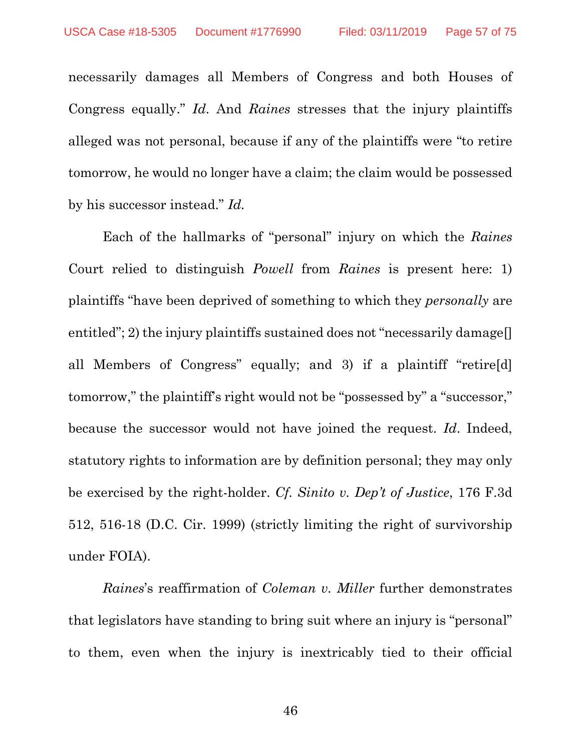necessarily damages all Members of Congress and both Houses of Congress equally." *Id*. And *Raines* stresses that the injury plaintiffs alleged was not personal, because if any of the plaintiffs were "to retire tomorrow, he would no longer have a claim; the claim would be possessed by his successor instead." *Id.*

Each of the hallmarks of "personal" injury on which the *Raines* Court relied to distinguish *Powell* from *Raines* is present here: 1) plaintiffs "have been deprived of something to which they *personally* are entitled"; 2) the injury plaintiffs sustained does not "necessarily damage[] all Members of Congress" equally; and 3) if a plaintiff "retire[d] tomorrow," the plaintiff's right would not be "possessed by" a "successor," because the successor would not have joined the request. *Id*. Indeed, statutory rights to information are by definition personal; they may only be exercised by the right-holder. *Cf. Sinito v. Dep't of Justice*, 176 F.3d 512, 516-18 (D.C. Cir. 1999) (strictly limiting the right of survivorship under FOIA).

*Raines*'s reaffirmation of *Coleman v. Miller* further demonstrates that legislators have standing to bring suit where an injury is "personal" to them, even when the injury is inextricably tied to their official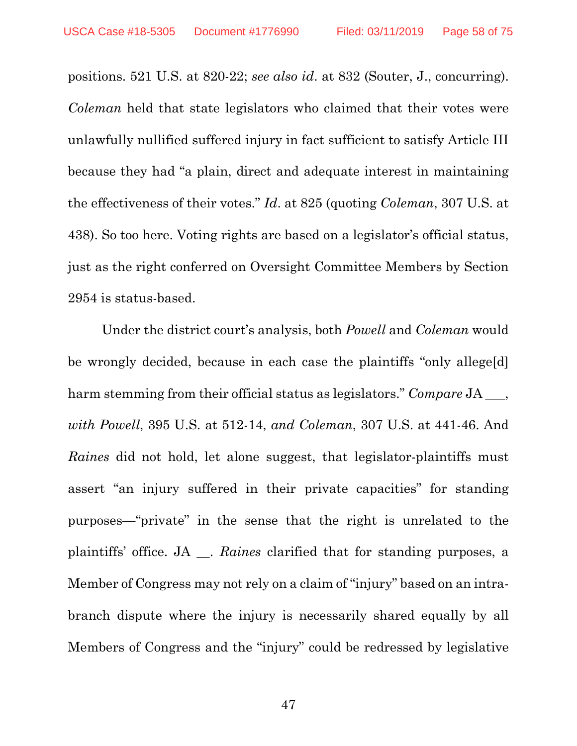positions. 521 U.S. at 820-22; *see also id*. at 832 (Souter, J., concurring). *Coleman* held that state legislators who claimed that their votes were unlawfully nullified suffered injury in fact sufficient to satisfy Article III because they had "a plain, direct and adequate interest in maintaining the effectiveness of their votes." *Id*. at 825 (quoting *Coleman*, 307 U.S. at 438). So too here. Voting rights are based on a legislator's official status, just as the right conferred on Oversight Committee Members by Section 2954 is status-based.

Under the district court's analysis, both *Powell* and *Coleman* would be wrongly decided, because in each case the plaintiffs "only allege[d] harm stemming from their official status as legislators." *Compare* JA ___, *with Powell*, 395 U.S. at 512-14, *and Coleman*, 307 U.S. at 441-46. And *Raines* did not hold, let alone suggest, that legislator-plaintiffs must assert "an injury suffered in their private capacities" for standing purposes—"private" in the sense that the right is unrelated to the plaintiffs' office. JA __. *Raines* clarified that for standing purposes, a Member of Congress may not rely on a claim of "injury" based on an intra-branch dispute where the injury is necessarily shared equally by all Members of Congress and the "injury" could be redressed by legislative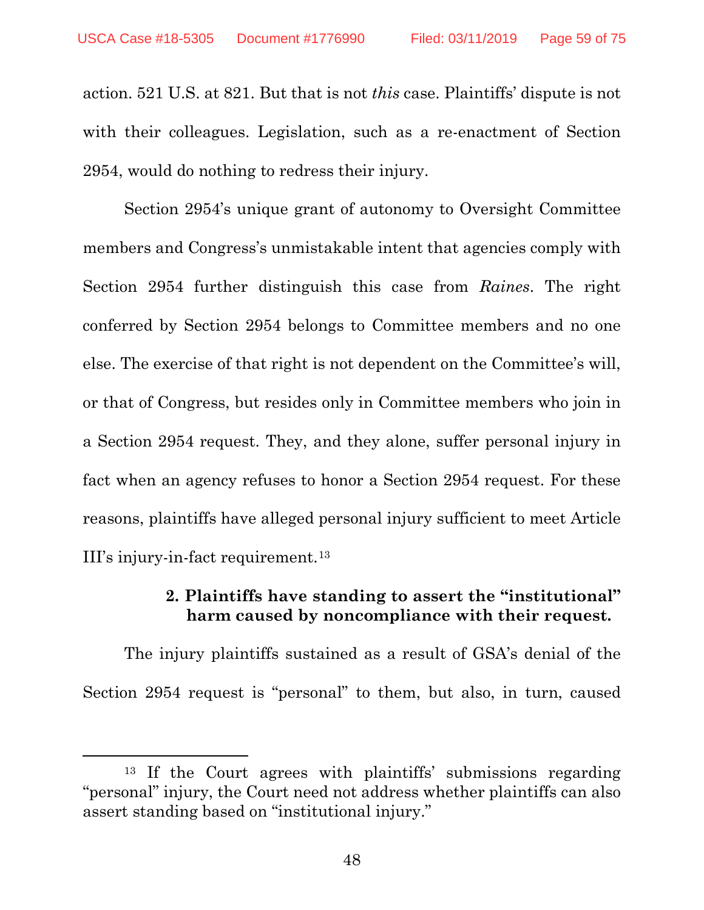action. 521 U.S. at 821. But that is not *this* case. Plaintiffs' dispute is not with their colleagues. Legislation, such as a re-enactment of Section 2954, would do nothing to redress their injury.

Section 2954's unique grant of autonomy to Oversight Committee members and Congress's unmistakable intent that agencies comply with Section 2954 further distinguish this case from *Raines*. The right conferred by Section 2954 belongs to Committee members and no one else. The exercise of that right is not dependent on the Committee's will, or that of Congress, but resides only in Committee members who join in a Section 2954 request. They, and they alone, suffer personal injury in fact when an agency refuses to honor a Section 2954 request. For these reasons, plaintiffs have alleged personal injury sufficient to meet Article III's injury-in-fact requirement.[13]

#### 2. Plaintiffs have standing to assert the "institutional" harm caused by noncompliance with their request.

The injury plaintiffs sustained as a result of GSA's denial of the Section 2954 request is "personal" to them, but also, in turn, caused

[13] If the Court agrees with plaintiffs' submissions regarding "personal" injury, the Court need not address whether plaintiffs can also assert standing based on "institutional injury."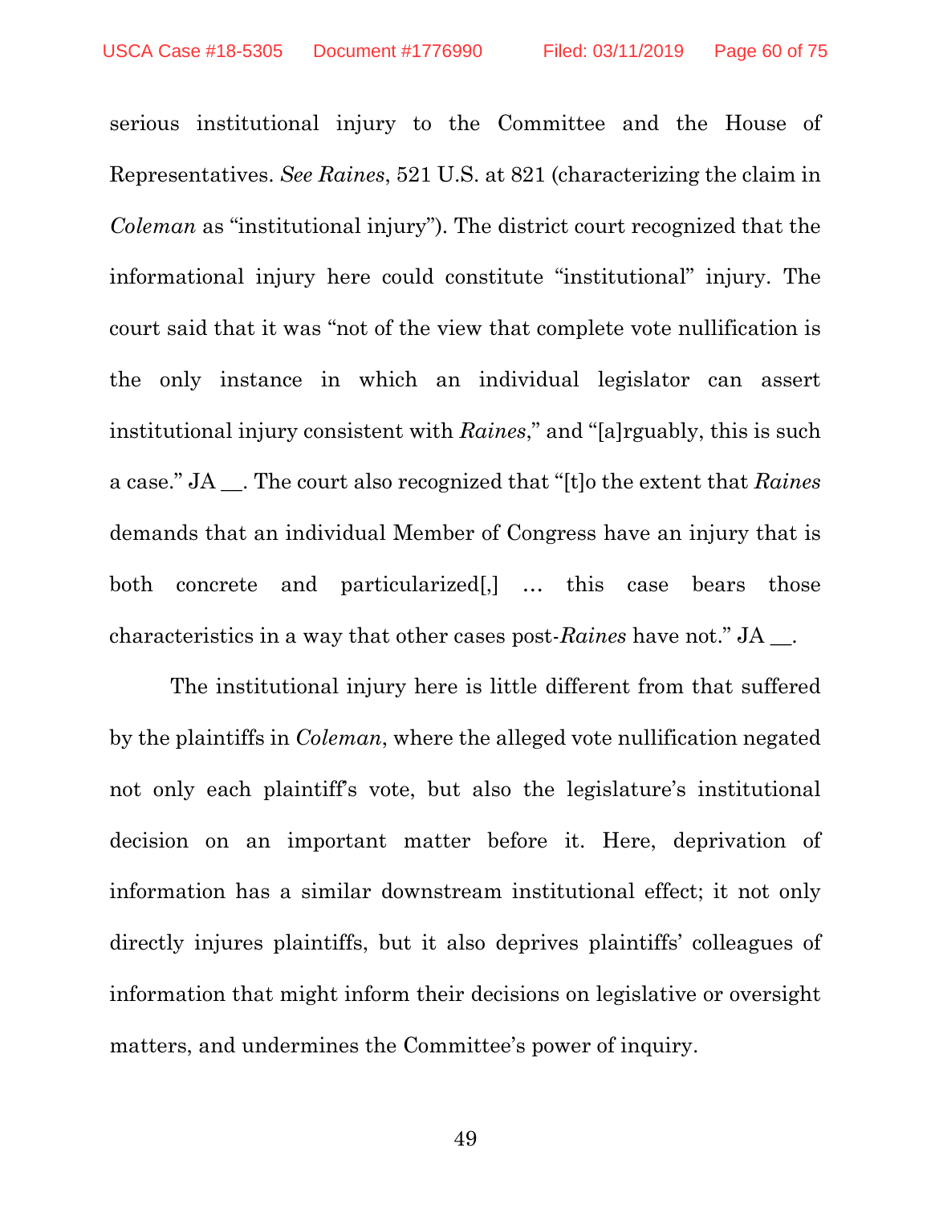serious institutional injury to the Committee and the House of Representatives. *See Raines*, 521 U.S. at 821 (characterizing the claim in *Coleman* as "institutional injury"). The district court recognized that the informational injury here could constitute "institutional" injury. The court said that it was "not of the view that complete vote nullification is the only instance in which an individual legislator can assert institutional injury consistent with *Raines*," and "[a]rguably, this is such a case." JA __. The court also recognized that "[t]o the extent that *Raines* demands that an individual Member of Congress have an injury that is both concrete and particularized[,] … this case bears those characteristics in a way that other cases post-*Raines* have not." JA __.

The institutional injury here is little different from that suffered by the plaintiffs in *Coleman*, where the alleged vote nullification negated not only each plaintiff's vote, but also the legislature's institutional decision on an important matter before it. Here, deprivation of information has a similar downstream institutional effect; it not only directly injures plaintiffs, but it also deprives plaintiffs' colleagues of information that might inform their decisions on legislative or oversight matters, and undermines the Committee's power of inquiry.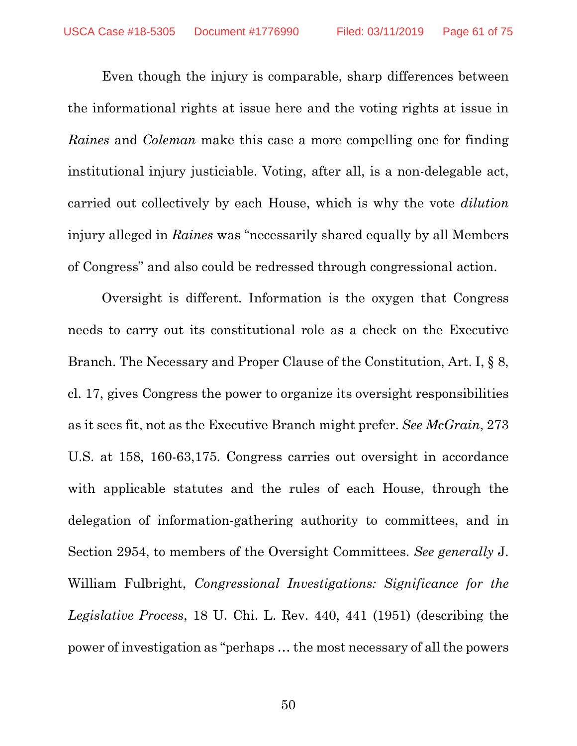Even though the injury is comparable, sharp differences between the informational rights at issue here and the voting rights at issue in *Raines* and *Coleman* make this case a more compelling one for finding institutional injury justiciable. Voting, after all, is a non-delegable act, carried out collectively by each House, which is why the vote *dilution* injury alleged in *Raines* was "necessarily shared equally by all Members of Congress" and also could be redressed through congressional action.

Oversight is different. Information is the oxygen that Congress needs to carry out its constitutional role as a check on the Executive Branch. The Necessary and Proper Clause of the Constitution, Art. I, § 8, cl. 17, gives Congress the power to organize its oversight responsibilities as it sees fit, not as the Executive Branch might prefer. *See McGrain*, 273 U.S. at 158, 160-63,175. Congress carries out oversight in accordance with applicable statutes and the rules of each House, through the delegation of information-gathering authority to committees, and in Section 2954, to members of the Oversight Committees. *See generally* J. William Fulbright, *Congressional Investigations: Significance for the Legislative Process*, 18 U. Chi. L. Rev. 440, 441 (1951) (describing the power of investigation as "perhaps … the most necessary of all the powers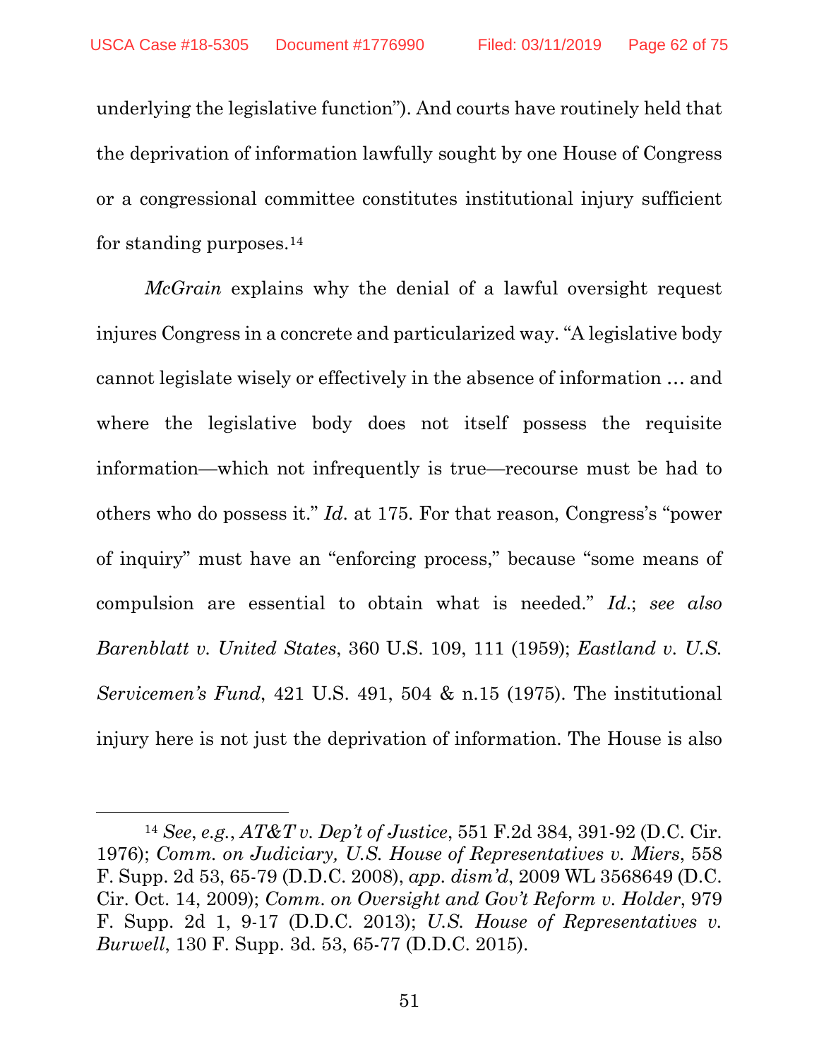underlying the legislative function"). And courts have routinely held that the deprivation of information lawfully sought by one House of Congress or a congressional committee constitutes institutional injury sufficient for standing purposes.[14]

*McGrain* explains why the denial of a lawful oversight request injures Congress in a concrete and particularized way. "A legislative body cannot legislate wisely or effectively in the absence of information … and where the legislative body does not itself possess the requisite information—which not infrequently is true—recourse must be had to others who do possess it." *Id.* at 175. For that reason, Congress's "power of inquiry" must have an "enforcing process," because "some means of compulsion are essential to obtain what is needed." *Id.*; *see also Barenblatt v. United States*, 360 U.S. 109, 111 (1959); *Eastland v. U.S. Servicemen's Fund*, 421 U.S. 491, 504 & n.15 (1975). The institutional injury here is not just the deprivation of information. The House is also

---

[14] *See, e.g.*, *AT&T v. Dep't of Justice*, 551 F.2d 384, 391-92 (D.C. Cir. 1976); *Comm. on Judiciary, U.S. House of Representatives v. Miers*, 558 F. Supp. 2d 53, 65-79 (D.D.C. 2008), *app. dism'd*, 2009 WL 3568649 (D.C. Cir. Oct. 14, 2009); *Comm. on Oversight and Gov't Reform v. Holder*, 979 F. Supp. 2d 1, 9-17 (D.D.C. 2013); *U.S. House of Representatives v. Burwell*, 130 F. Supp. 3d. 53, 65-77 (D.D.C. 2015).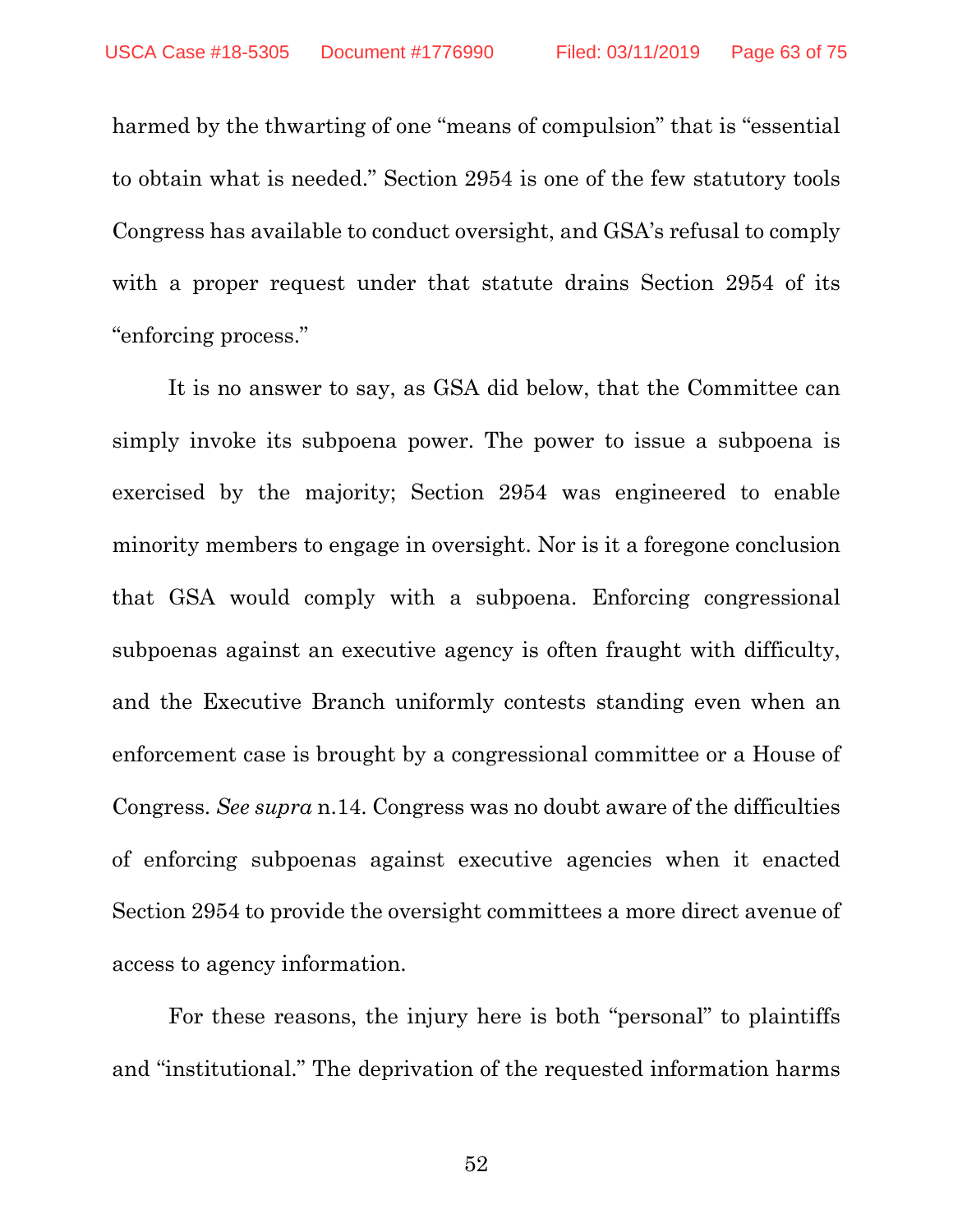harmed by the thwarting of one "means of compulsion" that is "essential to obtain what is needed." Section 2954 is one of the few statutory tools Congress has available to conduct oversight, and GSA's refusal to comply with a proper request under that statute drains Section 2954 of its "enforcing process."

It is no answer to say, as GSA did below, that the Committee can simply invoke its subpoena power. The power to issue a subpoena is exercised by the majority; Section 2954 was engineered to enable minority members to engage in oversight. Nor is it a foregone conclusion that GSA would comply with a subpoena. Enforcing congressional subpoenas against an executive agency is often fraught with difficulty, and the Executive Branch uniformly contests standing even when an enforcement case is brought by a congressional committee or a House of Congress. *See supra* n.14. Congress was no doubt aware of the difficulties of enforcing subpoenas against executive agencies when it enacted Section 2954 to provide the oversight committees a more direct avenue of access to agency information.

For these reasons, the injury here is both "personal" to plaintiffs and "institutional." The deprivation of the requested information harms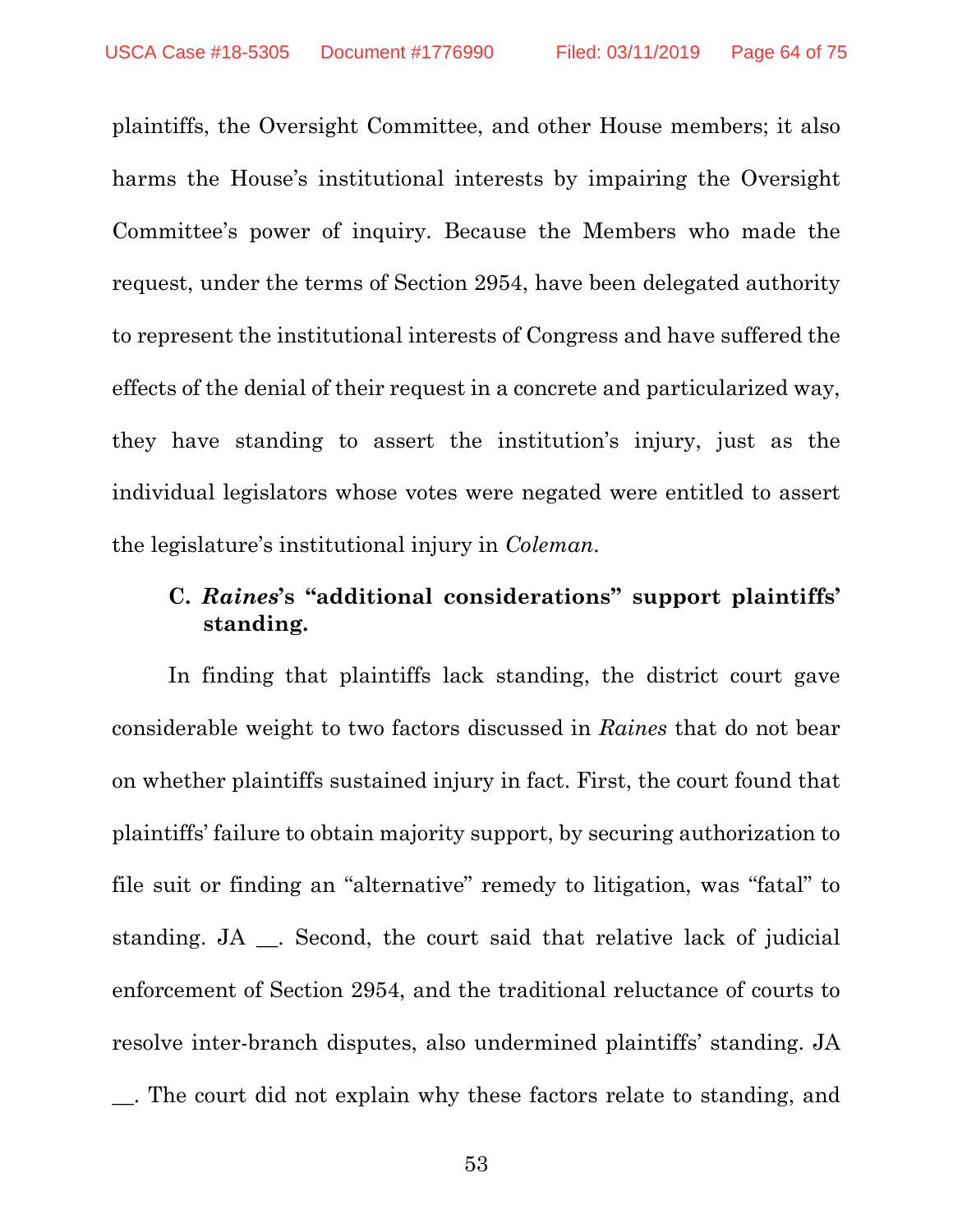plaintiffs, the Oversight Committee, and other House members; it also harms the House's institutional interests by impairing the Oversight Committee's power of inquiry. Because the Members who made the request, under the terms of Section 2954, have been delegated authority to represent the institutional interests of Congress and have suffered the effects of the denial of their request in a concrete and particularized way, they have standing to assert the institution's injury, just as the individual legislators whose votes were negated were entitled to assert the legislature's institutional injury in *Coleman*.

### C. *Raines*'s "additional considerations" support plaintiffs' standing.

In finding that plaintiffs lack standing, the district court gave considerable weight to two factors discussed in *Raines* that do not bear on whether plaintiffs sustained injury in fact. First, the court found that plaintiffs' failure to obtain majority support, by securing authorization to file suit or finding an "alternative" remedy to litigation, was "fatal" to standing. JA __. Second, the court said that relative lack of judicial enforcement of Section 2954, and the traditional reluctance of courts to resolve inter-branch disputes, also undermined plaintiffs' standing. JA __. The court did not explain why these factors relate to standing, and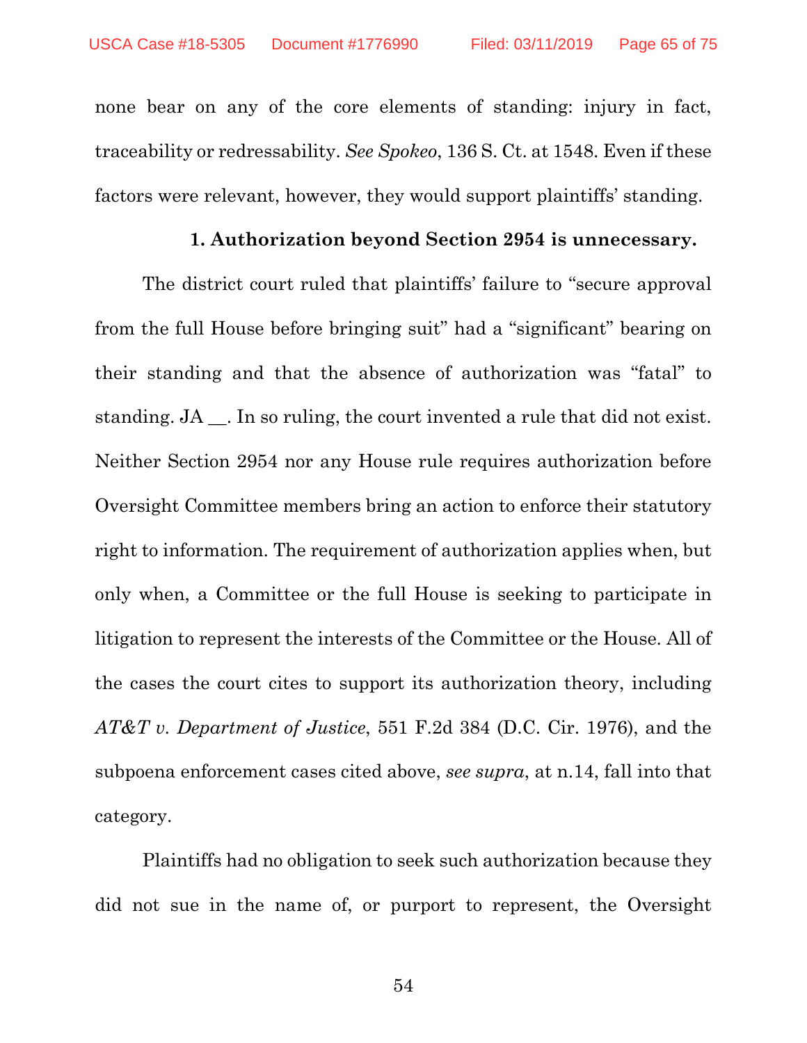none bear on any of the core elements of standing: injury in fact, traceability or redressability. *See Spokeo*, 136 S. Ct. at 1548. Even if these factors were relevant, however, they would support plaintiffs' standing.

**1. Authorization beyond Section 2954 is unnecessary.**

The district court ruled that plaintiffs' failure to "secure approval from the full House before bringing suit" had a "significant" bearing on their standing and that the absence of authorization was "fatal" to standing. JA __. In so ruling, the court invented a rule that did not exist. Neither Section 2954 nor any House rule requires authorization before Oversight Committee members bring an action to enforce their statutory right to information. The requirement of authorization applies when, but only when, a Committee or the full House is seeking to participate in litigation to represent the interests of the Committee or the House. All of the cases the court cites to support its authorization theory, including *AT&T v. Department of Justice*, 551 F.2d 384 (D.C. Cir. 1976), and the subpoena enforcement cases cited above, *see supra*, at n.14, fall into that category.

Plaintiffs had no obligation to seek such authorization because they did not sue in the name of, or purport to represent, the Oversight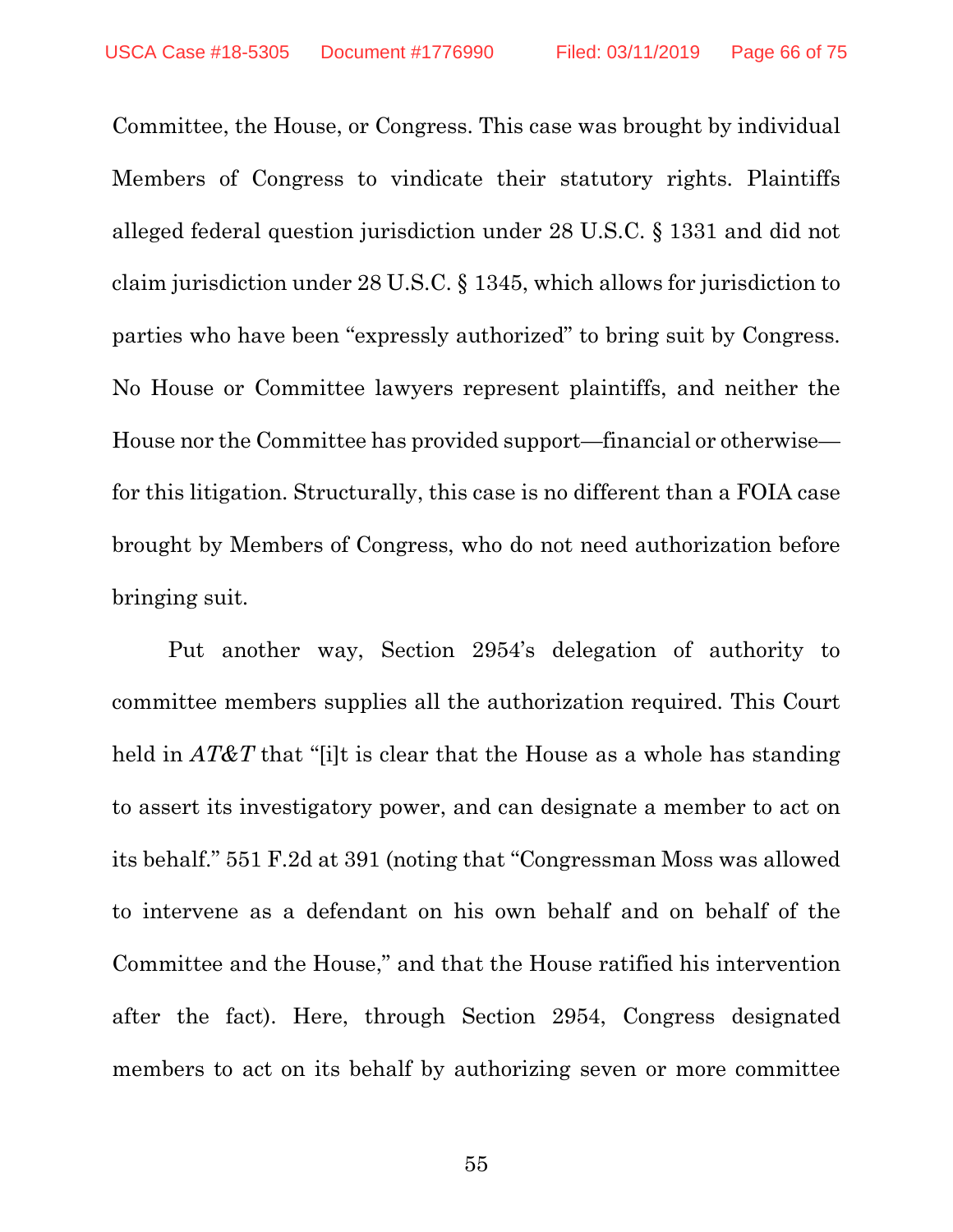Committee, the House, or Congress. This case was brought by individual Members of Congress to vindicate their statutory rights. Plaintiffs alleged federal question jurisdiction under 28 U.S.C. § 1331 and did not claim jurisdiction under 28 U.S.C. § 1345, which allows for jurisdiction to parties who have been "expressly authorized" to bring suit by Congress. No House or Committee lawyers represent plaintiffs, and neither the House nor the Committee has provided support—financial or otherwise—for this litigation. Structurally, this case is no different than a FOIA case brought by Members of Congress, who do not need authorization before bringing suit.

Put another way, Section 2954's delegation of authority to committee members supplies all the authorization required. This Court held in *AT&T* that "[i]t is clear that the House as a whole has standing to assert its investigatory power, and can designate a member to act on its behalf." 551 F.2d at 391 (noting that "Congressman Moss was allowed to intervene as a defendant on his own behalf and on behalf of the Committee and the House," and that the House ratified his intervention after the fact). Here, through Section 2954, Congress designated members to act on its behalf by authorizing seven or more committee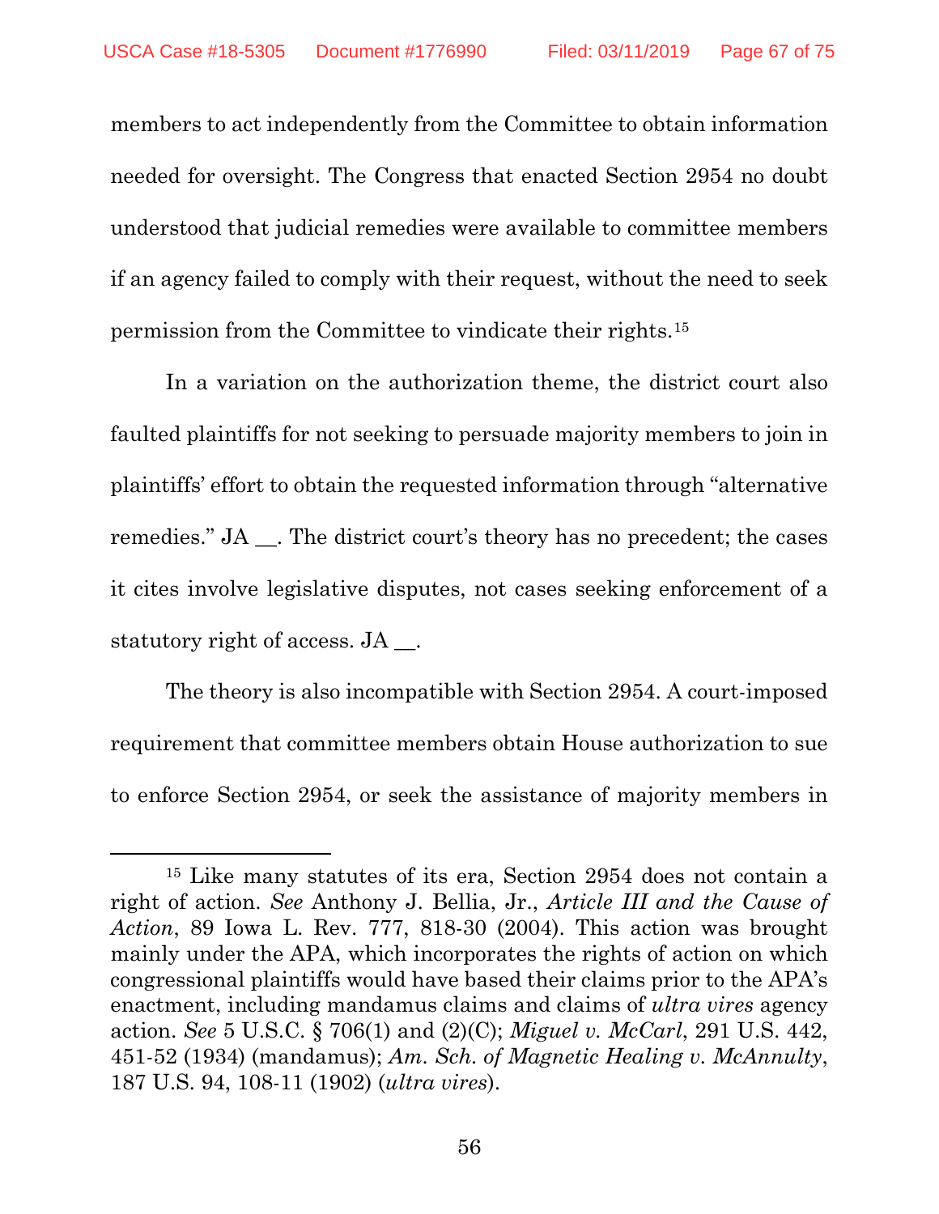members to act independently from the Committee to obtain information needed for oversight. The Congress that enacted Section 2954 no doubt understood that judicial remedies were available to committee members if an agency failed to comply with their request, without the need to seek permission from the Committee to vindicate their rights.[15]

In a variation on the authorization theme, the district court also faulted plaintiffs for not seeking to persuade majority members to join in plaintiffs' effort to obtain the requested information through "alternative remedies." JA __. The district court's theory has no precedent; the cases it cites involve legislative disputes, not cases seeking enforcement of a statutory right of access. JA __.

The theory is also incompatible with Section 2954. A court-imposed requirement that committee members obtain House authorization to sue to enforce Section 2954, or seek the assistance of majority members in

---

[15] Like many statutes of its era, Section 2954 does not contain a right of action. *See* Anthony J. Bellia, Jr., *Article III and the Cause of Action*, 89 Iowa L. Rev. 777, 818-30 (2004). This action was brought mainly under the APA, which incorporates the rights of action on which congressional plaintiffs would have based their claims prior to the APA's enactment, including mandamus claims and claims of *ultra vires* agency action. *See* 5 U.S.C. § 706(1) and (2)(C); *Miguel v. McCarl*, 291 U.S. 442, 451-52 (1934) (mandamus); *Am. Sch. of Magnetic Healing v. McAnnulty*, 187 U.S. 94, 108-11 (1902) (*ultra vires*).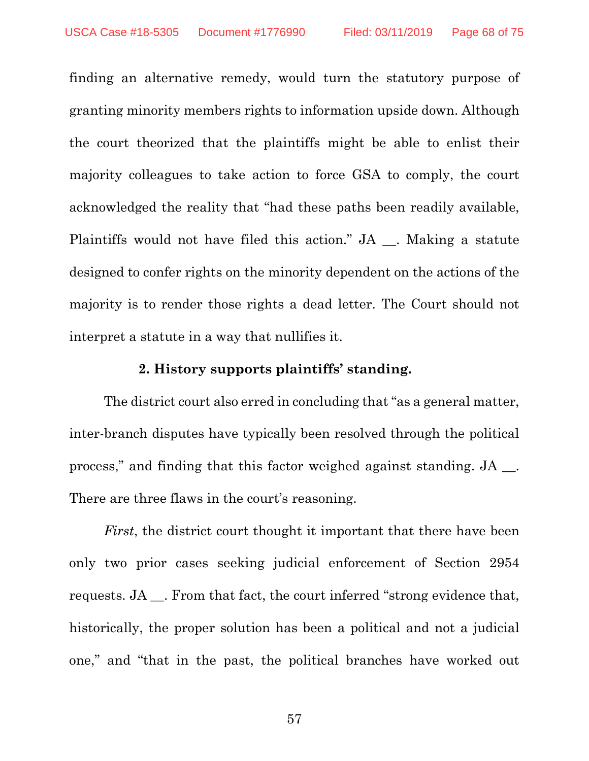finding an alternative remedy, would turn the statutory purpose of granting minority members rights to information upside down. Although the court theorized that the plaintiffs might be able to enlist their majority colleagues to take action to force GSA to comply, the court acknowledged the reality that "had these paths been readily available, Plaintiffs would not have filed this action." JA __. Making a statute designed to confer rights on the minority dependent on the actions of the majority is to render those rights a dead letter. The Court should not interpret a statute in a way that nullifies it.

**2. History supports plaintiffs' standing.**

The district court also erred in concluding that "as a general matter, inter-branch disputes have typically been resolved through the political process," and finding that this factor weighed against standing. JA __. There are three flaws in the court's reasoning.

*First*, the district court thought it important that there have been only two prior cases seeking judicial enforcement of Section 2954 requests. JA __. From that fact, the court inferred "strong evidence that, historically, the proper solution has been a political and not a judicial one," and "that in the past, the political branches have worked out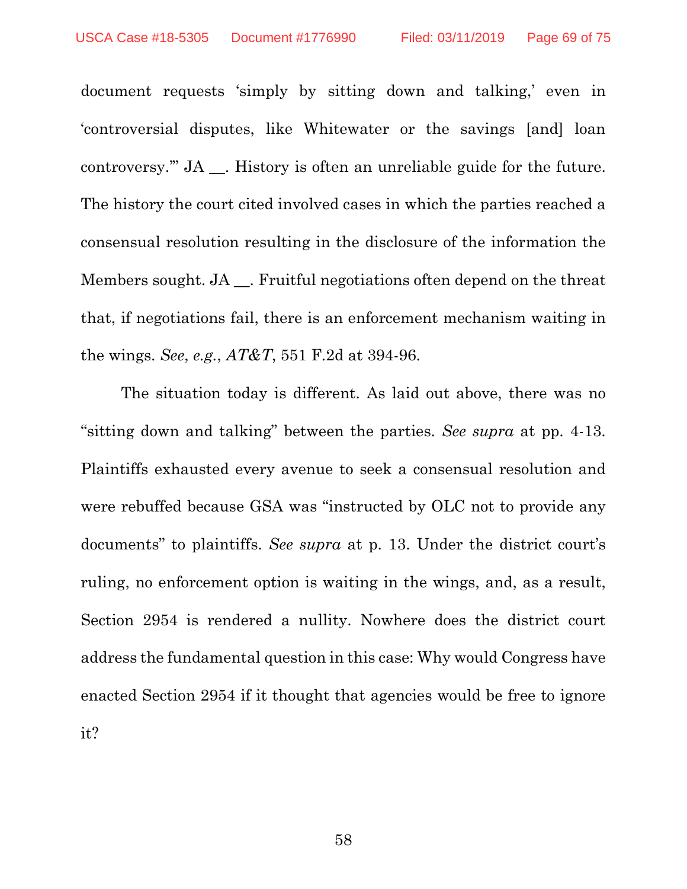document requests 'simply by sitting down and talking,' even in 'controversial disputes, like Whitewater or the savings [and] loan controversy.'" JA __. History is often an unreliable guide for the future. The history the court cited involved cases in which the parties reached a consensual resolution resulting in the disclosure of the information the Members sought. JA __. Fruitful negotiations often depend on the threat that, if negotiations fail, there is an enforcement mechanism waiting in the wings. *See*, *e.g.*, *AT&T*, 551 F.2d at 394-96.

The situation today is different. As laid out above, there was no "sitting down and talking" between the parties. *See supra* at pp. 4-13. Plaintiffs exhausted every avenue to seek a consensual resolution and were rebuffed because GSA was "instructed by OLC not to provide any documents" to plaintiffs. *See supra* at p. 13. Under the district court's ruling, no enforcement option is waiting in the wings, and, as a result, Section 2954 is rendered a nullity. Nowhere does the district court address the fundamental question in this case: Why would Congress have enacted Section 2954 if it thought that agencies would be free to ignore it?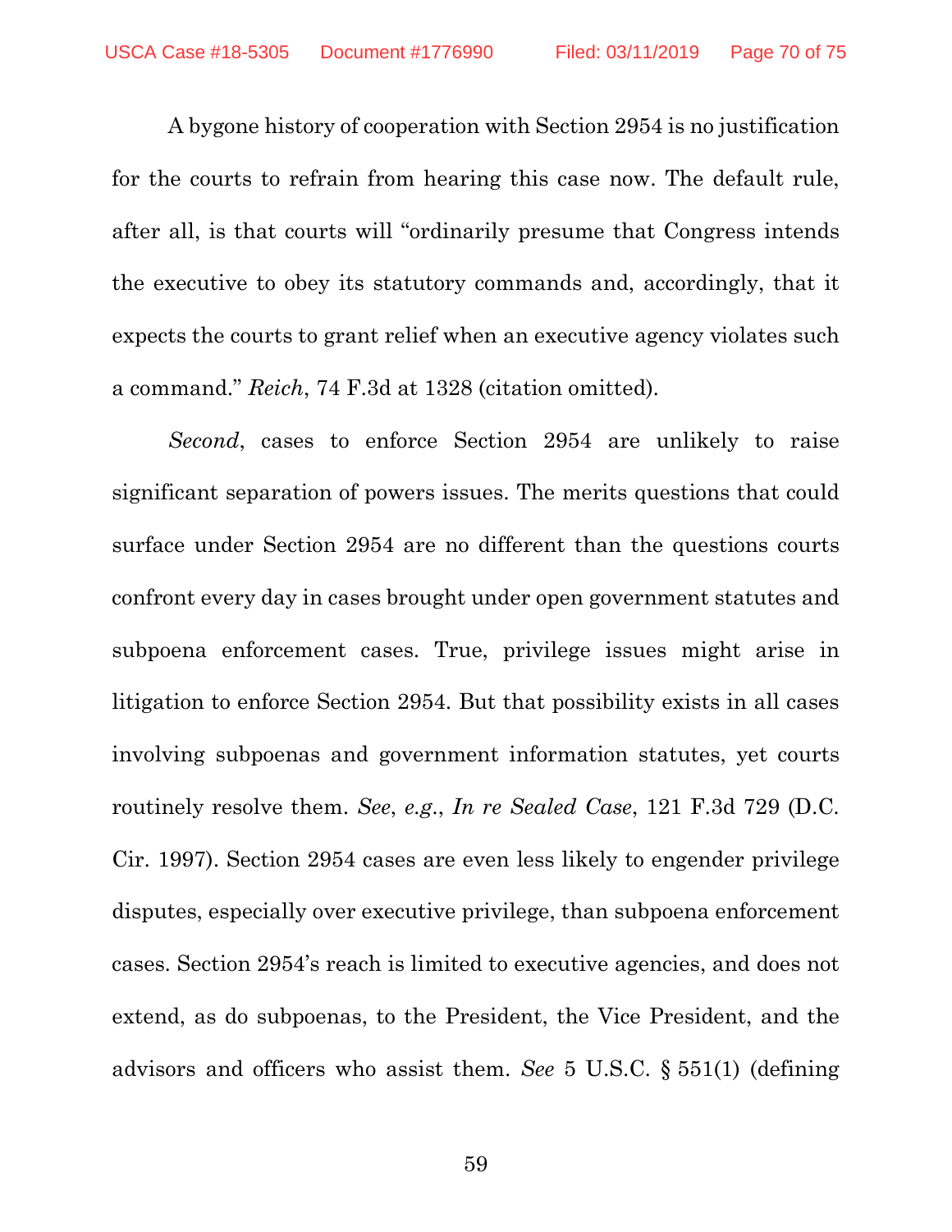A bygone history of cooperation with Section 2954 is no justification for the courts to refrain from hearing this case now. The default rule, after all, is that courts will "ordinarily presume that Congress intends the executive to obey its statutory commands and, accordingly, that it expects the courts to grant relief when an executive agency violates such a command." *Reich*, 74 F.3d at 1328 (citation omitted).

*Second*, cases to enforce Section 2954 are unlikely to raise significant separation of powers issues. The merits questions that could surface under Section 2954 are no different than the questions courts confront every day in cases brought under open government statutes and subpoena enforcement cases. True, privilege issues might arise in litigation to enforce Section 2954. But that possibility exists in all cases involving subpoenas and government information statutes, yet courts routinely resolve them. *See*, *e.g.*, *In re Sealed Case*, 121 F.3d 729 (D.C. Cir. 1997). Section 2954 cases are even less likely to engender privilege disputes, especially over executive privilege, than subpoena enforcement cases. Section 2954's reach is limited to executive agencies, and does not extend, as do subpoenas, to the President, the Vice President, and the advisors and officers who assist them. *See* 5 U.S.C. § 551(1) (defining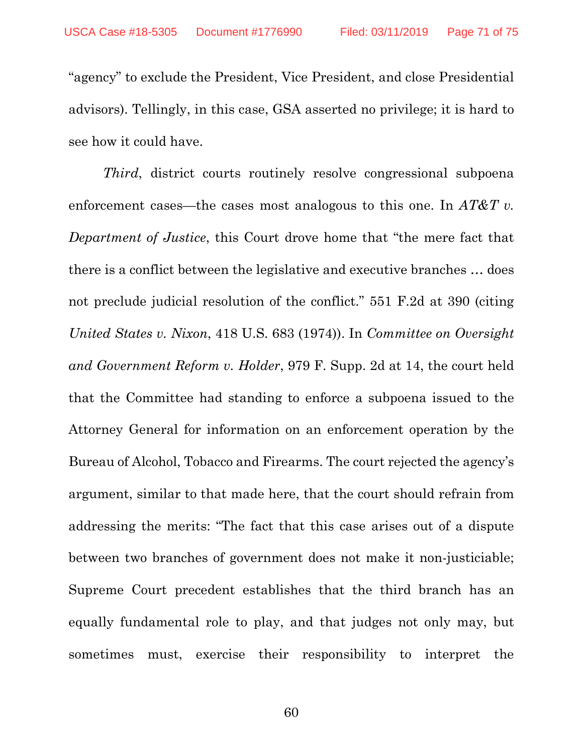"agency" to exclude the President, Vice President, and close Presidential advisors). Tellingly, in this case, GSA asserted no privilege; it is hard to see how it could have.

*Third*, district courts routinely resolve congressional subpoena enforcement cases—the cases most analogous to this one. In *AT&T v. Department of Justice*, this Court drove home that "the mere fact that there is a conflict between the legislative and executive branches … does not preclude judicial resolution of the conflict." 551 F.2d at 390 (citing *United States v. Nixon*, 418 U.S. 683 (1974)). In *Committee on Oversight and Government Reform v. Holder*, 979 F. Supp. 2d at 14, the court held that the Committee had standing to enforce a subpoena issued to the Attorney General for information on an enforcement operation by the Bureau of Alcohol, Tobacco and Firearms. The court rejected the agency's argument, similar to that made here, that the court should refrain from addressing the merits: "The fact that this case arises out of a dispute between two branches of government does not make it non-justiciable; Supreme Court precedent establishes that the third branch has an equally fundamental role to play, and that judges not only may, but sometimes must, exercise their responsibility to interpret the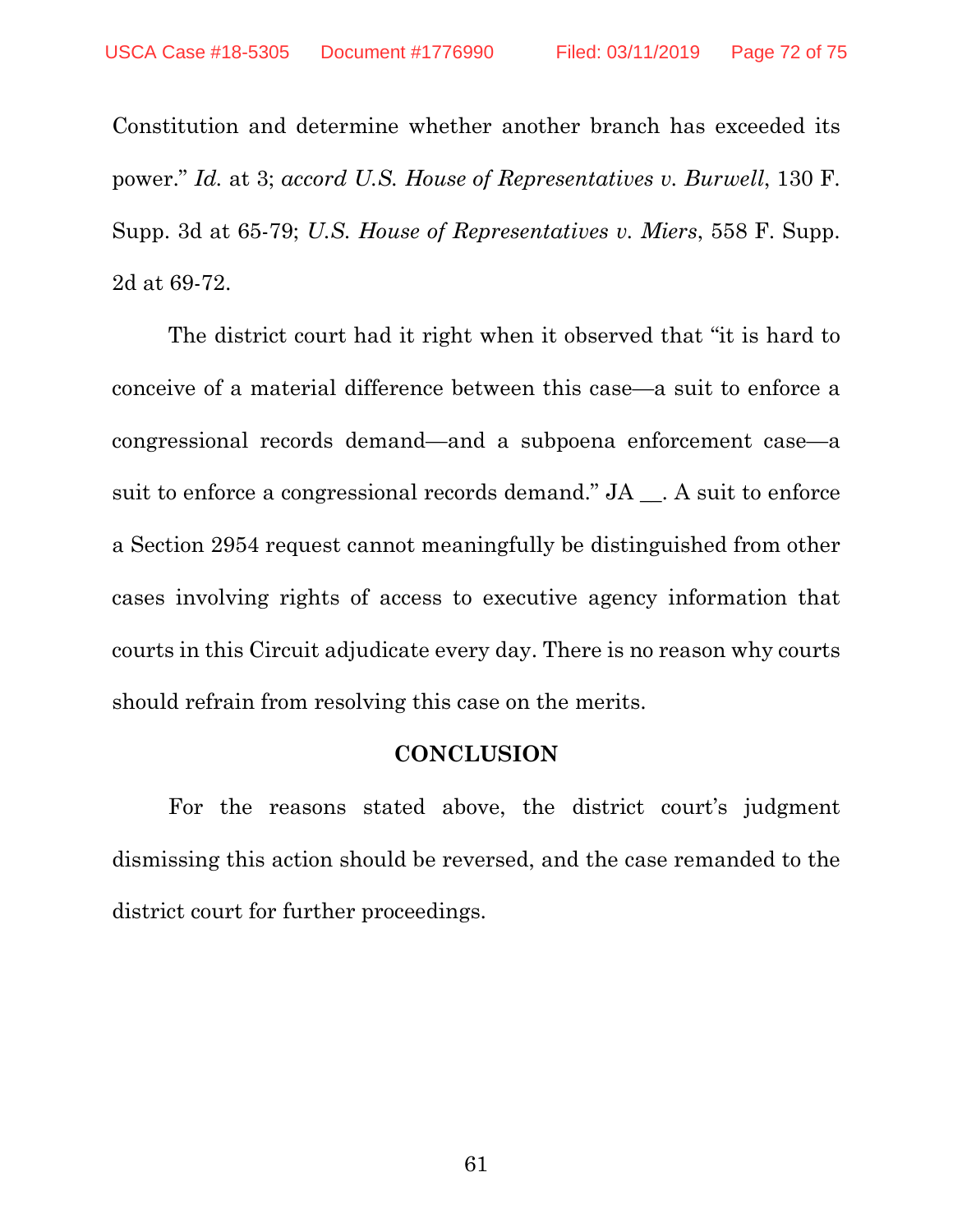Constitution and determine whether another branch has exceeded its power." *Id.* at 3; *accord U.S. House of Representatives v. Burwell*, 130 F. Supp. 3d at 65-79; *U.S. House of Representatives v. Miers*, 558 F. Supp. 2d at 69-72.

The district court had it right when it observed that "it is hard to conceive of a material difference between this case—a suit to enforce a congressional records demand—and a subpoena enforcement case—a suit to enforce a congressional records demand." JA __. A suit to enforce a Section 2954 request cannot meaningfully be distinguished from other cases involving rights of access to executive agency information that courts in this Circuit adjudicate every day. There is no reason why courts should refrain from resolving this case on the merits.

**CONCLUSION**

For the reasons stated above, the district court's judgment dismissing this action should be reversed, and the case remanded to the district court for further proceedings.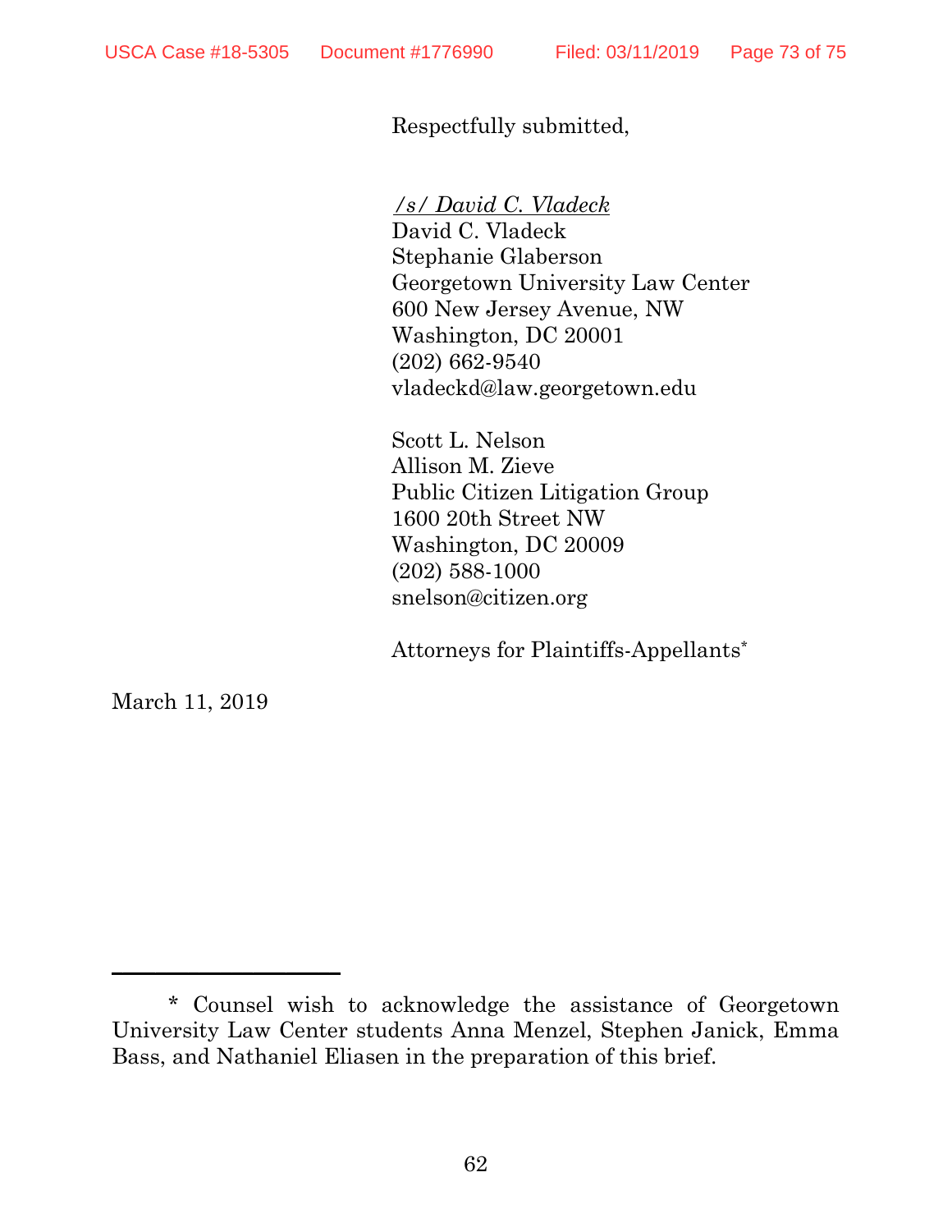Respectfully submitted,

*/s/ David C. Vladeck*
David C. Vladeck
Stephanie Glaberson
Georgetown University Law Center
600 New Jersey Avenue, NW
Washington, DC 20001
(202) 662-9540
vladeckd@law.georgetown.edu

Scott L. Nelson
Allison M. Zieve
Public Citizen Litigation Group
1600 20th Street NW
Washington, DC 20009
(202) 588-1000
snelson@citizen.org

Attorneys for Plaintiffs-Appellants*

March 11, 2019

---

\* Counsel wish to acknowledge the assistance of Georgetown University Law Center students Anna Menzel, Stephen Janick, Emma Bass, and Nathaniel Eliasen in the preparation of this brief.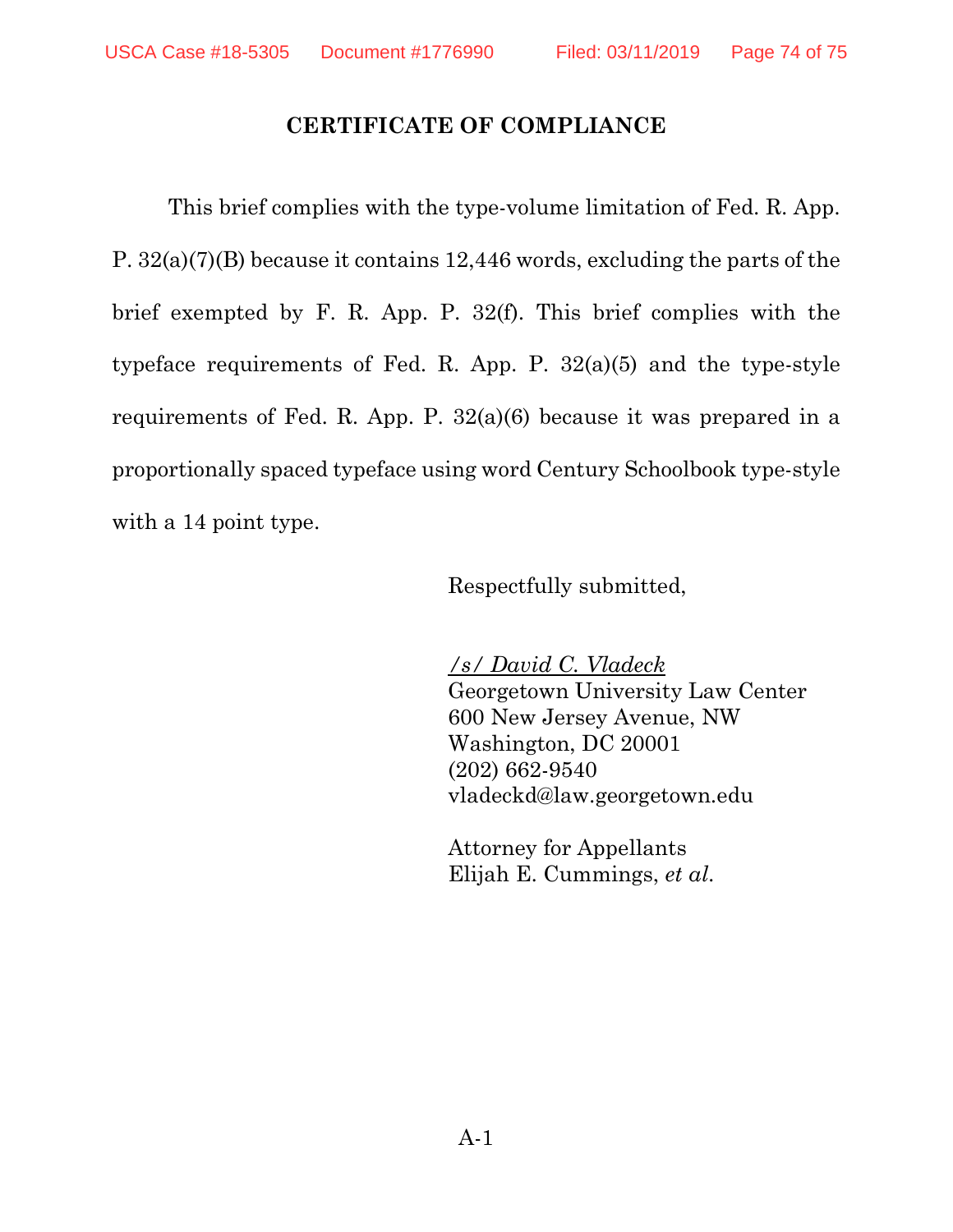## CERTIFICATE OF COMPLIANCE

This brief complies with the type-volume limitation of Fed. R. App. P. 32(a)(7)(B) because it contains 12,446 words, excluding the parts of the brief exempted by F. R. App. P. 32(f). This brief complies with the typeface requirements of Fed. R. App. P. 32(a)(5) and the type-style requirements of Fed. R. App. P. 32(a)(6) because it was prepared in a proportionally spaced typeface using word Century Schoolbook type-style with a 14 point type.

Respectfully submitted,

*/s/ David C. Vladeck*
Georgetown University Law Center
600 New Jersey Avenue, NW
Washington, DC 20001
(202) 662-9540
vladeckd@law.georgetown.edu

Attorney for Appellants
Elijah E. Cummings, *et al.*

A-1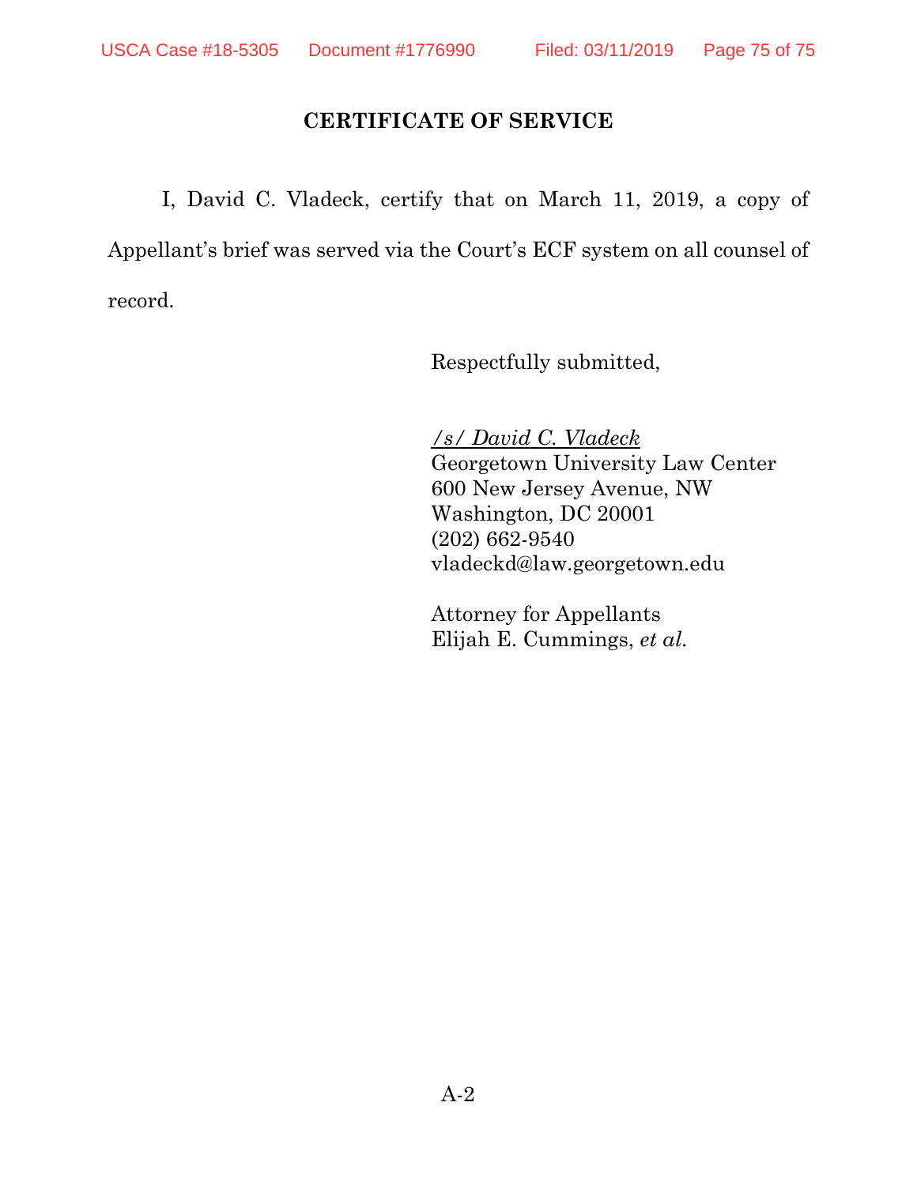**CERTIFICATE OF SERVICE**

I, David C. Vladeck, certify that on March 11, 2019, a copy of Appellant's brief was served via the Court's ECF system on all counsel of record.

Respectfully submitted,

*/s/ David C. Vladeck*
Georgetown University Law Center
600 New Jersey Avenue, NW
Washington, DC 20001
(202) 662-9540
vladeckd@law.georgetown.edu

Attorney for Appellants
Elijah E. Cummings, *et al.*

A-2